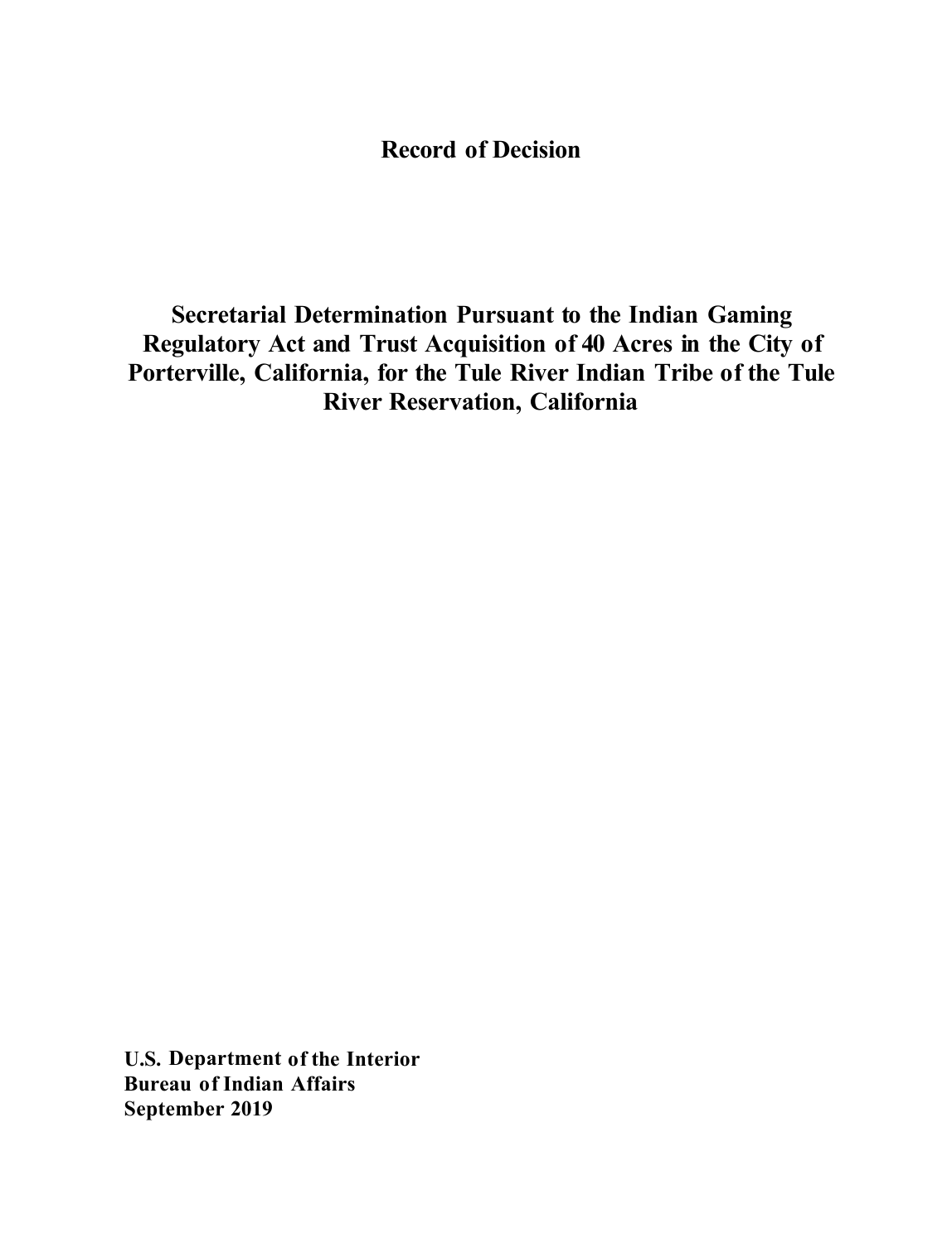# Record of Decision

## Secretarial Determination Pursuant to the Indian Gaming Regulatory Act and Trust Acquisition of 40 Acres in the City of Porterville, California, for the Tule River Indian Tribe of the Tule River Reservation, California

**U.S. Department of the Interior**
**Bureau of Indian Affairs**
**September 2019**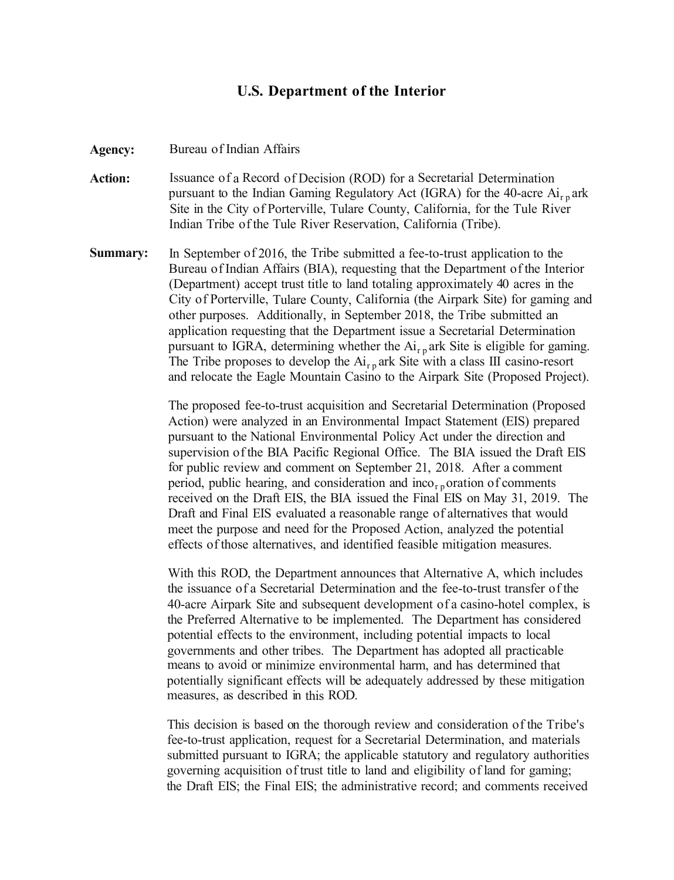## U.S. Department of the Interior

**Agency:** Bureau of Indian Affairs

**Action:** Issuance of a Record of Decision (ROD) for a Secretarial Determination pursuant to the Indian Gaming Regulatory Act (IGRA) for the 40-acre Airpark Site in the City of Porterville, Tulare County, California, for the Tule River Indian Tribe of the Tule River Reservation, California (Tribe).

**Summary:** In September of 2016, the Tribe submitted a fee-to-trust application to the Bureau of Indian Affairs (BIA), requesting that the Department of the Interior (Department) accept trust title to land totaling approximately 40 acres in the City of Porterville, Tulare County, California (the Airpark Site) for gaming and other purposes. Additionally, in September 2018, the Tribe submitted an application requesting that the Department issue a Secretarial Determination pursuant to IGRA, determining whether the Airpark Site is eligible for gaming. The Tribe proposes to develop the Airpark Site with a class III casino-resort and relocate the Eagle Mountain Casino to the Airpark Site (Proposed Project).

The proposed fee-to-trust acquisition and Secretarial Determination (Proposed Action) were analyzed in an Environmental Impact Statement (EIS) prepared pursuant to the National Environmental Policy Act under the direction and supervision of the BIA Pacific Regional Office. The BIA issued the Draft EIS for public review and comment on September 21, 2018. After a comment period, public hearing, and consideration and incorporation of comments received on the Draft EIS, the BIA issued the Final EIS on May 31, 2019. The Draft and Final EIS evaluated a reasonable range of alternatives that would meet the purpose and need for the Proposed Action, analyzed the potential effects of those alternatives, and identified feasible mitigation measures.

With this ROD, the Department announces that Alternative A, which includes the issuance of a Secretarial Determination and the fee-to-trust transfer of the 40-acre Airpark Site and subsequent development of a casino-hotel complex, is the Preferred Alternative to be implemented. The Department has considered potential effects to the environment, including potential impacts to local governments and other tribes. The Department has adopted all practicable means to avoid or minimize environmental harm, and has determined that potentially significant effects will be adequately addressed by these mitigation measures, as described in this ROD.

This decision is based on the thorough review and consideration of the Tribe's fee-to-trust application, request for a Secretarial Determination, and materials submitted pursuant to IGRA; the applicable statutory and regulatory authorities governing acquisition of trust title to land and eligibility of land for gaming; the Draft EIS; the Final EIS; the administrative record; and comments received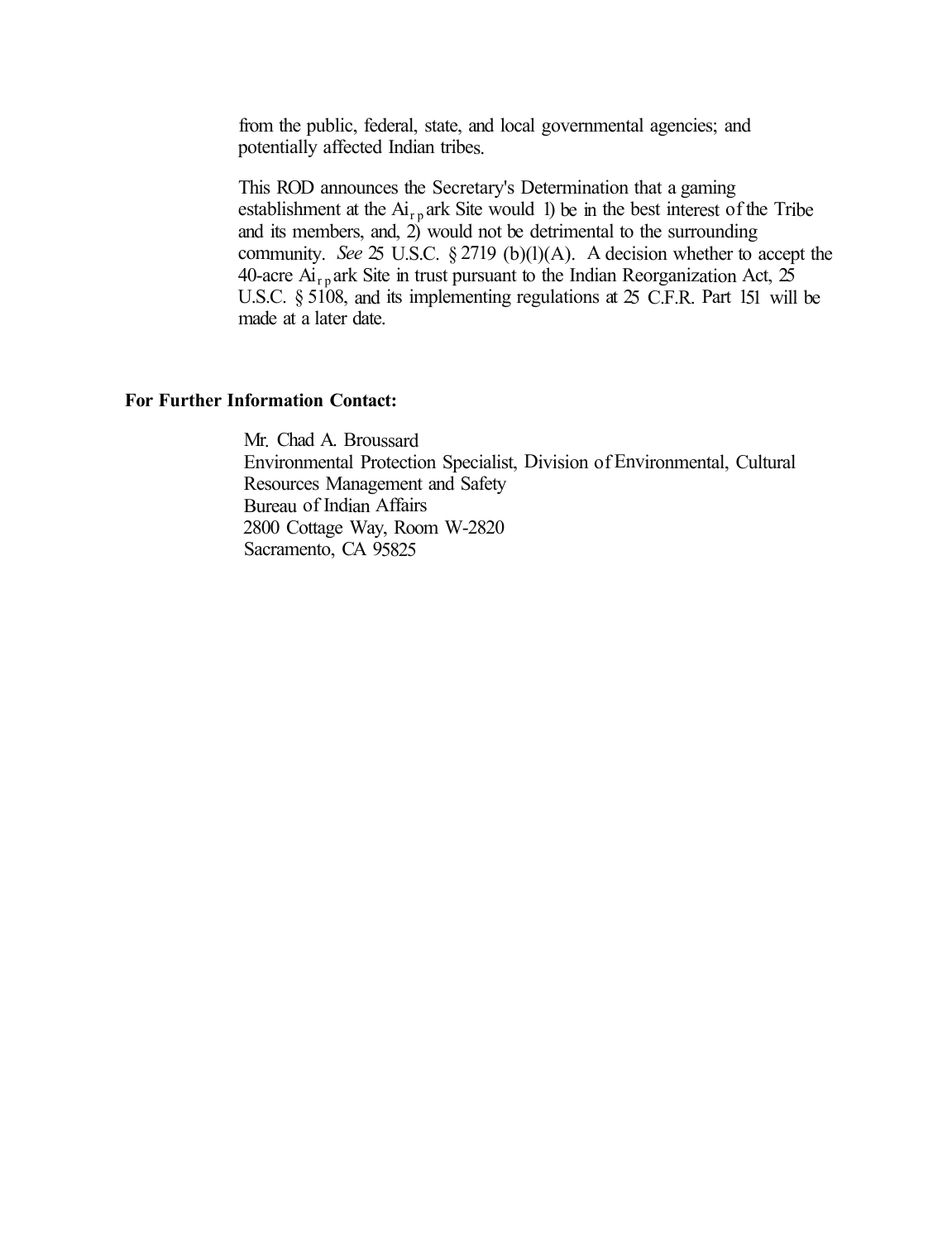from the public, federal, state, and local governmental agencies; and potentially affected Indian tribes.

This ROD announces the Secretary's Determination that a gaming establishment at the Airpark Site would 1) be in the best interest of the Tribe and its members, and, 2) would not be detrimental to the surrounding community. *See* 25 U.S.C. § 2719 (b)(l)(A). A decision whether to accept the 40-acre Airpark Site in trust pursuant to the Indian Reorganization Act, 25 U.S.C. § 5108, and its implementing regulations at 25 C.F.R. Part 151 will be made at a later date.

**For Further Information Contact:**

Mr. Chad A. Broussard
Environmental Protection Specialist, Division of Environmental, Cultural Resources Management and Safety
Bureau of Indian Affairs
2800 Cottage Way, Room W-2820
Sacramento, CA 95825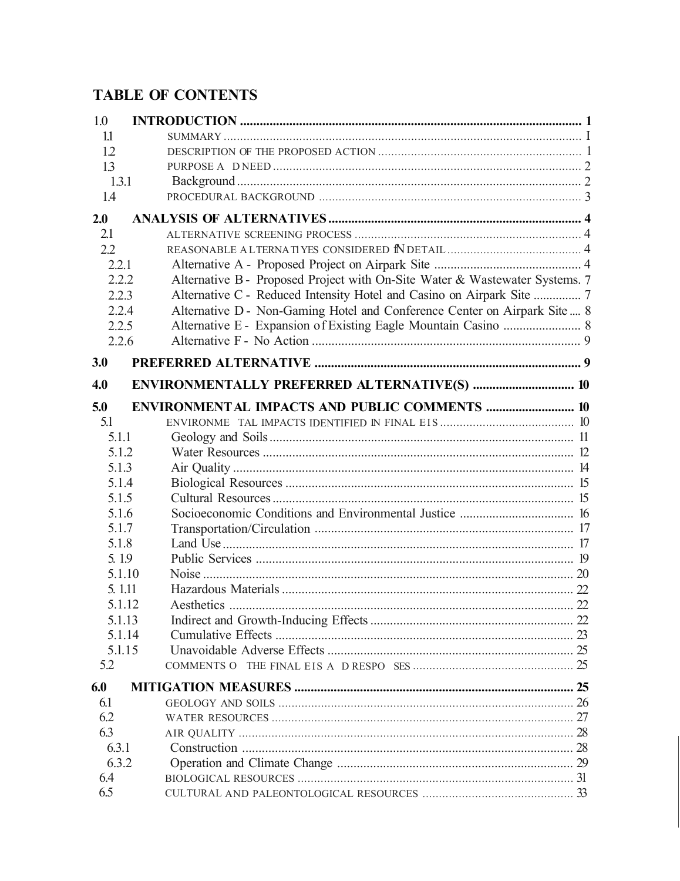# TABLE OF CONTENTS

1.0 **INTRODUCTION** ........................................................................................................ 1
  1.1 SUMMARY ........................................................................................................ 1
  1.2 DESCRIPTION OF THE PROPOSED ACTION ........................................................ 1
  1.3 PURPOSE A D NEED ........................................................................................ 2
    1.3.1 Background ................................................................................................ 2
  1.4 PROCEDURAL BACKGROUND .......................................................................... 3

2.0 **ANALYSIS OF ALTERNATIVES** ........................................................................... 4
  2.1 ALTERNATIVE SCREENING PROCESS ................................................................ 4
  2.2 REASONABLE ALTERNATIYES CONSIDERED IN DETAIL ...................................... 4
    2.2.1 Alternative A - Proposed Project on Airpark Site ............................................ 4
    2.2.2 Alternative B - Proposed Project with On-Site Water & Wastewater Systems. 7
    2.2.3 Alternative C - Reduced Intensity Hotel and Casino on Airpark Site ............... 7
    2.2.4 Alternative D - Non-Gaming Hotel and Conference Center on Airpark Site .... 8
    2.2.5 Alternative E - Expansion of Existing Eagle Mountain Casino ........................ 8
    2.2.6 Alternative F - No Action ............................................................................. 9

3.0 **PREFERRED ALTERNATIVE** ................................................................................ 9

4.0 **ENVIRONMENTALLY PREFERRED ALTERNATIVE(S)** ........................................ 10

5.0 **ENVIRONMENTAL IMPACTS AND PUBLIC COMMENTS** ..................................... 10
  5.1 ENVIRONME TAL IMPACTS IDENTIFIED IN FINAL EIS ....................................... 10
    5.1.1 Geology and Soils ..................................................................................... 11
    5.1.2 Water Resources ....................................................................................... 12
    5.1.3 Air Quality ................................................................................................ 14
    5.1.4 Biological Resources ................................................................................. 15
    5.1.5 Cultural Resources .................................................................................... 15
    5.1.6 Socioeconomic Conditions and Environmental Justice .................................. 16
    5.1.7 Transportation/Circulation .......................................................................... 17
    5.1.8 Land Use .................................................................................................. 17
    5.1.9 Public Services .......................................................................................... 19
    5.1.10 Noise ...................................................................................................... 20
    5.1.11 Hazardous Materials ................................................................................ 22
    5.1.12 Aesthetics ................................................................................................ 22
    5.1.13 Indirect and Growth-Inducing Effects ......................................................... 22
    5.1.14 Cumulative Effects ................................................................................... 23
    5.1.15 Unavoidable Adverse Effects ..................................................................... 25
  5.2 COMMENTS O THE FINAL EIS A D RESPO SES ................................................ 25

6.0 **MITIGATION MEASURES** .................................................................................. 25
  6.1 GEOLOGY AND SOILS ...................................................................................... 26
  6.2 WATER RESOURCES ........................................................................................ 27
  6.3 AIR QUALITY .................................................................................................. 28
    6.3.1 Construction .............................................................................................. 28
    6.3.2 Operation and Climate Change ................................................................... 29
  6.4 BIOLOGICAL RESOURCES ................................................................................ 31
  6.5 CULTURAL AND PALEONTOLOGICAL RESOURCES ............................................ 33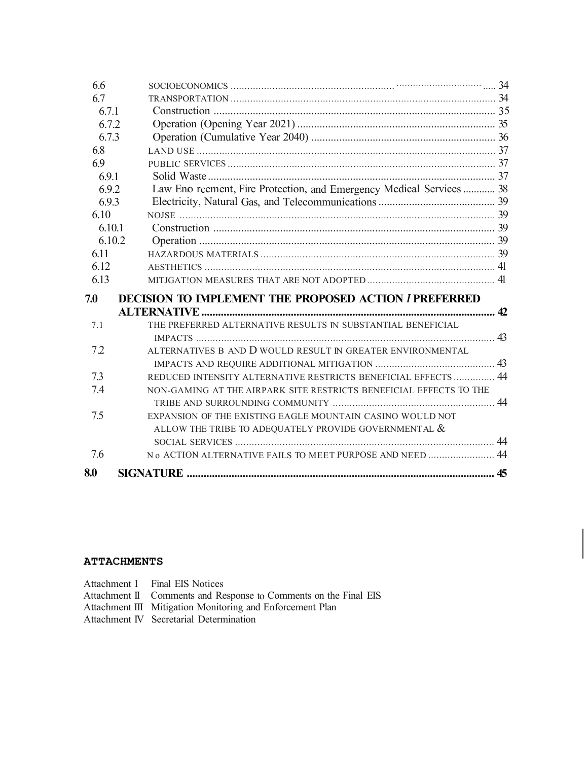6.6 SOCIOECONOMICS ..................................................................................................... 34
6.7 TRANSPORTATION ................................................................................................. 34
6.7.1 Construction ................................................................................................... 35
6.7.2 Operation (Opening Year 2021) ...................................................................... 35
6.7.3 Operation (Cumulative Year 2040) .................................................................. 36
6.8 LAND USE ............................................................................................................. 37
6.9 PUBLIC SERVICES .................................................................................................. 37
6.9.1 Solid Waste ..................................................................................................... 37
6.9.2 Law Enfo rcement, Fire Protection, and Emergency Medical Services ............ 38
6.9.3 Electricity, Natural Gas, and Telecommunications .......................................... 39
6.10 NOISE ..................................................................................................................... 39
6.10.1 Construction ................................................................................................... 39
6.10.2 Operation ......................................................................................................... 39
6.11 HAZARDOUS MATERIALS ...................................................................................... 39
6.12 AESTHETICS .......................................................................................................... 41
6.13 MITIGATION MEASURES THAT ARE NOT ADOPTED ............................................... 41

**7.0 DECISION TO IMPLEMENT THE PROPOSED ACTION / PREFERRED ALTERNATIVE ........................................................................................................ 42**

7.1 THE PREFERRED ALTERNATIVE RESULTS IN SUBSTANTIAL BENEFICIAL IMPACTS ........................................................................................................... 43
7.2 ALTERNATIVES B AND D WOULD RESULT IN GREATER ENVIRONMENTAL IMPACTS AND REQUIRE ADDITIONAL MITIGATION ........................................... 43
7.3 REDUCED INTENSITY ALTERNATIVE RESTRICTS BENEFICIAL EFFECTS ............... 44
7.4 NON-GAMING AT THE AIRPARK SITE RESTRICTS BENEFICIAL EFFECTS TO THE TRIBE AND SURROUNDING COMMUNITY .......................................................... 44
7.5 EXPANSION OF THE EXISTING EAGLE MOUNTAIN CASINO WOULD NOT ALLOW THE TRIBE TO ADEQUATELY PROVIDE GOVERNMENTAL & SOCIAL SERVICES ............................................................................................ 44
7.6 NO ACTION ALTERNATIVE FAILS TO MEET PURPOSE AND NEED ........................ 44

**8.0 SIGNATURE ............................................................................................................ 45**

**ATTACHMENTS**

Attachment I Final EIS Notices
Attachment II Comments and Response to Comments on the Final EIS
Attachment III Mitigation Monitoring and Enforcement Plan
Attachment IV Secretarial Determination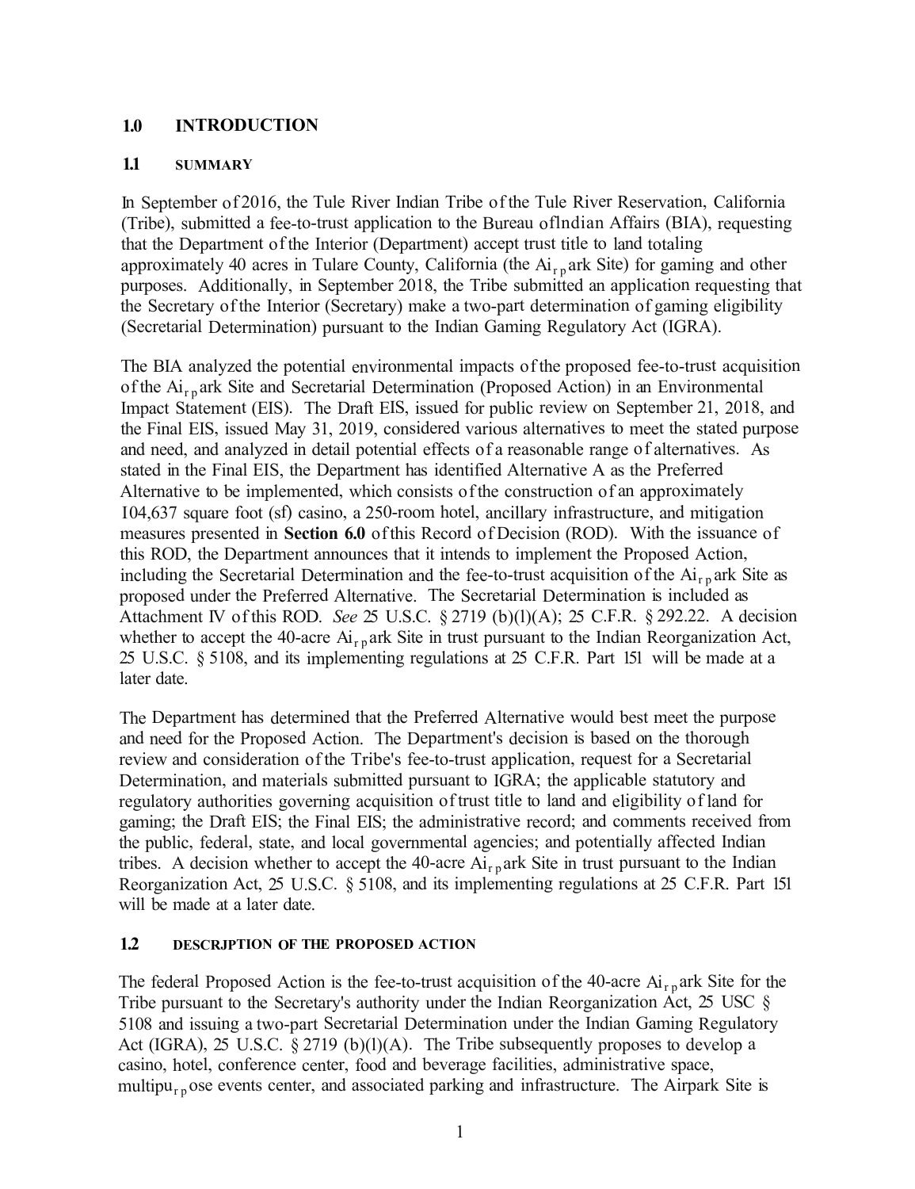## 1.0 INTRODUCTION

### 1.1 SUMMARY

In September of 2016, the Tule River Indian Tribe of the Tule River Reservation, California (Tribe), submitted a fee-to-trust application to the Bureau of Indian Affairs (BIA), requesting that the Department of the Interior (Department) accept trust title to land totaling approximately 40 acres in Tulare County, California (the Airpark Site) for gaming and other purposes. Additionally, in September 2018, the Tribe submitted an application requesting that the Secretary of the Interior (Secretary) make a two-part determination of gaming eligibility (Secretarial Determination) pursuant to the Indian Gaming Regulatory Act (IGRA).

The BIA analyzed the potential environmental impacts of the proposed fee-to-trust acquisition of the Airpark Site and Secretarial Determination (Proposed Action) in an Environmental Impact Statement (EIS). The Draft EIS, issued for public review on September 21, 2018, and the Final EIS, issued May 31, 2019, considered various alternatives to meet the stated purpose and need, and analyzed in detail potential effects of a reasonable range of alternatives. As stated in the Final EIS, the Department has identified Alternative A as the Preferred Alternative to be implemented, which consists of the construction of an approximately 104,637 square foot (sf) casino, a 250-room hotel, ancillary infrastructure, and mitigation measures presented in **Section 6.0** of this Record of Decision (ROD). With the issuance of this ROD, the Department announces that it intends to implement the Proposed Action, including the Secretarial Determination and the fee-to-trust acquisition of the Airpark Site as proposed under the Preferred Alternative. The Secretarial Determination is included as Attachment IV of this ROD. *See* 25 U.S.C. § 2719 (b)(l)(A); 25 C.F.R. § 292.22. A decision whether to accept the 40-acre Airpark Site in trust pursuant to the Indian Reorganization Act, 25 U.S.C. § 5108, and its implementing regulations at 25 C.F.R. Part 151 will be made at a later date.

The Department has determined that the Preferred Alternative would best meet the purpose and need for the Proposed Action. The Department's decision is based on the thorough review and consideration of the Tribe's fee-to-trust application, request for a Secretarial Determination, and materials submitted pursuant to IGRA; the applicable statutory and regulatory authorities governing acquisition of trust title to land and eligibility of land for gaming; the Draft EIS; the Final EIS; the administrative record; and comments received from the public, federal, state, and local governmental agencies; and potentially affected Indian tribes. A decision whether to accept the 40-acre Airpark Site in trust pursuant to the Indian Reorganization Act, 25 U.S.C. § 5108, and its implementing regulations at 25 C.F.R. Part 151 will be made at a later date.

### 1.2 DESCRIPTION OF THE PROPOSED ACTION

The federal Proposed Action is the fee-to-trust acquisition of the 40-acre Airpark Site for the Tribe pursuant to the Secretary's authority under the Indian Reorganization Act, 25 USC § 5108 and issuing a two-part Secretarial Determination under the Indian Gaming Regulatory Act (IGRA), 25 U.S.C. § 2719 (b)(l)(A). The Tribe subsequently proposes to develop a casino, hotel, conference center, food and beverage facilities, administrative space, multipurpose events center, and associated parking and infrastructure. The Airpark Site is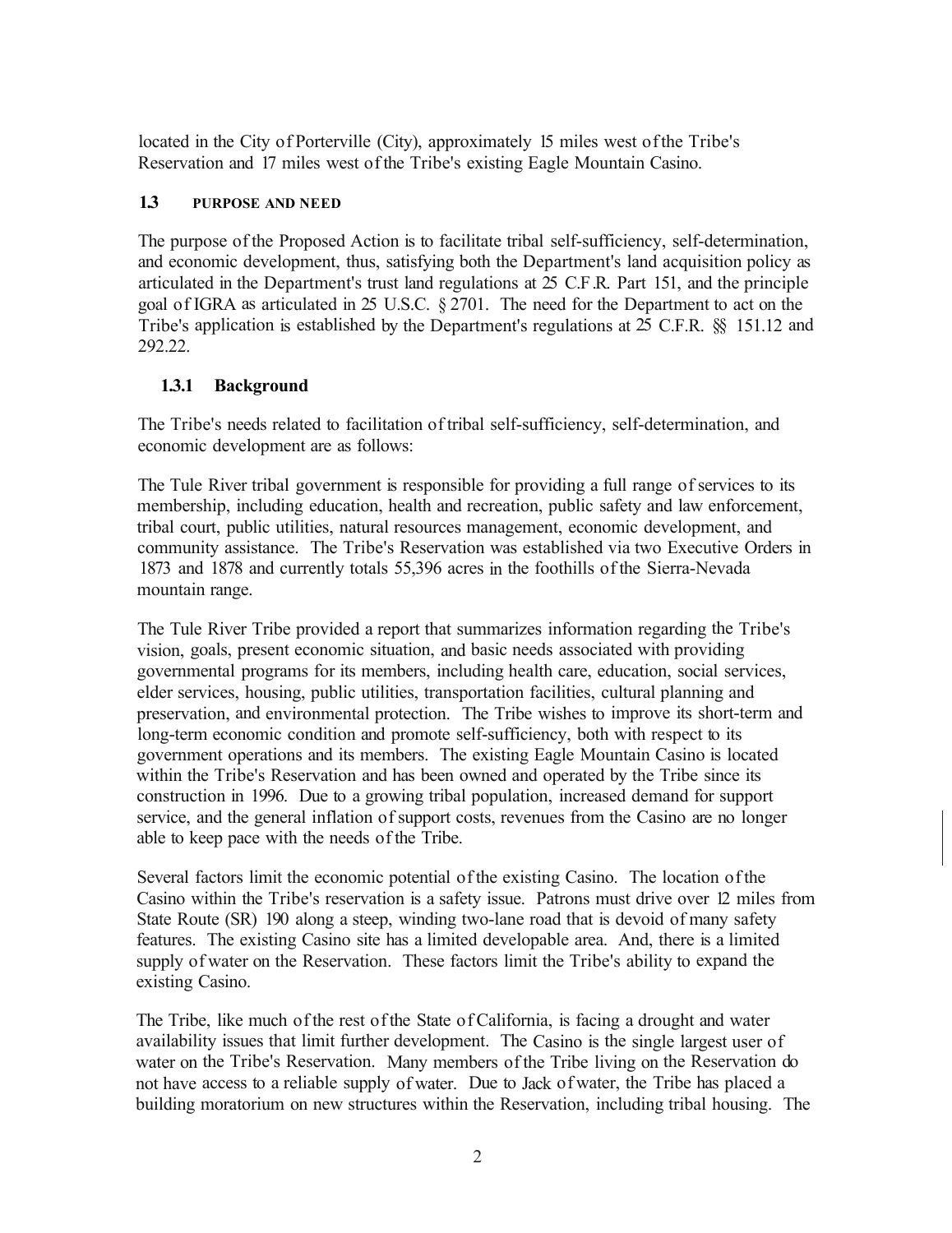located in the City of Porterville (City), approximately 15 miles west of the Tribe's Reservation and 17 miles west of the Tribe's existing Eagle Mountain Casino.

## 1.3 PURPOSE AND NEED

The purpose of the Proposed Action is to facilitate tribal self-sufficiency, self-determination, and economic development, thus, satisfying both the Department's land acquisition policy as articulated in the Department's trust land regulations at 25 C.F.R. Part 151, and the principle goal of IGRA as articulated in 25 U.S.C. § 2701. The need for the Department to act on the Tribe's application is established by the Department's regulations at 25 C.F.R. §§ 151.12 and 292.22.

### 1.3.1 Background

The Tribe's needs related to facilitation of tribal self-sufficiency, self-determination, and economic development are as follows:

The Tule River tribal government is responsible for providing a full range of services to its membership, including education, health and recreation, public safety and law enforcement, tribal court, public utilities, natural resources management, economic development, and community assistance. The Tribe's Reservation was established via two Executive Orders in 1873 and 1878 and currently totals 55,396 acres in the foothills of the Sierra-Nevada mountain range.

The Tule River Tribe provided a report that summarizes information regarding the Tribe's vision, goals, present economic situation, and basic needs associated with providing governmental programs for its members, including health care, education, social services, elder services, housing, public utilities, transportation facilities, cultural planning and preservation, and environmental protection. The Tribe wishes to improve its short-term and long-term economic condition and promote self-sufficiency, both with respect to its government operations and its members. The existing Eagle Mountain Casino is located within the Tribe's Reservation and has been owned and operated by the Tribe since its construction in 1996. Due to a growing tribal population, increased demand for support service, and the general inflation of support costs, revenues from the Casino are no longer able to keep pace with the needs of the Tribe.

Several factors limit the economic potential of the existing Casino. The location of the Casino within the Tribe's reservation is a safety issue. Patrons must drive over 12 miles from State Route (SR) 190 along a steep, winding two-lane road that is devoid of many safety features. The existing Casino site has a limited developable area. And, there is a limited supply of water on the Reservation. These factors limit the Tribe's ability to expand the existing Casino.

The Tribe, like much of the rest of the State of California, is facing a drought and water availability issues that limit further development. The Casino is the single largest user of water on the Tribe's Reservation. Many members of the Tribe living on the Reservation do not have access to a reliable supply of water. Due to Jack of water, the Tribe has placed a building moratorium on new structures within the Reservation, including tribal housing. The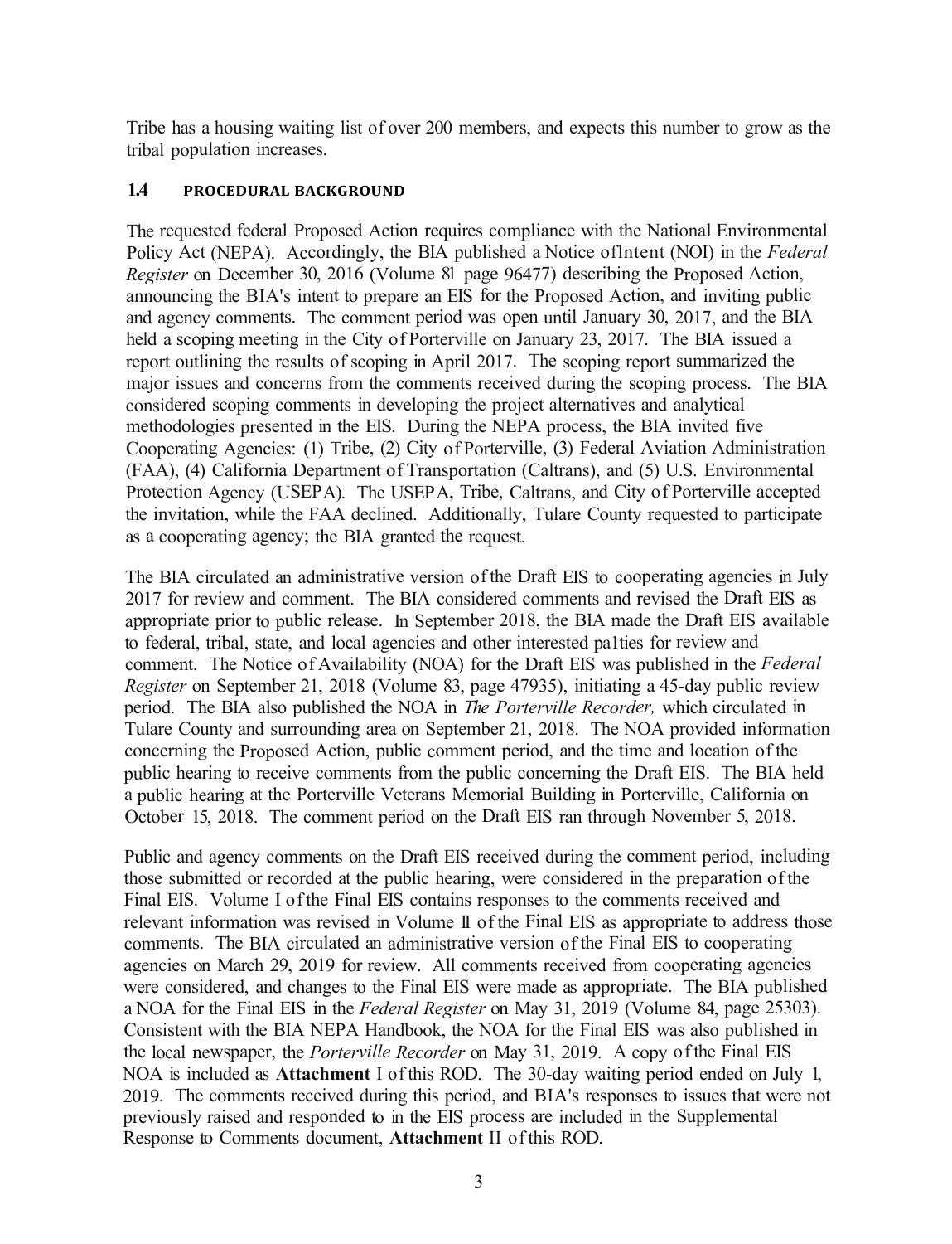Tribe has a housing waiting list of over 200 members, and expects this number to grow as the tribal population increases.

### 1.4 PROCEDURAL BACKGROUND

The requested federal Proposed Action requires compliance with the National Environmental Policy Act (NEPA). Accordingly, the BIA published a Notice of Intent (NOI) in the *Federal Register* on December 30, 2016 (Volume 81 page 96477) describing the Proposed Action, announcing the BIA's intent to prepare an EIS for the Proposed Action, and inviting public and agency comments. The comment period was open until January 30, 2017, and the BIA held a scoping meeting in the City of Porterville on January 23, 2017. The BIA issued a report outlining the results of scoping in April 2017. The scoping report summarized the major issues and concerns from the comments received during the scoping process. The BIA considered scoping comments in developing the project alternatives and analytical methodologies presented in the EIS. During the NEPA process, the BIA invited five Cooperating Agencies: (1) Tribe, (2) City of Porterville, (3) Federal Aviation Administration (FAA), (4) California Department of Transportation (Caltrans), and (5) U.S. Environmental Protection Agency (USEPA). The USEPA, Tribe, Caltrans, and City of Porterville accepted the invitation, while the FAA declined. Additionally, Tulare County requested to participate as a cooperating agency; the BIA granted the request.

The BIA circulated an administrative version of the Draft EIS to cooperating agencies in July 2017 for review and comment. The BIA considered comments and revised the Draft EIS as appropriate prior to public release. In September 2018, the BIA made the Draft EIS available to federal, tribal, state, and local agencies and other interested parties for review and comment. The Notice of Availability (NOA) for the Draft EIS was published in the *Federal Register* on September 21, 2018 (Volume 83, page 47935), initiating a 45-day public review period. The BIA also published the NOA in *The Porterville Recorder,* which circulated in Tulare County and surrounding area on September 21, 2018. The NOA provided information concerning the Proposed Action, public comment period, and the time and location of the public hearing to receive comments from the public concerning the Draft EIS. The BIA held a public hearing at the Porterville Veterans Memorial Building in Porterville, California on October 15, 2018. The comment period on the Draft EIS ran through November 5, 2018.

Public and agency comments on the Draft EIS received during the comment period, including those submitted or recorded at the public hearing, were considered in the preparation of the Final EIS. Volume I of the Final EIS contains responses to the comments received and relevant information was revised in Volume II of the Final EIS as appropriate to address those comments. The BIA circulated an administrative version of the Final EIS to cooperating agencies on March 29, 2019 for review. All comments received from cooperating agencies were considered, and changes to the Final EIS were made as appropriate. The BIA published a NOA for the Final EIS in the *Federal Register* on May 31, 2019 (Volume 84, page 25303). Consistent with the BIA NEPA Handbook, the NOA for the Final EIS was also published in the local newspaper, the *Porterville Recorder* on May 31, 2019. A copy of the Final EIS NOA is included as **Attachment** I of this ROD. The 30-day waiting period ended on July 1, 2019. The comments received during this period, and BIA's responses to issues that were not previously raised and responded to in the EIS process are included in the Supplemental Response to Comments document, **Attachment** II of this ROD.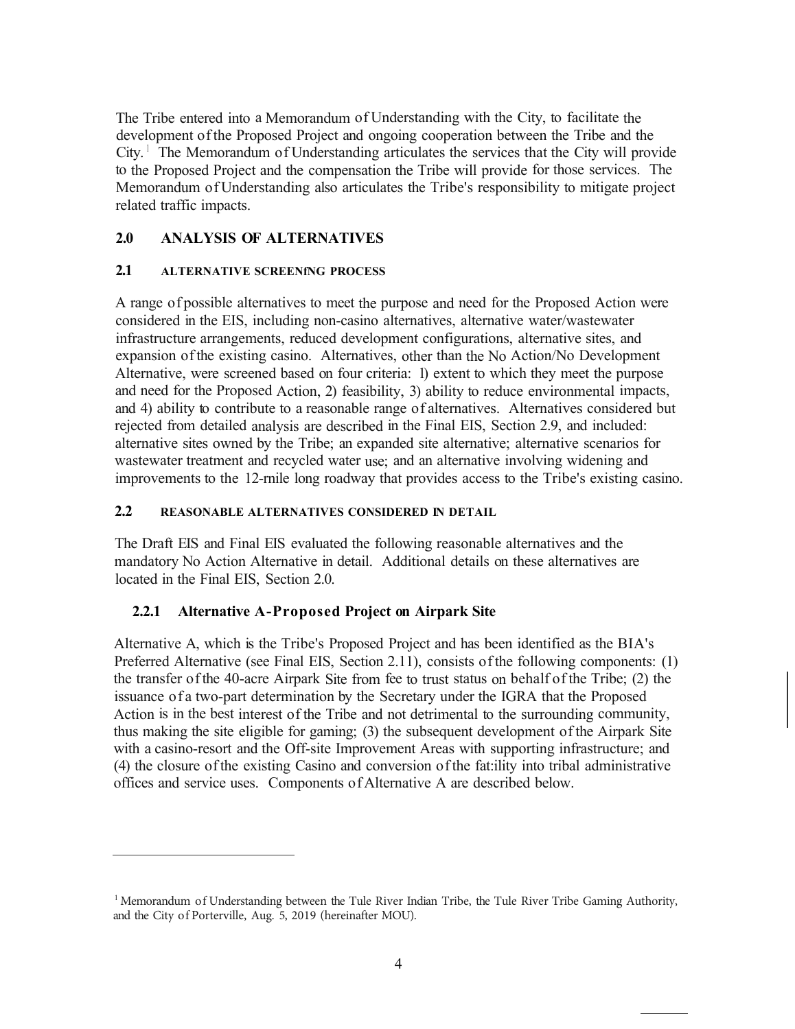The Tribe entered into a Memorandum of Understanding with the City, to facilitate the development of the Proposed Project and ongoing cooperation between the Tribe and the City.[1] The Memorandum of Understanding articulates the services that the City will provide to the Proposed Project and the compensation the Tribe will provide for those services. The Memorandum of Understanding also articulates the Tribe's responsibility to mitigate project related traffic impacts.

## 2.0 ANALYSIS OF ALTERNATIVES

### 2.1 ALTERNATIVE SCREENING PROCESS

A range of possible alternatives to meet the purpose and need for the Proposed Action were considered in the EIS, including non-casino alternatives, alternative water/wastewater infrastructure arrangements, reduced development configurations, alternative sites, and expansion of the existing casino. Alternatives, other than the No Action/No Development Alternative, were screened based on four criteria: 1) extent to which they meet the purpose and need for the Proposed Action, 2) feasibility, 3) ability to reduce environmental impacts, and 4) ability to contribute to a reasonable range of alternatives. Alternatives considered but rejected from detailed analysis are described in the Final EIS, Section 2.9, and included: alternative sites owned by the Tribe; an expanded site alternative; alternative scenarios for wastewater treatment and recycled water use; and an alternative involving widening and improvements to the 12-mile long roadway that provides access to the Tribe's existing casino.

### 2.2 REASONABLE ALTERNATIVES CONSIDERED IN DETAIL

The Draft EIS and Final EIS evaluated the following reasonable alternatives and the mandatory No Action Alternative in detail. Additional details on these alternatives are located in the Final EIS, Section 2.0.

#### 2.2.1 Alternative A-Proposed Project on Airpark Site

Alternative A, which is the Tribe's Proposed Project and has been identified as the BIA's Preferred Alternative (see Final EIS, Section 2.11), consists of the following components: (1) the transfer of the 40-acre Airpark Site from fee to trust status on behalf of the Tribe; (2) the issuance of a two-part determination by the Secretary under the IGRA that the Proposed Action is in the best interest of the Tribe and not detrimental to the surrounding community, thus making the site eligible for gaming; (3) the subsequent development of the Airpark Site with a casino-resort and the Off-site Improvement Areas with supporting infrastructure; and (4) the closure of the existing Casino and conversion of the facility into tribal administrative offices and service uses. Components of Alternative A are described below.

---

[1] Memorandum of Understanding between the Tule River Indian Tribe, the Tule River Tribe Gaming Authority, and the City of Porterville, Aug. 5, 2019 (hereinafter MOU).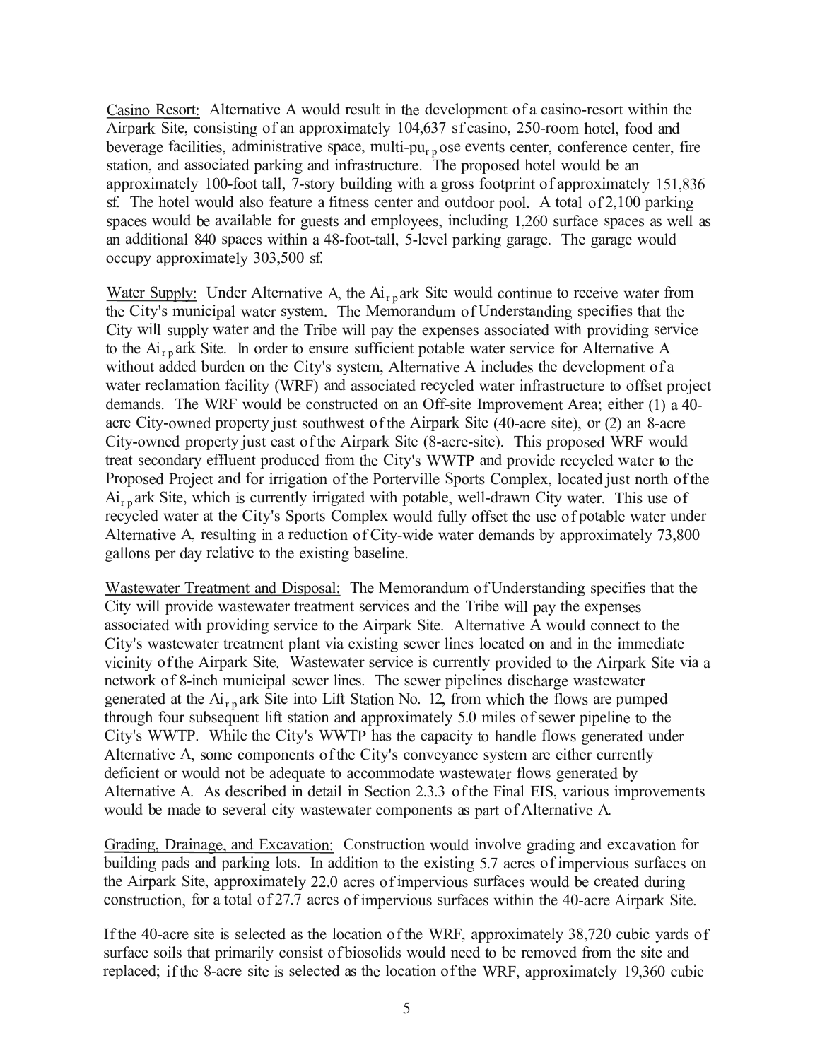Casino Resort: Alternative A would result in the development of a casino-resort within the Airpark Site, consisting of an approximately 104,637 sf casino, 250-room hotel, food and beverage facilities, administrative space, multi-purpose events center, conference center, fire station, and associated parking and infrastructure. The proposed hotel would be an approximately 100-foot tall, 7-story building with a gross footprint of approximately 151,836 sf. The hotel would also feature a fitness center and outdoor pool. A total of 2,100 parking spaces would be available for guests and employees, including 1,260 surface spaces as well as an additional 840 spaces within a 48-foot-tall, 5-level parking garage. The garage would occupy approximately 303,500 sf.

Water Supply: Under Alternative A, the Airpark Site would continue to receive water from the City's municipal water system. The Memorandum of Understanding specifies that the City will supply water and the Tribe will pay the expenses associated with providing service to the Airpark Site. In order to ensure sufficient potable water service for Alternative A without added burden on the City's system, Alternative A includes the development of a water reclamation facility (WRF) and associated recycled water infrastructure to offset project demands. The WRF would be constructed on an Off-site Improvement Area; either (1) a 40-acre City-owned property just southwest of the Airpark Site (40-acre site), or (2) an 8-acre City-owned property just east of the Airpark Site (8-acre-site). This proposed WRF would treat secondary effluent produced from the City's WWTP and provide recycled water to the Proposed Project and for irrigation of the Porterville Sports Complex, located just north of the Airpark Site, which is currently irrigated with potable, well-drawn City water. This use of recycled water at the City's Sports Complex would fully offset the use of potable water under Alternative A, resulting in a reduction of City-wide water demands by approximately 73,800 gallons per day relative to the existing baseline.

Wastewater Treatment and Disposal: The Memorandum of Understanding specifies that the City will provide wastewater treatment services and the Tribe will pay the expenses associated with providing service to the Airpark Site. Alternative A would connect to the City's wastewater treatment plant via existing sewer lines located on and in the immediate vicinity of the Airpark Site. Wastewater service is currently provided to the Airpark Site via a network of 8-inch municipal sewer lines. The sewer pipelines discharge wastewater generated at the Airpark Site into Lift Station No. 12, from which the flows are pumped through four subsequent lift station and approximately 5.0 miles of sewer pipeline to the City's WWTP. While the City's WWTP has the capacity to handle flows generated under Alternative A, some components of the City's conveyance system are either currently deficient or would not be adequate to accommodate wastewater flows generated by Alternative A. As described in detail in Section 2.3.3 of the Final EIS, various improvements would be made to several city wastewater components as part of Alternative A.

Grading, Drainage, and Excavation: Construction would involve grading and excavation for building pads and parking lots. In addition to the existing 5.7 acres of impervious surfaces on the Airpark Site, approximately 22.0 acres of impervious surfaces would be created during construction, for a total of 27.7 acres of impervious surfaces within the 40-acre Airpark Site.

If the 40-acre site is selected as the location of the WRF, approximately 38,720 cubic yards of surface soils that primarily consist of biosolids would need to be removed from the site and replaced; if the 8-acre site is selected as the location of the WRF, approximately 19,360 cubic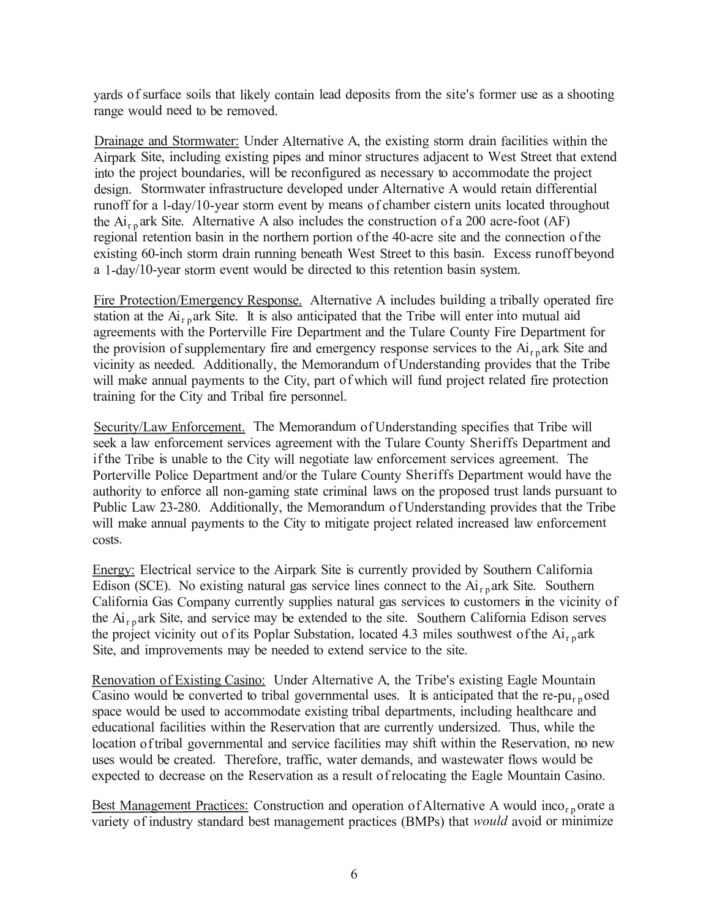yards of surface soils that likely contain lead deposits from the site's former use as a shooting range would need to be removed.

Drainage and Stormwater: Under Alternative A, the existing storm drain facilities within the Airpark Site, including existing pipes and minor structures adjacent to West Street that extend into the project boundaries, will be reconfigured as necessary to accommodate the project design. Stormwater infrastructure developed under Alternative A would retain differential runoff for a 1-day/10-year storm event by means of chamber cistern units located throughout the Airpark Site. Alternative A also includes the construction of a 200 acre-foot (AF) regional retention basin in the northern portion of the 40-acre site and the connection of the existing 60-inch storm drain running beneath West Street to this basin. Excess runoff beyond a 1-day/10-year storm event would be directed to this retention basin system.

Fire Protection/Emergency Response. Alternative A includes building a tribally operated fire station at the Airpark Site. It is also anticipated that the Tribe will enter into mutual aid agreements with the Porterville Fire Department and the Tulare County Fire Department for the provision of supplementary fire and emergency response services to the Airpark Site and vicinity as needed. Additionally, the Memorandum of Understanding provides that the Tribe will make annual payments to the City, part of which will fund project related fire protection training for the City and Tribal fire personnel.

Security/Law Enforcement. The Memorandum of Understanding specifies that Tribe will seek a law enforcement services agreement with the Tulare County Sheriffs Department and if the Tribe is unable to the City will negotiate law enforcement services agreement. The Porterville Police Department and/or the Tulare County Sheriffs Department would have the authority to enforce all non-gaming state criminal laws on the proposed trust lands pursuant to Public Law 23-280. Additionally, the Memorandum of Understanding provides that the Tribe will make annual payments to the City to mitigate project related increased law enforcement costs.

Energy: Electrical service to the Airpark Site is currently provided by Southern California Edison (SCE). No existing natural gas service lines connect to the Airpark Site. Southern California Gas Company currently supplies natural gas services to customers in the vicinity of the Airpark Site, and service may be extended to the site. Southern California Edison serves the project vicinity out of its Poplar Substation, located 4.3 miles southwest of the Airpark Site, and improvements may be needed to extend service to the site.

Renovation of Existing Casino: Under Alternative A, the Tribe's existing Eagle Mountain Casino would be converted to tribal governmental uses. It is anticipated that the re-purposed space would be used to accommodate existing tribal departments, including healthcare and educational facilities within the Reservation that are currently undersized. Thus, while the location of tribal governmental and service facilities may shift within the Reservation, no new uses would be created. Therefore, traffic, water demands, and wastewater flows would be expected to decrease on the Reservation as a result of relocating the Eagle Mountain Casino.

Best Management Practices: Construction and operation of Alternative A would incorporate a variety of industry standard best management practices (BMPs) that *would* avoid or minimize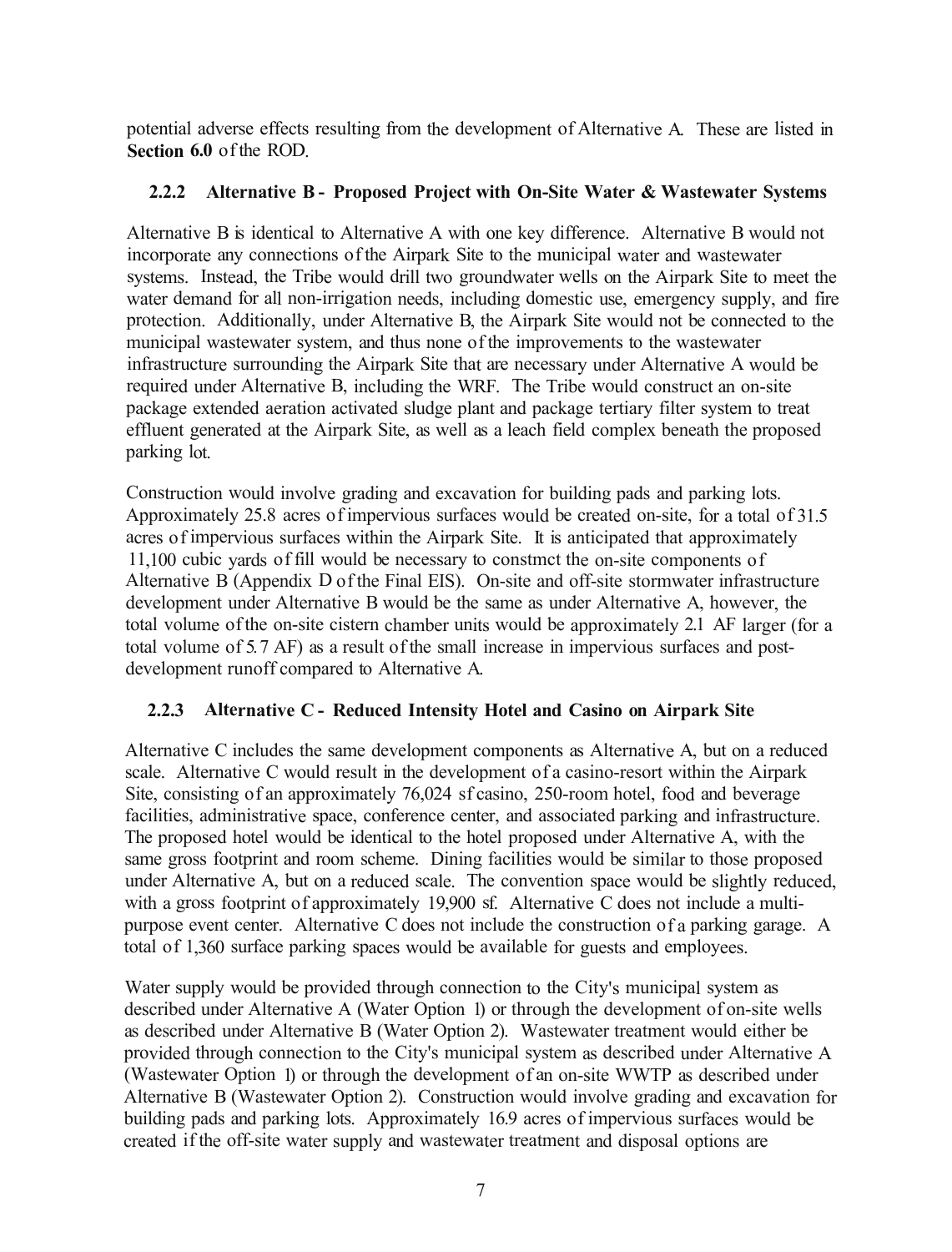potential adverse effects resulting from the development of Alternative A. These are listed in **Section 6.0** of the ROD.

### 2.2.2 Alternative B - Proposed Project with On-Site Water & Wastewater Systems

Alternative B is identical to Alternative A with one key difference. Alternative B would not incorporate any connections of the Airpark Site to the municipal water and wastewater systems. Instead, the Tribe would drill two groundwater wells on the Airpark Site to meet the water demand for all non-irrigation needs, including domestic use, emergency supply, and fire protection. Additionally, under Alternative B, the Airpark Site would not be connected to the municipal wastewater system, and thus none of the improvements to the wastewater infrastructure surrounding the Airpark Site that are necessary under Alternative A would be required under Alternative B, including the WRF. The Tribe would construct an on-site package extended aeration activated sludge plant and package tertiary filter system to treat effluent generated at the Airpark Site, as well as a leach field complex beneath the proposed parking lot.

Construction would involve grading and excavation for building pads and parking lots. Approximately 25.8 acres of impervious surfaces would be created on-site, for a total of 31.5 acres of impervious surfaces within the Airpark Site. It is anticipated that approximately 11,100 cubic yards of fill would be necessary to constmct the on-site components of Alternative B (Appendix D of the Final EIS). On-site and off-site stormwater infrastructure development under Alternative B would be the same as under Alternative A, however, the total volume of the on-site cistern chamber units would be approximately 2.1 AF larger (for a total volume of 5.7 AF) as a result of the small increase in impervious surfaces and post-development runoff compared to Alternative A.

### 2.2.3 Alternative C - Reduced Intensity Hotel and Casino on Airpark Site

Alternative C includes the same development components as Alternative A, but on a reduced scale. Alternative C would result in the development of a casino-resort within the Airpark Site, consisting of an approximately 76,024 sf casino, 250-room hotel, food and beverage facilities, administrative space, conference center, and associated parking and infrastructure. The proposed hotel would be identical to the hotel proposed under Alternative A, with the same gross footprint and room scheme. Dining facilities would be similar to those proposed under Alternative A, but on a reduced scale. The convention space would be slightly reduced, with a gross footprint of approximately 19,900 sf. Alternative C does not include a multi-purpose event center. Alternative C does not include the construction of a parking garage. A total of 1,360 surface parking spaces would be available for guests and employees.

Water supply would be provided through connection to the City's municipal system as described under Alternative A (Water Option 1) or through the development of on-site wells as described under Alternative B (Water Option 2). Wastewater treatment would either be provided through connection to the City's municipal system as described under Alternative A (Wastewater Option 1) or through the development of an on-site WWTP as described under Alternative B (Wastewater Option 2). Construction would involve grading and excavation for building pads and parking lots. Approximately 16.9 acres of impervious surfaces would be created if the off-site water supply and wastewater treatment and disposal options are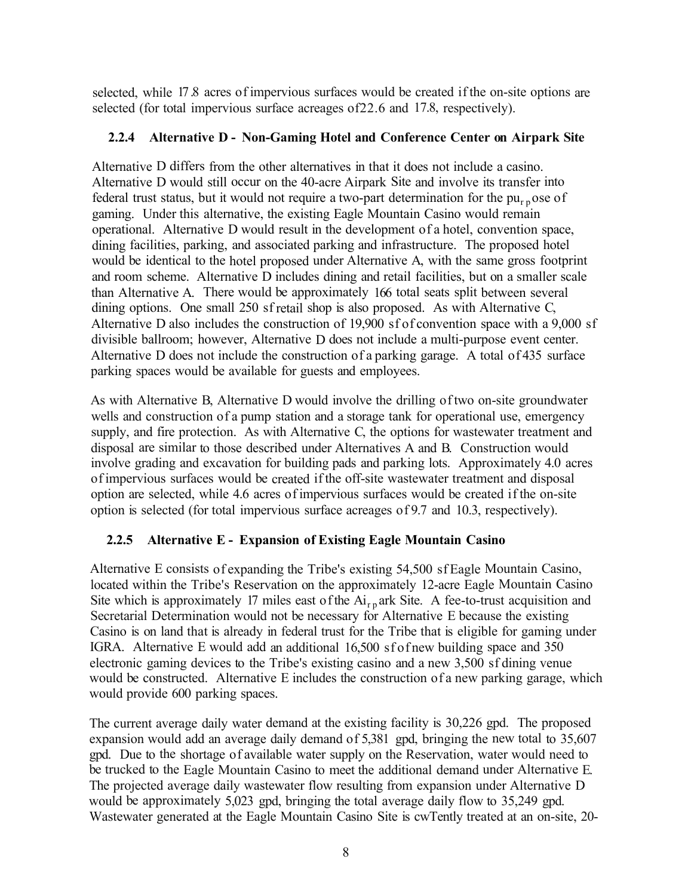selected, while 17.8 acres of impervious surfaces would be created if the on-site options are selected (for total impervious surface acreages of 22.6 and 17.8, respectively).

### 2.2.4 Alternative D - Non-Gaming Hotel and Conference Center on Airpark Site

Alternative D differs from the other alternatives in that it does not include a casino. Alternative D would still occur on the 40-acre Airpark Site and involve its transfer into federal trust status, but it would not require a two-part determination for the purpose of gaming. Under this alternative, the existing Eagle Mountain Casino would remain operational. Alternative D would result in the development of a hotel, convention space, dining facilities, parking, and associated parking and infrastructure. The proposed hotel would be identical to the hotel proposed under Alternative A, with the same gross footprint and room scheme. Alternative D includes dining and retail facilities, but on a smaller scale than Alternative A. There would be approximately 166 total seats split between several dining options. One small 250 sf retail shop is also proposed. As with Alternative C, Alternative D also includes the construction of 19,900 sf of convention space with a 9,000 sf divisible ballroom; however, Alternative D does not include a multi-purpose event center. Alternative D does not include the construction of a parking garage. A total of 435 surface parking spaces would be available for guests and employees.

As with Alternative B, Alternative D would involve the drilling of two on-site groundwater wells and construction of a pump station and a storage tank for operational use, emergency supply, and fire protection. As with Alternative C, the options for wastewater treatment and disposal are similar to those described under Alternatives A and B. Construction would involve grading and excavation for building pads and parking lots. Approximately 4.0 acres of impervious surfaces would be created if the off-site wastewater treatment and disposal option are selected, while 4.6 acres of impervious surfaces would be created if the on-site option is selected (for total impervious surface acreages of 9.7 and 10.3, respectively).

### 2.2.5 Alternative E - Expansion of Existing Eagle Mountain Casino

Alternative E consists of expanding the Tribe's existing 54,500 sf Eagle Mountain Casino, located within the Tribe's Reservation on the approximately 12-acre Eagle Mountain Casino Site which is approximately 17 miles east of the Airpark Site. A fee-to-trust acquisition and Secretarial Determination would not be necessary for Alternative E because the existing Casino is on land that is already in federal trust for the Tribe that is eligible for gaming under IGRA. Alternative E would add an additional 16,500 sf of new building space and 350 electronic gaming devices to the Tribe's existing casino and a new 3,500 sf dining venue would be constructed. Alternative E includes the construction of a new parking garage, which would provide 600 parking spaces.

The current average daily water demand at the existing facility is 30,226 gpd. The proposed expansion would add an average daily demand of 5,381 gpd, bringing the new total to 35,607 gpd. Due to the shortage of available water supply on the Reservation, water would need to be trucked to the Eagle Mountain Casino to meet the additional demand under Alternative E. The projected average daily wastewater flow resulting from expansion under Alternative D would be approximately 5,023 gpd, bringing the total average daily flow to 35,249 gpd. Wastewater generated at the Eagle Mountain Casino Site is currently treated at an on-site, 20-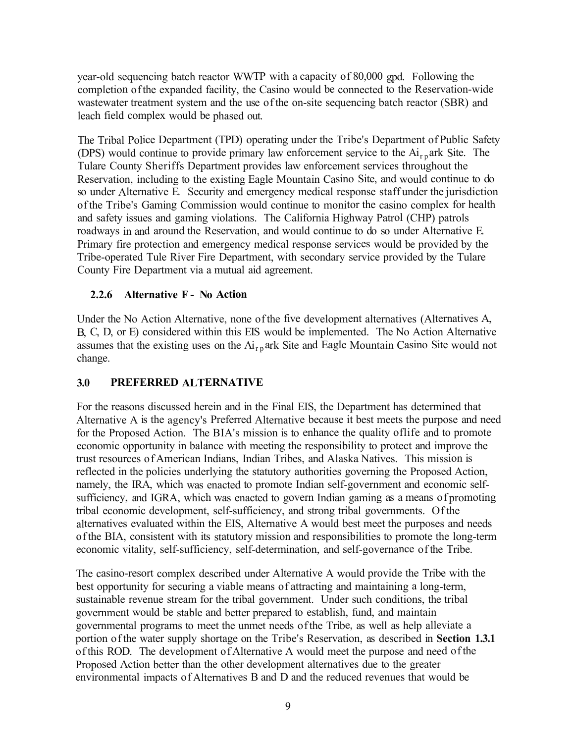year-old sequencing batch reactor WWTP with a capacity of 80,000 gpd. Following the completion of the expanded facility, the Casino would be connected to the Reservation-wide wastewater treatment system and the use of the on-site sequencing batch reactor (SBR) and leach field complex would be phased out.

The Tribal Police Department (TPD) operating under the Tribe's Department of Public Safety (DPS) would continue to provide primary law enforcement service to the Airpark Site. The Tulare County Sheriffs Department provides law enforcement services throughout the Reservation, including to the existing Eagle Mountain Casino Site, and would continue to do so under Alternative E. Security and emergency medical response staff under the jurisdiction of the Tribe's Gaming Commission would continue to monitor the casino complex for health and safety issues and gaming violations. The California Highway Patrol (CHP) patrols roadways in and around the Reservation, and would continue to do so under Alternative E. Primary fire protection and emergency medical response services would be provided by the Tribe-operated Tule River Fire Department, with secondary service provided by the Tulare County Fire Department via a mutual aid agreement.

### 2.2.6 Alternative F - No Action

Under the No Action Alternative, none of the five development alternatives (Alternatives A, B, C, D, or E) considered within this EIS would be implemented. The No Action Alternative assumes that the existing uses on the Airpark Site and Eagle Mountain Casino Site would not change.

## 3.0 PREFERRED ALTERNATIVE

For the reasons discussed herein and in the Final EIS, the Department has determined that Alternative A is the agency's Preferred Alternative because it best meets the purpose and need for the Proposed Action. The BIA's mission is to enhance the quality of life and to promote economic opportunity in balance with meeting the responsibility to protect and improve the trust resources of American Indians, Indian Tribes, and Alaska Natives. This mission is reflected in the policies underlying the statutory authorities governing the Proposed Action, namely, the IRA, which was enacted to promote Indian self-government and economic self-sufficiency, and IGRA, which was enacted to govern Indian gaming as a means of promoting tribal economic development, self-sufficiency, and strong tribal governments. Of the alternatives evaluated within the EIS, Alternative A would best meet the purposes and needs of the BIA, consistent with its statutory mission and responsibilities to promote the long-term economic vitality, self-sufficiency, self-determination, and self-governance of the Tribe.

The casino-resort complex described under Alternative A would provide the Tribe with the best opportunity for securing a viable means of attracting and maintaining a long-term, sustainable revenue stream for the tribal government. Under such conditions, the tribal government would be stable and better prepared to establish, fund, and maintain governmental programs to meet the unmet needs of the Tribe, as well as help alleviate a portion of the water supply shortage on the Tribe's Reservation, as described in **Section 1.3.1** of this ROD. The development of Alternative A would meet the purpose and need of the Proposed Action better than the other development alternatives due to the greater environmental impacts of Alternatives B and D and the reduced revenues that would be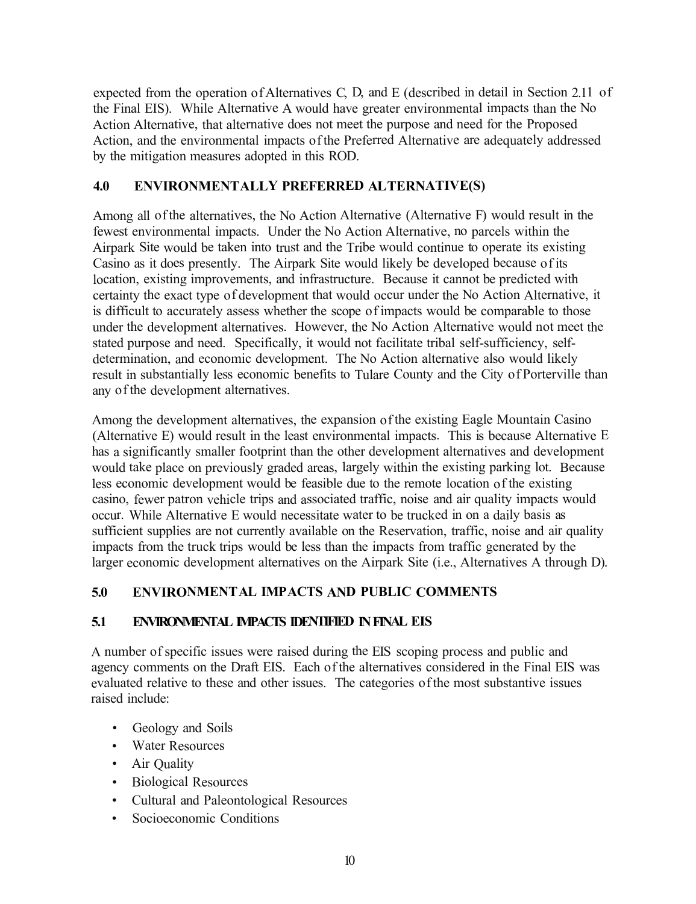expected from the operation of Alternatives C, D, and E (described in detail in Section 2.11 of the Final EIS). While Alternative A would have greater environmental impacts than the No Action Alternative, that alternative does not meet the purpose and need for the Proposed Action, and the environmental impacts of the Preferred Alternative are adequately addressed by the mitigation measures adopted in this ROD.

## 4.0 ENVIRONMENTALLY PREFERRED ALTERNATIVE(S)

Among all of the alternatives, the No Action Alternative (Alternative F) would result in the fewest environmental impacts. Under the No Action Alternative, no parcels within the Airpark Site would be taken into trust and the Tribe would continue to operate its existing Casino as it does presently. The Airpark Site would likely be developed because of its location, existing improvements, and infrastructure. Because it cannot be predicted with certainty the exact type of development that would occur under the No Action Alternative, it is difficult to accurately assess whether the scope of impacts would be comparable to those under the development alternatives. However, the No Action Alternative would not meet the stated purpose and need. Specifically, it would not facilitate tribal self-sufficiency, self-determination, and economic development. The No Action alternative also would likely result in substantially less economic benefits to Tulare County and the City of Porterville than any of the development alternatives.

Among the development alternatives, the expansion of the existing Eagle Mountain Casino (Alternative E) would result in the least environmental impacts. This is because Alternative E has a significantly smaller footprint than the other development alternatives and development would take place on previously graded areas, largely within the existing parking lot. Because less economic development would be feasible due to the remote location of the existing casino, fewer patron vehicle trips and associated traffic, noise and air quality impacts would occur. While Alternative E would necessitate water to be trucked in on a daily basis as sufficient supplies are not currently available on the Reservation, traffic, noise and air quality impacts from the truck trips would be less than the impacts from traffic generated by the larger economic development alternatives on the Airpark Site (i.e., Alternatives A through D).

## 5.0 ENVIRONMENTAL IMPACTS AND PUBLIC COMMENTS

### 5.1 ENVIRONMENTAL IMPACTS IDENTIFIED IN FINAL EIS

A number of specific issues were raised during the EIS scoping process and public and agency comments on the Draft EIS. Each of the alternatives considered in the Final EIS was evaluated relative to these and other issues. The categories of the most substantive issues raised include:

- Geology and Soils
- Water Resources
- Air Quality
- Biological Resources
- Cultural and Paleontological Resources
- Socioeconomic Conditions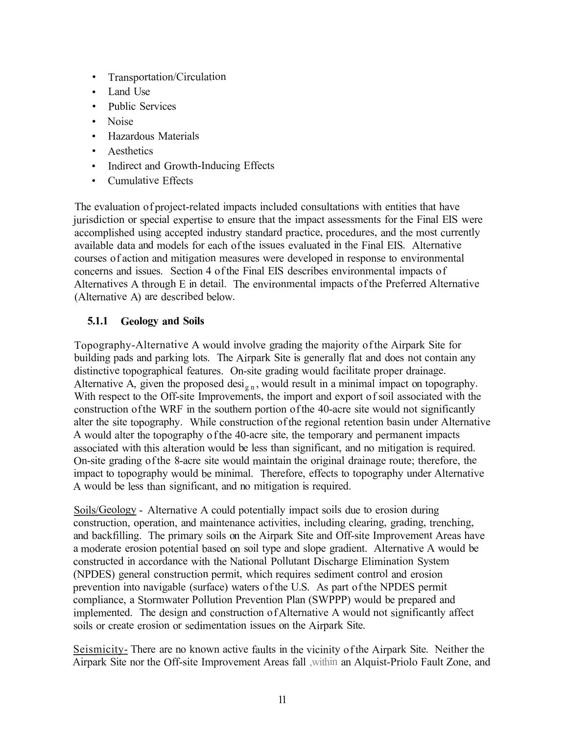- Transportation/Circulation
- Land Use
- Public Services
- Noise
- Hazardous Materials
- Aesthetics
- Indirect and Growth-Inducing Effects
- Cumulative Effects

The evaluation of project-related impacts included consultations with entities that have jurisdiction or special expertise to ensure that the impact assessments for the Final EIS were accomplished using accepted industry standard practice, procedures, and the most currently available data and models for each of the issues evaluated in the Final EIS. Alternative courses of action and mitigation measures were developed in response to environmental concerns and issues. Section 4 of the Final EIS describes environmental impacts of Alternatives A through E in detail. The environmental impacts of the Preferred Alternative (Alternative A) are described below.

### 5.1.1 Geology and Soils

Topography-Alternative A would involve grading the majority of the Airpark Site for building pads and parking lots. The Airpark Site is generally flat and does not contain any distinctive topographical features. On-site grading would facilitate proper drainage. Alternative A, given the proposed design, would result in a minimal impact on topography. With respect to the Off-site Improvements, the import and export of soil associated with the construction of the WRF in the southern portion of the 40-acre site would not significantly alter the site topography. While construction of the regional retention basin under Alternative A would alter the topography of the 40-acre site, the temporary and permanent impacts associated with this alteration would be less than significant, and no mitigation is required. On-site grading of the 8-acre site would maintain the original drainage route; therefore, the impact to topography would be minimal. Therefore, effects to topography under Alternative A would be less than significant, and no mitigation is required.

Soils/Geology - Alternative A could potentially impact soils due to erosion during construction, operation, and maintenance activities, including clearing, grading, trenching, and backfilling. The primary soils on the Airpark Site and Off-site Improvement Areas have a moderate erosion potential based on soil type and slope gradient. Alternative A would be constructed in accordance with the National Pollutant Discharge Elimination System (NPDES) general construction permit, which requires sediment control and erosion prevention into navigable (surface) waters of the U.S. As part of the NPDES permit compliance, a Stormwater Pollution Prevention Plan (SWPPP) would be prepared and implemented. The design and construction of Alternative A would not significantly affect soils or create erosion or sedimentation issues on the Airpark Site.

Seismicity- There are no known active faults in the vicinity of the Airpark Site. Neither the Airpark Site nor the Off-site Improvement Areas fall within an Alquist-Priolo Fault Zone, and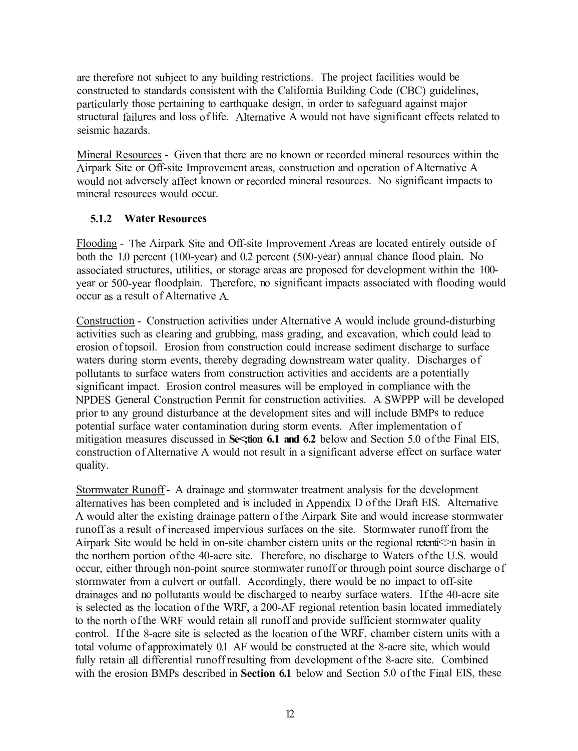are therefore not subject to any building restrictions. The project facilities would be constructed to standards consistent with the California Building Code (CBC) guidelines, particularly those pertaining to earthquake design, in order to safeguard against major structural failures and loss of life. Alternative A would not have significant effects related to seismic hazards.

Mineral Resources - Given that there are no known or recorded mineral resources within the Airpark Site or Off-site Improvement areas, construction and operation of Alternative A would not adversely affect known or recorded mineral resources. No significant impacts to mineral resources would occur.

### 5.1.2 Water Resources

Flooding - The Airpark Site and Off-site Improvement Areas are located entirely outside of both the 1.0 percent (100-year) and 0.2 percent (500-year) annual chance flood plain. No associated structures, utilities, or storage areas are proposed for development within the 100-year or 500-year floodplain. Therefore, no significant impacts associated with flooding would occur as a result of Alternative A.

Construction - Construction activities under Alternative A would include ground-disturbing activities such as clearing and grubbing, mass grading, and excavation, which could lead to erosion of topsoil. Erosion from construction could increase sediment discharge to surface waters during storm events, thereby degrading downstream water quality. Discharges of pollutants to surface waters from construction activities and accidents are a potentially significant impact. Erosion control measures will be employed in compliance with the NPDES General Construction Permit for construction activities. A SWPPP will be developed prior to any ground disturbance at the development sites and will include BMPs to reduce potential surface water contamination during storm events. After implementation of mitigation measures discussed in **Section 6.1 and 6.2** below and Section 5.0 of the Final EIS, construction of Alternative A would not result in a significant adverse effect on surface water quality.

Stormwater Runoff - A drainage and stormwater treatment analysis for the development alternatives has been completed and is included in Appendix D of the Draft EIS. Alternative A would alter the existing drainage pattern of the Airpark Site and would increase stormwater runoff as a result of increased impervious surfaces on the site. Stormwater runoff from the Airpark Site would be held in on-site chamber cistern units or the regional retention basin in the northern portion of the 40-acre site. Therefore, no discharge to Waters of the U.S. would occur, either through non-point source stormwater runoff or through point source discharge of stormwater from a culvert or outfall. Accordingly, there would be no impact to off-site drainages and no pollutants would be discharged to nearby surface waters. If the 40-acre site is selected as the location of the WRF, a 200-AF regional retention basin located immediately to the north of the WRF would retain all runoff and provide sufficient stormwater quality control. If the 8-acre site is selected as the location of the WRF, chamber cistern units with a total volume of approximately 0.1 AF would be constructed at the 8-acre site, which would fully retain all differential runoff resulting from development of the 8-acre site. Combined with the erosion BMPs described in **Section 6.1** below and Section 5.0 of the Final EIS, these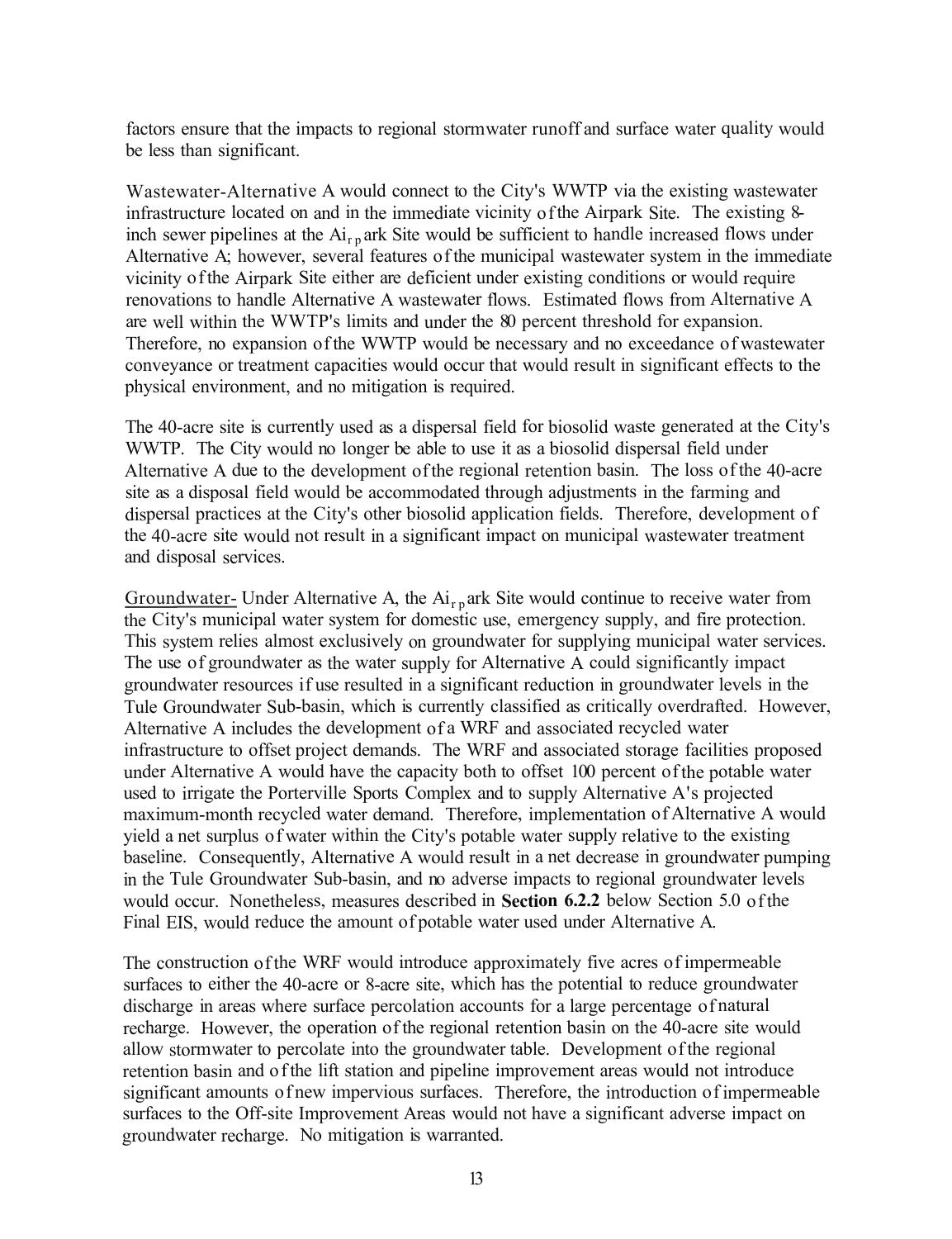factors ensure that the impacts to regional stormwater runoff and surface water quality would be less than significant.

Wastewater-Alternative A would connect to the City's WWTP via the existing wastewater infrastructure located on and in the immediate vicinity of the Airpark Site. The existing 8-inch sewer pipelines at the Airpark Site would be sufficient to handle increased flows under Alternative A; however, several features of the municipal wastewater system in the immediate vicinity of the Airpark Site either are deficient under existing conditions or would require renovations to handle Alternative A wastewater flows. Estimated flows from Alternative A are well within the WWTP's limits and under the 80 percent threshold for expansion. Therefore, no expansion of the WWTP would be necessary and no exceedance of wastewater conveyance or treatment capacities would occur that would result in significant effects to the physical environment, and no mitigation is required.

The 40-acre site is currently used as a dispersal field for biosolid waste generated at the City's WWTP. The City would no longer be able to use it as a biosolid dispersal field under Alternative A due to the development of the regional retention basin. The loss of the 40-acre site as a disposal field would be accommodated through adjustments in the farming and dispersal practices at the City's other biosolid application fields. Therefore, development of the 40-acre site would not result in a significant impact on municipal wastewater treatment and disposal services.

Groundwater- Under Alternative A, the Airpark Site would continue to receive water from the City's municipal water system for domestic use, emergency supply, and fire protection. This system relies almost exclusively on groundwater for supplying municipal water services. The use of groundwater as the water supply for Alternative A could significantly impact groundwater resources if use resulted in a significant reduction in groundwater levels in the Tule Groundwater Sub-basin, which is currently classified as critically overdrafted. However, Alternative A includes the development of a WRF and associated recycled water infrastructure to offset project demands. The WRF and associated storage facilities proposed under Alternative A would have the capacity both to offset 100 percent of the potable water used to irrigate the Porterville Sports Complex and to supply Alternative A's projected maximum-month recycled water demand. Therefore, implementation of Alternative A would yield a net surplus of water within the City's potable water supply relative to the existing baseline. Consequently, Alternative A would result in a net decrease in groundwater pumping in the Tule Groundwater Sub-basin, and no adverse impacts to regional groundwater levels would occur. Nonetheless, measures described in **Section 6.2.2** below Section 5.0 of the Final EIS, would reduce the amount of potable water used under Alternative A.

The construction of the WRF would introduce approximately five acres of impermeable surfaces to either the 40-acre or 8-acre site, which has the potential to reduce groundwater discharge in areas where surface percolation accounts for a large percentage of natural recharge. However, the operation of the regional retention basin on the 40-acre site would allow stormwater to percolate into the groundwater table. Development of the regional retention basin and of the lift station and pipeline improvement areas would not introduce significant amounts of new impervious surfaces. Therefore, the introduction of impermeable surfaces to the Off-site Improvement Areas would not have a significant adverse impact on groundwater recharge. No mitigation is warranted.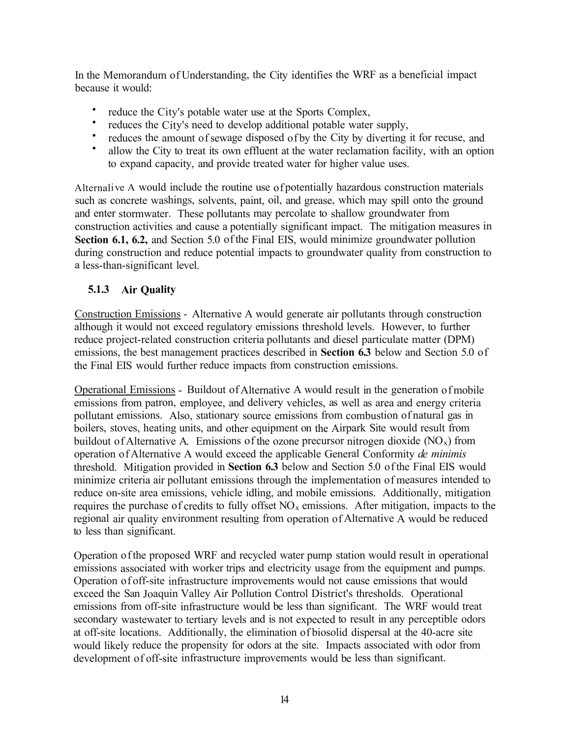In the Memorandum of Understanding, the City identifies the WRF as a beneficial impact because it would:

- reduce the City's potable water use at the Sports Complex,
- reduces the City's need to develop additional potable water supply,
- reduces the amount of sewage disposed of by the City by diverting it for recuse, and
- allow the City to treat its own effluent at the water reclamation facility, with an option to expand capacity, and provide treated water for higher value uses.

Alternalive A would include the routine use of potentially hazardous construction materials such as concrete washings, solvents, paint, oil, and grease, which may spill onto the ground and enter stormwater. These pollutants may percolate to shallow groundwater from construction activities and cause a potentially significant impact. The mitigation measures in **Section 6.1, 6.2,** and Section 5.0 of the Final EIS, would minimize groundwater pollution during construction and reduce potential impacts to groundwater quality from construction to a less-than-significant level.

### 5.1.3 Air Quality

Construction Emissions - Alternative A would generate air pollutants through construction although it would not exceed regulatory emissions threshold levels. However, to further reduce project-related construction criteria pollutants and diesel particulate matter (DPM) emissions, the best management practices described in **Section 6.3** below and Section 5.0 of the Final EIS would further reduce impacts from construction emissions.

Operational Emissions - Buildout of Alternative A would result in the generation of mobile emissions from patron, employee, and delivery vehicles, as well as area and energy criteria pollutant emissions. Also, stationary source emissions from combustion of natural gas in boilers, stoves, heating units, and other equipment on the Airpark Site would result from buildout of Alternative A. Emissions of the ozone precursor nitrogen dioxide ($NO_x$) from operation of Alternative A would exceed the applicable General Conformity *de minimis* threshold. Mitigation provided in **Section 6.3** below and Section 5.0 of the Final EIS would minimize criteria air pollutant emissions through the implementation of measures intended to reduce on-site area emissions, vehicle idling, and mobile emissions. Additionally, mitigation requires the purchase of credits to fully offset $NO_x$ emissions. After mitigation, impacts to the regional air quality environment resulting from operation of Alternative A would be reduced to less than significant.

Operation of the proposed WRF and recycled water pump station would result in operational emissions associated with worker trips and electricity usage from the equipment and pumps. Operation of off-site infrastructure improvements would not cause emissions that would exceed the San Joaquin Valley Air Pollution Control District's thresholds. Operational emissions from off-site infrastructure would be less than significant. The WRF would treat secondary wastewater to tertiary levels and is not expected to result in any perceptible odors at off-site locations. Additionally, the elimination of biosolid dispersal at the 40-acre site would likely reduce the propensity for odors at the site. Impacts associated with odor from development of off-site infrastructure improvements would be less than significant.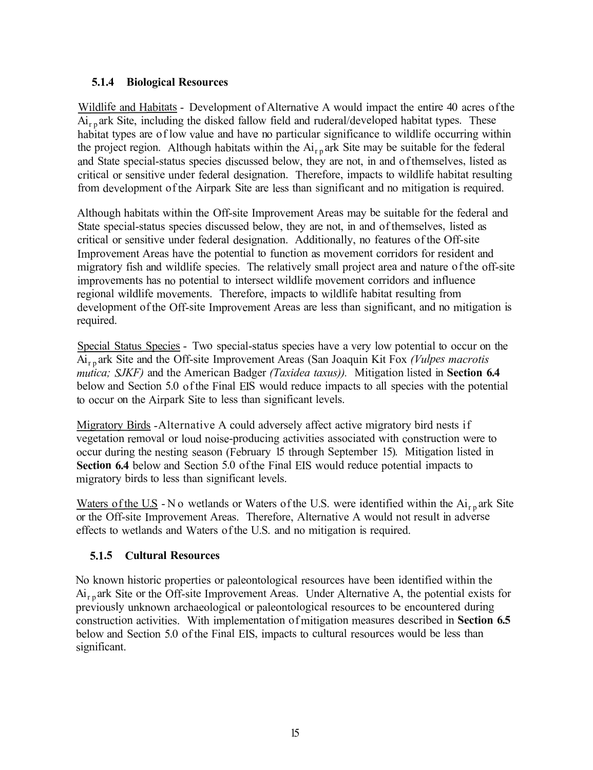### 5.1.4 Biological Resources

Wildlife and Habitats - Development of Alternative A would impact the entire 40 acres of the Airpark Site, including the disked fallow field and ruderal/developed habitat types. These habitat types are of low value and have no particular significance to wildlife occurring within the project region. Although habitats within the Airpark Site may be suitable for the federal and State special-status species discussed below, they are not, in and of themselves, listed as critical or sensitive under federal designation. Therefore, impacts to wildlife habitat resulting from development of the Airpark Site are less than significant and no mitigation is required.

Although habitats within the Off-site Improvement Areas may be suitable for the federal and State special-status species discussed below, they are not, in and of themselves, listed as critical or sensitive under federal designation. Additionally, no features of the Off-site Improvement Areas have the potential to function as movement corridors for resident and migratory fish and wildlife species. The relatively small project area and nature of the off-site improvements has no potential to intersect wildlife movement corridors and influence regional wildlife movements. Therefore, impacts to wildlife habitat resulting from development of the Off-site Improvement Areas are less than significant, and no mitigation is required.

Special Status Species - Two special-status species have a very low potential to occur on the Airpark Site and the Off-site Improvement Areas (San Joaquin Kit Fox *(Vulpes macrotis mutica; SJKF)* and the American Badger *(Taxidea taxus)).* Mitigation listed in **Section 6.4** below and Section 5.0 of the Final EIS would reduce impacts to all species with the potential to occur on the Airpark Site to less than significant levels.

Migratory Birds - Alternative A could adversely affect active migratory bird nests if vegetation removal or loud noise-producing activities associated with construction were to occur during the nesting season (February 15 through September 15). Mitigation listed in **Section 6.4** below and Section 5.0 of the Final EIS would reduce potential impacts to migratory birds to less than significant levels.

Waters of the U.S - No wetlands or Waters of the U.S. were identified within the Airpark Site or the Off-site Improvement Areas. Therefore, Alternative A would not result in adverse effects to wetlands and Waters of the U.S. and no mitigation is required.

### 5.1.5 Cultural Resources

No known historic properties or paleontological resources have been identified within the Airpark Site or the Off-site Improvement Areas. Under Alternative A, the potential exists for previously unknown archaeological or paleontological resources to be encountered during construction activities. With implementation of mitigation measures described in **Section 6.5** below and Section 5.0 of the Final EIS, impacts to cultural resources would be less than significant.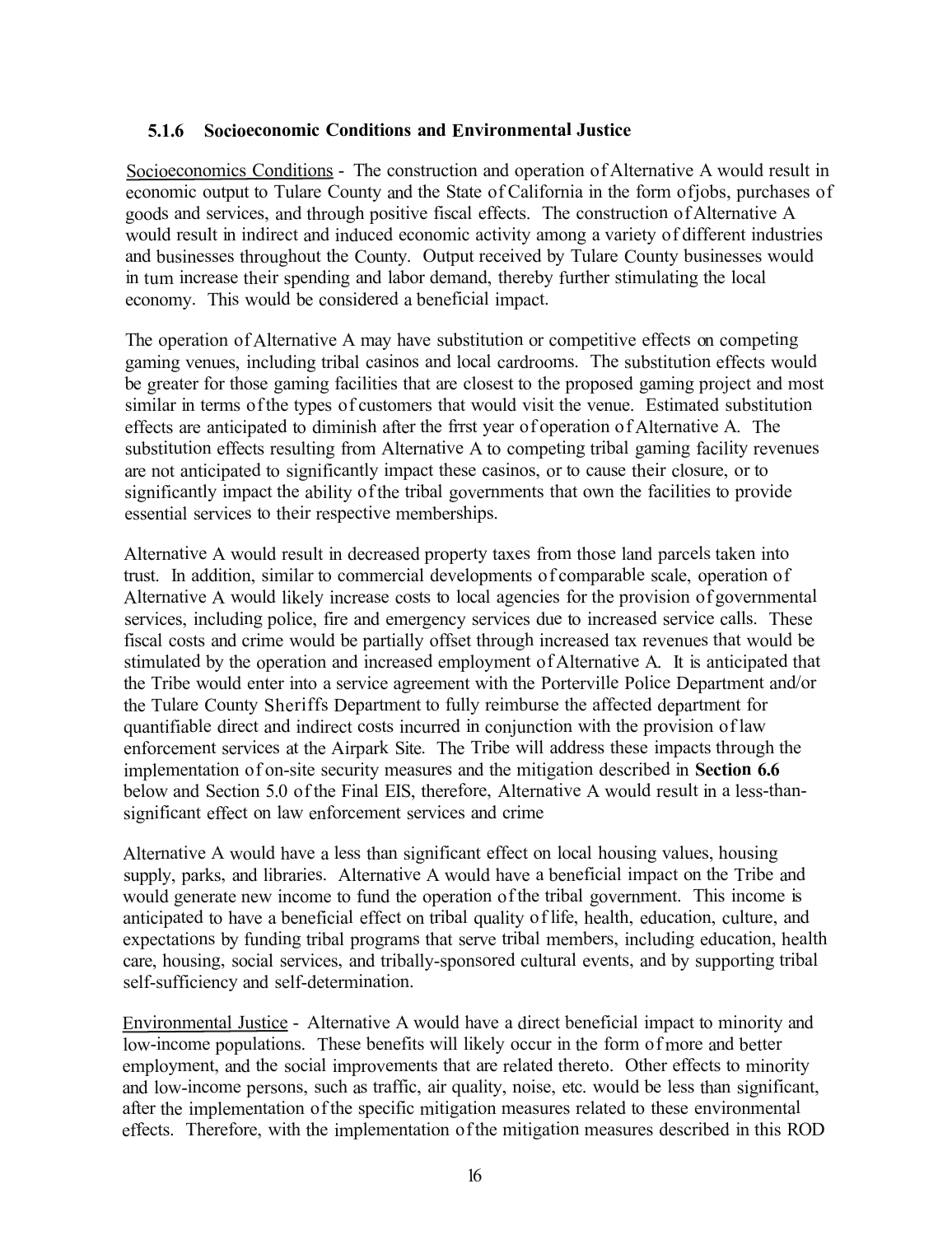### 5.1.6 Socioeconomic Conditions and Environmental Justice

Socioeconomics Conditions - The construction and operation of Alternative A would result in economic output to Tulare County and the State of California in the form of jobs, purchases of goods and services, and through positive fiscal effects. The construction of Alternative A would result in indirect and induced economic activity among a variety of different industries and businesses throughout the County. Output received by Tulare County businesses would in turn increase their spending and labor demand, thereby further stimulating the local economy. This would be considered a beneficial impact.

The operation of Alternative A may have substitution or competitive effects on competing gaming venues, including tribal casinos and local cardrooms. The substitution effects would be greater for those gaming facilities that are closest to the proposed gaming project and most similar in terms of the types of customers that would visit the venue. Estimated substitution effects are anticipated to diminish after the frrst year of operation of Alternative A. The substitution effects resulting from Alternative A to competing tribal gaming facility revenues are not anticipated to significantly impact these casinos, or to cause their closure, or to significantly impact the ability of the tribal governments that own the facilities to provide essential services to their respective memberships.

Alternative A would result in decreased property taxes from those land parcels taken into trust. In addition, similar to commercial developments of comparable scale, operation of Alternative A would likely increase costs to local agencies for the provision of governmental services, including police, fire and emergency services due to increased service calls. These fiscal costs and crime would be partially offset through increased tax revenues that would be stimulated by the operation and increased employment of Alternative A. It is anticipated that the Tribe would enter into a service agreement with the Porterville Police Department and/or the Tulare County Sheriffs Department to fully reimburse the affected department for quantifiable direct and indirect costs incurred in conjunction with the provision of law enforcement services at the Airpark Site. The Tribe will address these impacts through the implementation of on-site security measures and the mitigation described in **Section 6.6** below and Section 5.0 of the Final EIS, therefore, Alternative A would result in a less-than-significant effect on law enforcement services and crime

Alternative A would have a less than significant effect on local housing values, housing supply, parks, and libraries. Alternative A would have a beneficial impact on the Tribe and would generate new income to fund the operation of the tribal government. This income is anticipated to have a beneficial effect on tribal quality of life, health, education, culture, and expectations by funding tribal programs that serve tribal members, including education, health care, housing, social services, and tribally-sponsored cultural events, and by supporting tribal self-sufficiency and self-determination.

Environmental Justice - Alternative A would have a direct beneficial impact to minority and low-income populations. These benefits will likely occur in the form of more and better employment, and the social improvements that are related thereto. Other effects to minority and low-income persons, such as traffic, air quality, noise, etc. would be less than significant, after the implementation of the specific mitigation measures related to these environmental effects. Therefore, with the implementation of the mitigation measures described in this ROD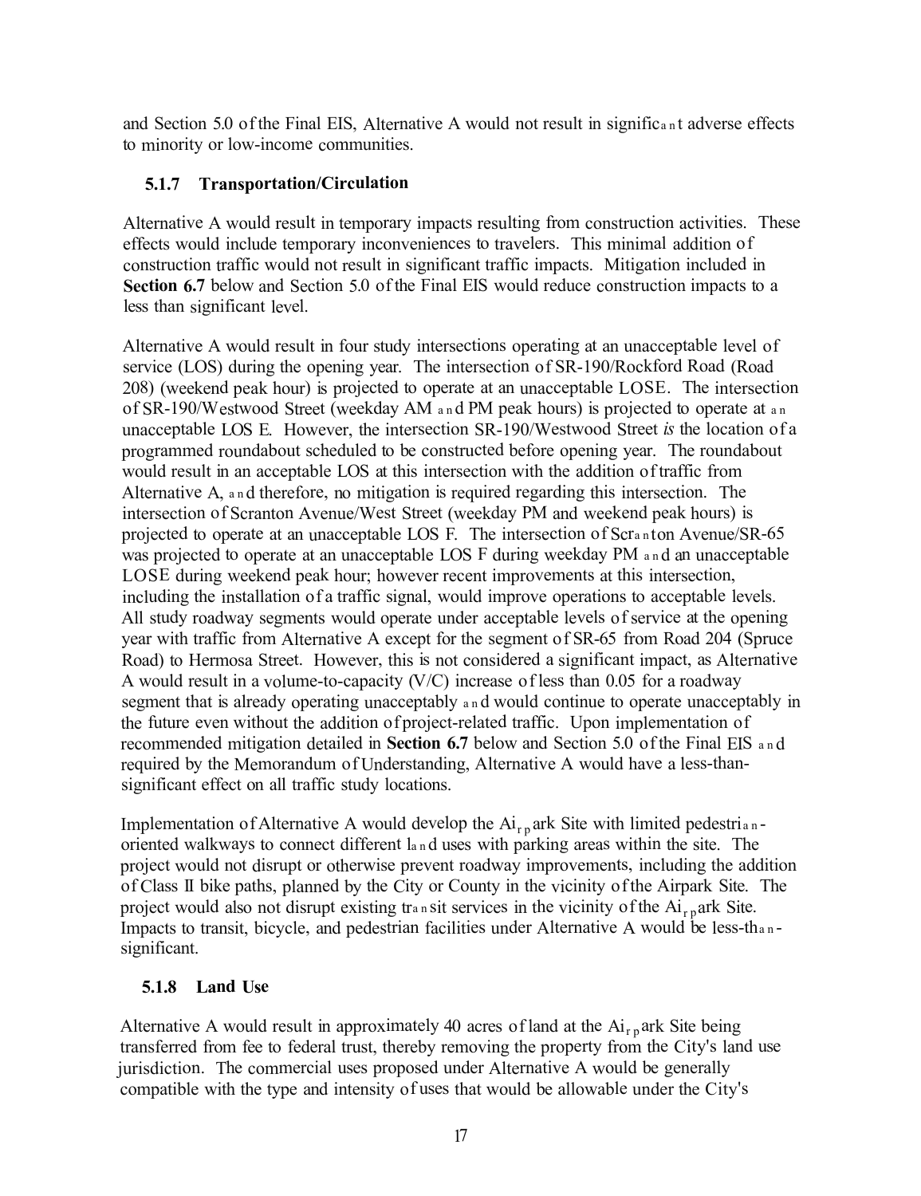and Section 5.0 of the Final EIS, Alternative A would not result in significant adverse effects to minority or low-income communities.

### 5.1.7 Transportation/Circulation

Alternative A would result in temporary impacts resulting from construction activities. These effects would include temporary inconveniences to travelers. This minimal addition of construction traffic would not result in significant traffic impacts. Mitigation included in **Section 6.7** below and Section 5.0 of the Final EIS would reduce construction impacts to a less than significant level.

Alternative A would result in four study intersections operating at an unacceptable level of service (LOS) during the opening year. The intersection of SR-190/Rockford Road (Road 208) (weekend peak hour) is projected to operate at an unacceptable LOS E. The intersection of SR-190/Westwood Street (weekday AM and PM peak hours) is projected to operate at an unacceptable LOS E. However, the intersection SR-190/Westwood Street *is* the location of a programmed roundabout scheduled to be constructed before opening year. The roundabout would result in an acceptable LOS at this intersection with the addition of traffic from Alternative A, and therefore, no mitigation is required regarding this intersection. The intersection of Scranton Avenue/West Street (weekday PM and weekend peak hours) is projected to operate at an unacceptable LOS F. The intersection of Scranton Avenue/SR-65 was projected to operate at an unacceptable LOS F during weekday PM and an unacceptable LOS E during weekend peak hour; however recent improvements at this intersection, including the installation of a traffic signal, would improve operations to acceptable levels. All study roadway segments would operate under acceptable levels of service at the opening year with traffic from Alternative A except for the segment of SR-65 from Road 204 (Spruce Road) to Hermosa Street. However, this is not considered a significant impact, as Alternative A would result in a volume-to-capacity (V/C) increase of less than 0.05 for a roadway segment that is already operating unacceptably and would continue to operate unacceptably in the future even without the addition of project-related traffic. Upon implementation of recommended mitigation detailed in **Section 6.7** below and Section 5.0 of the Final EIS and required by the Memorandum of Understanding, Alternative A would have a less-than-significant effect on all traffic study locations.

Implementation of Alternative A would develop the Airpark Site with limited pedestrian-oriented walkways to connect different land uses with parking areas within the site. The project would not disrupt or otherwise prevent roadway improvements, including the addition of Class II bike paths, planned by the City or County in the vicinity of the Airpark Site. The project would also not disrupt existing transit services in the vicinity of the Airpark Site. Impacts to transit, bicycle, and pedestrian facilities under Alternative A would be less-than-significant.

### 5.1.8 Land Use

Alternative A would result in approximately 40 acres of land at the Airpark Site being transferred from fee to federal trust, thereby removing the property from the City's land use jurisdiction. The commercial uses proposed under Alternative A would be generally compatible with the type and intensity of uses that would be allowable under the City's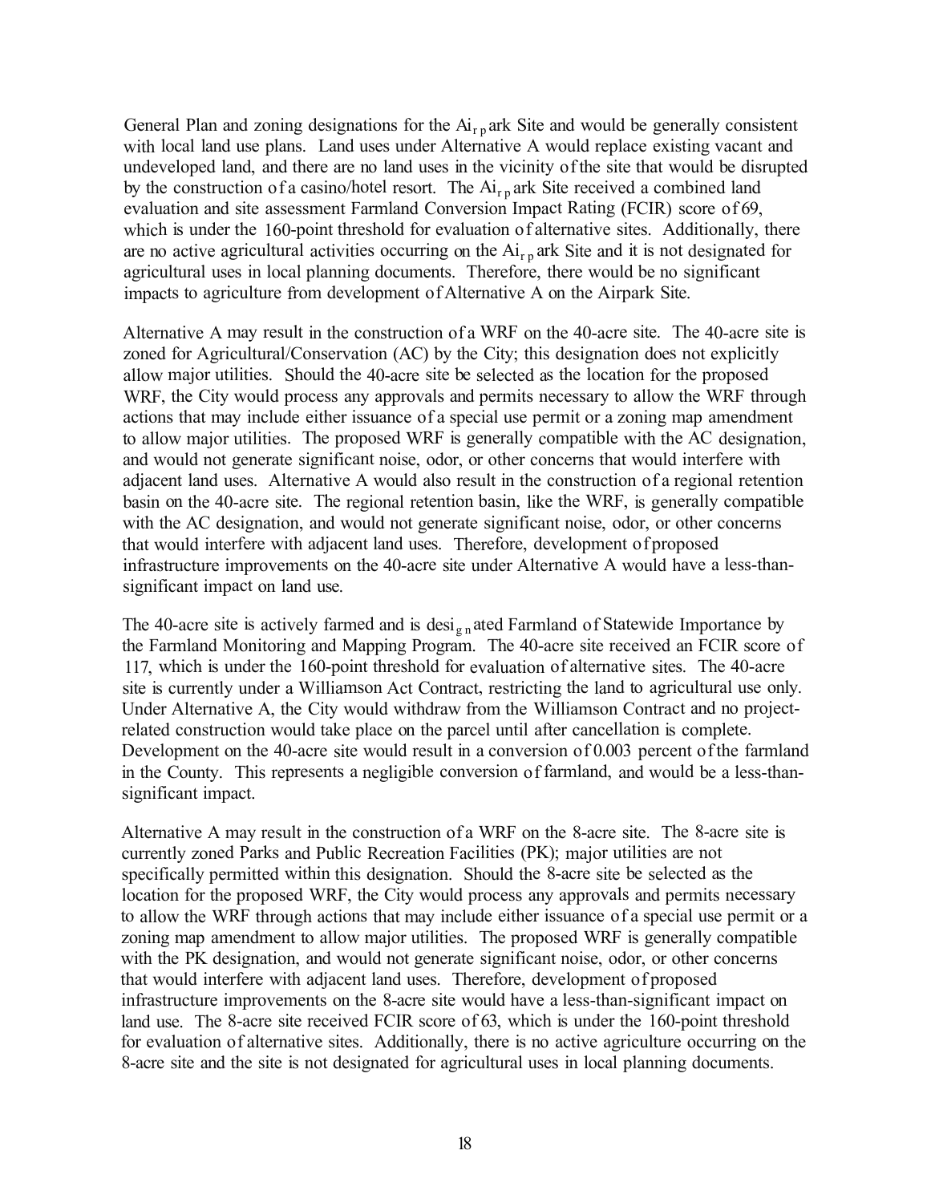General Plan and zoning designations for the Airpark Site and would be generally consistent with local land use plans. Land uses under Alternative A would replace existing vacant and undeveloped land, and there are no land uses in the vicinity of the site that would be disrupted by the construction of a casino/hotel resort. The Airpark Site received a combined land evaluation and site assessment Farmland Conversion Impact Rating (FCIR) score of 69, which is under the 160-point threshold for evaluation of alternative sites. Additionally, there are no active agricultural activities occurring on the Airpark Site and it is not designated for agricultural uses in local planning documents. Therefore, there would be no significant impacts to agriculture from development of Alternative A on the Airpark Site.

Alternative A may result in the construction of a WRF on the 40-acre site. The 40-acre site is zoned for Agricultural/Conservation (AC) by the City; this designation does not explicitly allow major utilities. Should the 40-acre site be selected as the location for the proposed WRF, the City would process any approvals and permits necessary to allow the WRF through actions that may include either issuance of a special use permit or a zoning map amendment to allow major utilities. The proposed WRF is generally compatible with the AC designation, and would not generate significant noise, odor, or other concerns that would interfere with adjacent land uses. Alternative A would also result in the construction of a regional retention basin on the 40-acre site. The regional retention basin, like the WRF, is generally compatible with the AC designation, and would not generate significant noise, odor, or other concerns that would interfere with adjacent land uses. Therefore, development of proposed infrastructure improvements on the 40-acre site under Alternative A would have a less-than-significant impact on land use.

The 40-acre site is actively farmed and is designated Farmland of Statewide Importance by the Farmland Monitoring and Mapping Program. The 40-acre site received an FCIR score of 117, which is under the 160-point threshold for evaluation of alternative sites. The 40-acre site is currently under a Williamson Act Contract, restricting the land to agricultural use only. Under Alternative A, the City would withdraw from the Williamson Contract and no project-related construction would take place on the parcel until after cancellation is complete. Development on the 40-acre site would result in a conversion of 0.003 percent of the farmland in the County. This represents a negligible conversion of farmland, and would be a less-than-significant impact.

Alternative A may result in the construction of a WRF on the 8-acre site. The 8-acre site is currently zoned Parks and Public Recreation Facilities (PK); major utilities are not specifically permitted within this designation. Should the 8-acre site be selected as the location for the proposed WRF, the City would process any approvals and permits necessary to allow the WRF through actions that may include either issuance of a special use permit or a zoning map amendment to allow major utilities. The proposed WRF is generally compatible with the PK designation, and would not generate significant noise, odor, or other concerns that would interfere with adjacent land uses. Therefore, development of proposed infrastructure improvements on the 8-acre site would have a less-than-significant impact on land use. The 8-acre site received FCIR score of 63, which is under the 160-point threshold for evaluation of alternative sites. Additionally, there is no active agriculture occurring on the 8-acre site and the site is not designated for agricultural uses in local planning documents.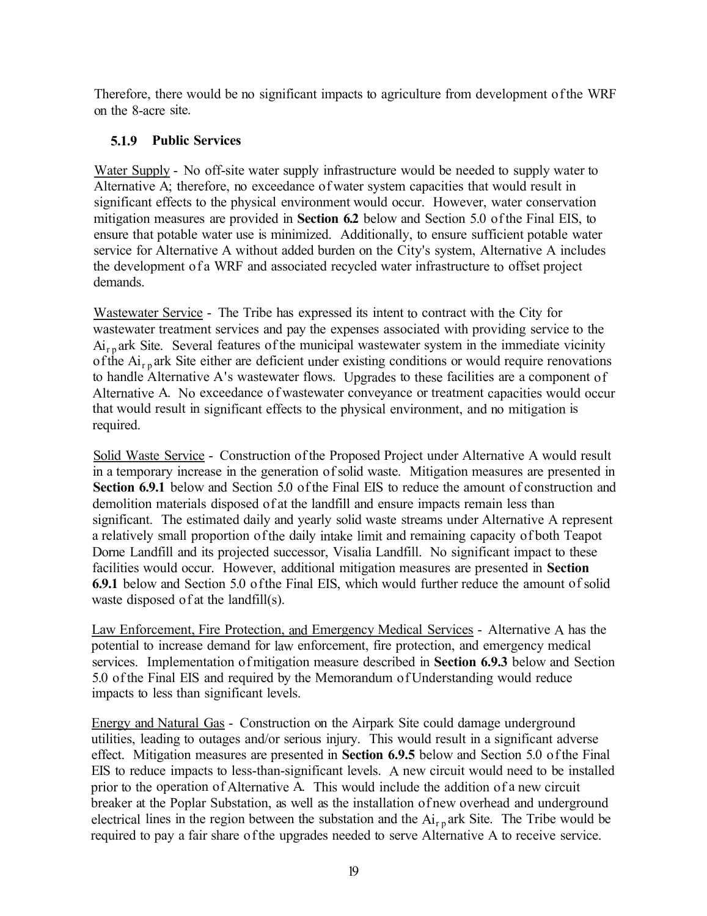Therefore, there would be no significant impacts to agriculture from development of the WRF on the 8-acre site.

### 5.1.9 Public Services

Water Supply - No off-site water supply infrastructure would be needed to supply water to Alternative A; therefore, no exceedance of water system capacities that would result in significant effects to the physical environment would occur. However, water conservation mitigation measures are provided in **Section 6.2** below and Section 5.0 of the Final EIS, to ensure that potable water use is minimized. Additionally, to ensure sufficient potable water service for Alternative A without added burden on the City's system, Alternative A includes the development of a WRF and associated recycled water infrastructure to offset project demands.

Wastewater Service - The Tribe has expressed its intent to contract with the City for wastewater treatment services and pay the expenses associated with providing service to the Airpark Site. Several features of the municipal wastewater system in the immediate vicinity of the Airpark Site either are deficient under existing conditions or would require renovations to handle Alternative A's wastewater flows. Upgrades to these facilities are a component of Alternative A. No exceedance of wastewater conveyance or treatment capacities would occur that would result in significant effects to the physical environment, and no mitigation is required.

Solid Waste Service - Construction of the Proposed Project under Alternative A would result in a temporary increase in the generation of solid waste. Mitigation measures are presented in **Section 6.9.1** below and Section 5.0 of the Final EIS to reduce the amount of construction and demolition materials disposed of at the landfill and ensure impacts remain less than significant. The estimated daily and yearly solid waste streams under Alternative A represent a relatively small proportion of the daily intake limit and remaining capacity of both Teapot Dome Landfill and its projected successor, Visalia Landfill. No significant impact to these facilities would occur. However, additional mitigation measures are presented in **Section 6.9.1** below and Section 5.0 of the Final EIS, which would further reduce the amount of solid waste disposed of at the landfill(s).

Law Enforcement, Fire Protection, and Emergency Medical Services - Alternative A has the potential to increase demand for law enforcement, fire protection, and emergency medical services. Implementation of mitigation measure described in **Section 6.9.3** below and Section 5.0 of the Final EIS and required by the Memorandum of Understanding would reduce impacts to less than significant levels.

Energy and Natural Gas - Construction on the Airpark Site could damage underground utilities, leading to outages and/or serious injury. This would result in a significant adverse effect. Mitigation measures are presented in **Section 6.9.5** below and Section 5.0 of the Final EIS to reduce impacts to less-than-significant levels. A new circuit would need to be installed prior to the operation of Alternative A. This would include the addition of a new circuit breaker at the Poplar Substation, as well as the installation of new overhead and underground electrical lines in the region between the substation and the Airpark Site. The Tribe would be required to pay a fair share of the upgrades needed to serve Alternative A to receive service.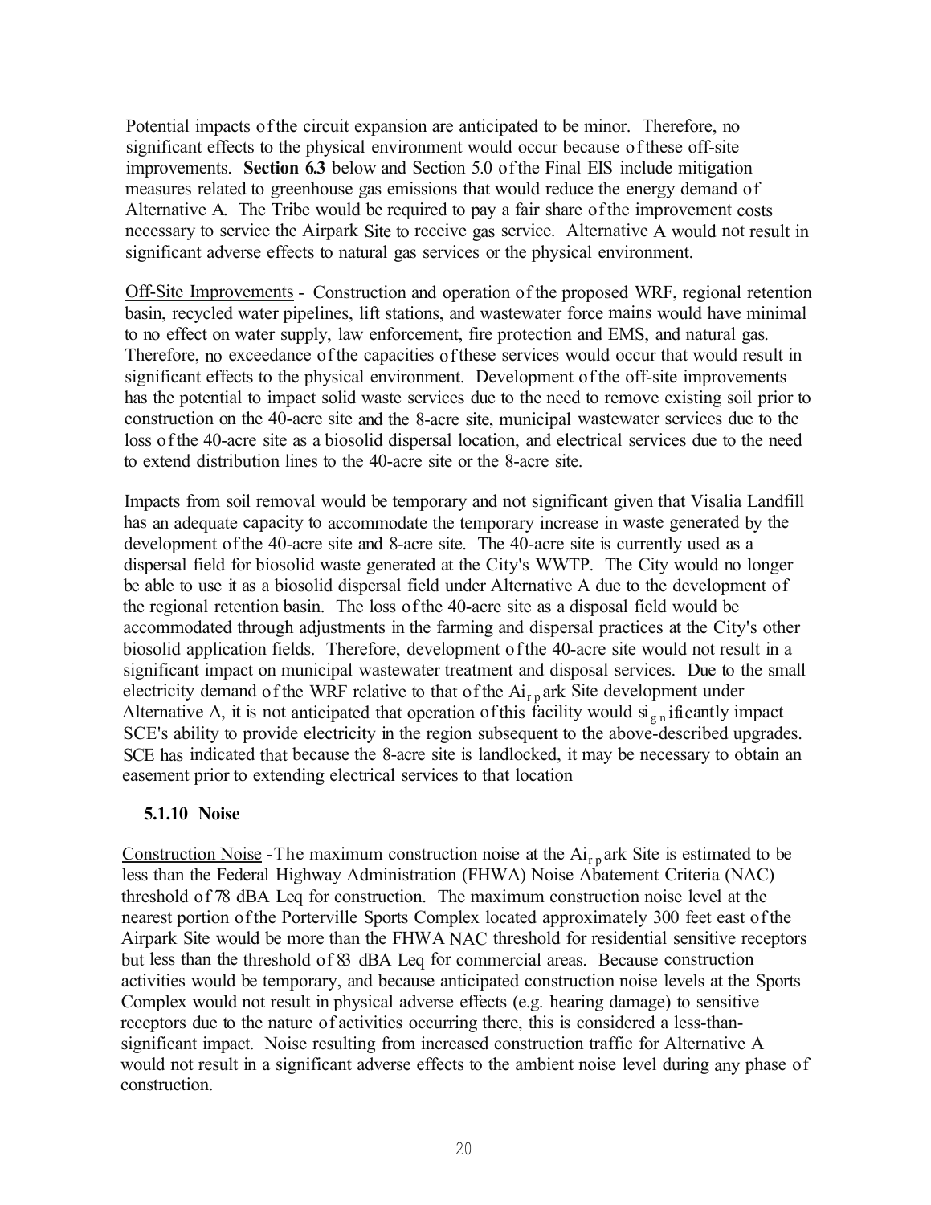Potential impacts of the circuit expansion are anticipated to be minor. Therefore, no significant effects to the physical environment would occur because of these off-site improvements. **Section 6.3** below and Section 5.0 of the Final EIS include mitigation measures related to greenhouse gas emissions that would reduce the energy demand of Alternative A. The Tribe would be required to pay a fair share of the improvement costs necessary to service the Airpark Site to receive gas service. Alternative A would not result in significant adverse effects to natural gas services or the physical environment.

Off-Site Improvements - Construction and operation of the proposed WRF, regional retention basin, recycled water pipelines, lift stations, and wastewater force mains would have minimal to no effect on water supply, law enforcement, fire protection and EMS, and natural gas. Therefore, no exceedance of the capacities of these services would occur that would result in significant effects to the physical environment. Development of the off-site improvements has the potential to impact solid waste services due to the need to remove existing soil prior to construction on the 40-acre site and the 8-acre site, municipal wastewater services due to the loss of the 40-acre site as a biosolid dispersal location, and electrical services due to the need to extend distribution lines to the 40-acre site or the 8-acre site.

Impacts from soil removal would be temporary and not significant given that Visalia Landfill has an adequate capacity to accommodate the temporary increase in waste generated by the development of the 40-acre site and 8-acre site. The 40-acre site is currently used as a dispersal field for biosolid waste generated at the City's WWTP. The City would no longer be able to use it as a biosolid dispersal field under Alternative A due to the development of the regional retention basin. The loss of the 40-acre site as a disposal field would be accommodated through adjustments in the farming and dispersal practices at the City's other biosolid application fields. Therefore, development of the 40-acre site would not result in a significant impact on municipal wastewater treatment and disposal services. Due to the small electricity demand of the WRF relative to that of the Airpark Site development under Alternative A, it is not anticipated that operation of this facility would significantly impact SCE's ability to provide electricity in the region subsequent to the above-described upgrades. SCE has indicated that because the 8-acre site is landlocked, it may be necessary to obtain an easement prior to extending electrical services to that location

### 5.1.10 Noise

Construction Noise - The maximum construction noise at the Airpark Site is estimated to be less than the Federal Highway Administration (FHWA) Noise Abatement Criteria (NAC) threshold of 78 dBA Leq for construction. The maximum construction noise level at the nearest portion of the Porterville Sports Complex located approximately 300 feet east of the Airpark Site would be more than the FHWA NAC threshold for residential sensitive receptors but less than the threshold of 83 dBA Leq for commercial areas. Because construction activities would be temporary, and because anticipated construction noise levels at the Sports Complex would not result in physical adverse effects (e.g. hearing damage) to sensitive receptors due to the nature of activities occurring there, this is considered a less-than-significant impact. Noise resulting from increased construction traffic for Alternative A would not result in a significant adverse effects to the ambient noise level during any phase of construction.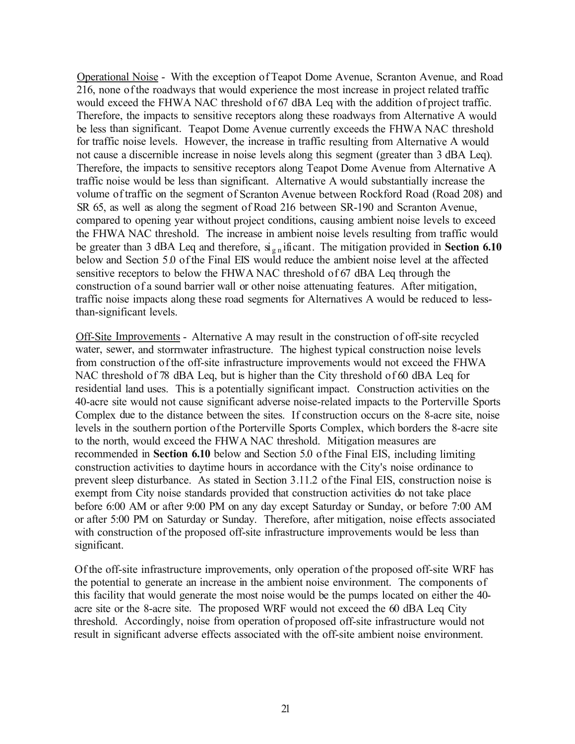Operational Noise - With the exception of Teapot Dome Avenue, Scranton Avenue, and Road 216, none of the roadways that would experience the most increase in project related traffic would exceed the FHWA NAC threshold of 67 dBA Leq with the addition of project traffic. Therefore, the impacts to sensitive receptors along these roadways from Alternative A would be less than significant. Teapot Dome Avenue currently exceeds the FHWA NAC threshold for traffic noise levels. However, the increase in traffic resulting from Alternative A would not cause a discernible increase in noise levels along this segment (greater than 3 dBA Leq). Therefore, the impacts to sensitive receptors along Teapot Dome Avenue from Alternative A traffic noise would be less than significant. Alternative A would substantially increase the volume of traffic on the segment of Scranton Avenue between Rockford Road (Road 208) and SR 65, as well as along the segment of Road 216 between SR-190 and Scranton Avenue, compared to opening year without project conditions, causing ambient noise levels to exceed the FHWA NAC threshold. The increase in ambient noise levels resulting from traffic would be greater than 3 dBA Leq and therefore, significant. The mitigation provided in **Section 6.10** below and Section 5.0 of the Final EIS would reduce the ambient noise level at the affected sensitive receptors to below the FHWA NAC threshold of 67 dBA Leq through the construction of a sound barrier wall or other noise attenuating features. After mitigation, traffic noise impacts along these road segments for Alternatives A would be reduced to less-than-significant levels.

Off-Site Improvements - Alternative A may result in the construction of off-site recycled water, sewer, and stormwater infrastructure. The highest typical construction noise levels from construction of the off-site infrastructure improvements would not exceed the FHWA NAC threshold of 78 dBA Leq, but is higher than the City threshold of 60 dBA Leq for residential land uses. This is a potentially significant impact. Construction activities on the 40-acre site would not cause significant adverse noise-related impacts to the Porterville Sports Complex due to the distance between the sites. If construction occurs on the 8-acre site, noise levels in the southern portion of the Porterville Sports Complex, which borders the 8-acre site to the north, would exceed the FHWA NAC threshold. Mitigation measures are recommended in **Section 6.10** below and Section 5.0 of the Final EIS, including limiting construction activities to daytime hours in accordance with the City's noise ordinance to prevent sleep disturbance. As stated in Section 3.11.2 of the Final EIS, construction noise is exempt from City noise standards provided that construction activities do not take place before 6:00 AM or after 9:00 PM on any day except Saturday or Sunday, or before 7:00 AM or after 5:00 PM on Saturday or Sunday. Therefore, after mitigation, noise effects associated with construction of the proposed off-site infrastructure improvements would be less than significant.

Of the off-site infrastructure improvements, only operation of the proposed off-site WRF has the potential to generate an increase in the ambient noise environment. The components of this facility that would generate the most noise would be the pumps located on either the 40-acre site or the 8-acre site. The proposed WRF would not exceed the 60 dBA Leq City threshold. Accordingly, noise from operation of proposed off-site infrastructure would not result in significant adverse effects associated with the off-site ambient noise environment.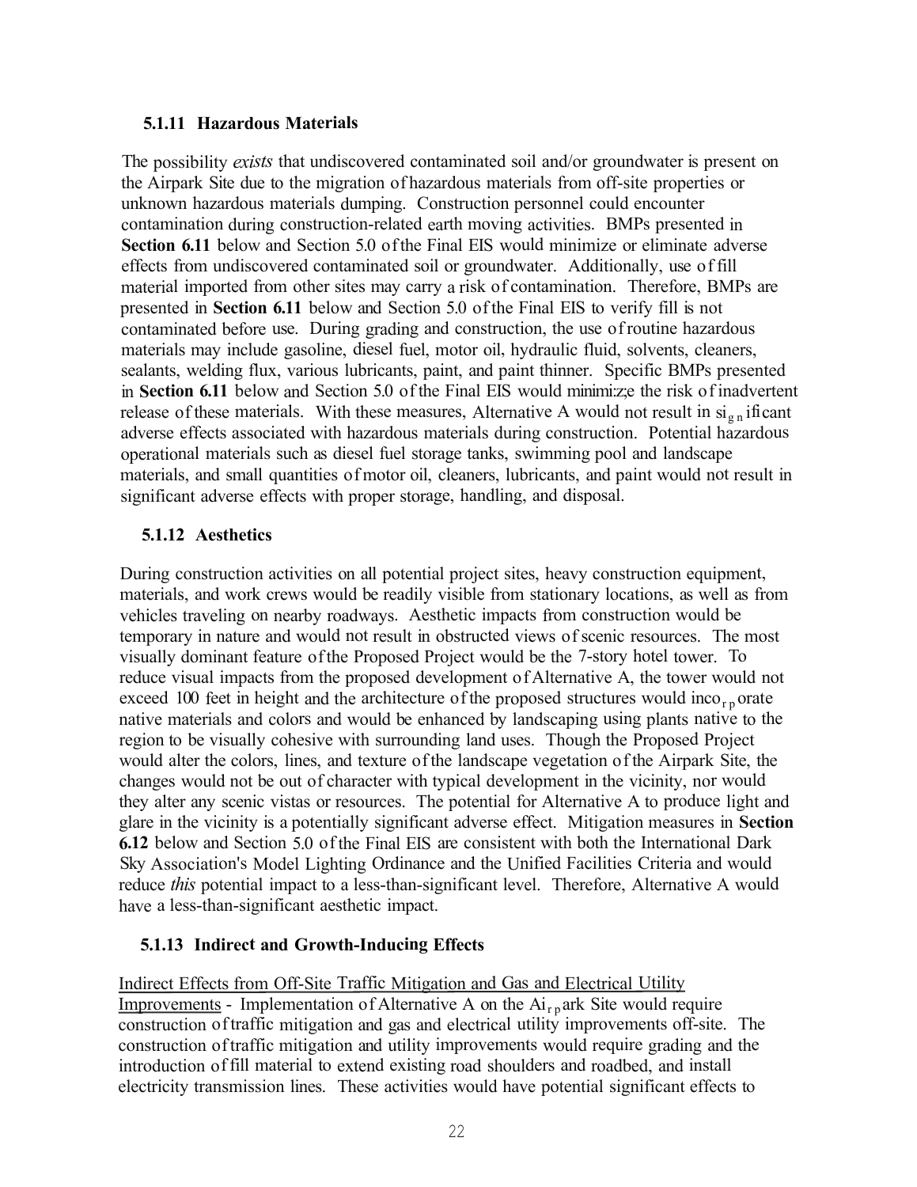### 5.1.11 Hazardous Materials

The possibility *exists* that undiscovered contaminated soil and/or groundwater is present on the Airpark Site due to the migration of hazardous materials from off-site properties or unknown hazardous materials dumping. Construction personnel could encounter contamination during construction-related earth moving activities. BMPs presented in **Section 6.11** below and Section 5.0 of the Final EIS would minimize or eliminate adverse effects from undiscovered contaminated soil or groundwater. Additionally, use of fill material imported from other sites may carry a risk of contamination. Therefore, BMPs are presented in **Section 6.11** below and Section 5.0 of the Final EIS to verify fill is not contaminated before use. During grading and construction, the use of routine hazardous materials may include gasoline, diesel fuel, motor oil, hydraulic fluid, solvents, cleaners, sealants, welding flux, various lubricants, paint, and paint thinner. Specific BMPs presented in **Section 6.11** below and Section 5.0 of the Final EIS would minimize the risk of inadvertent release of these materials. With these measures, Alternative A would not result in significant adverse effects associated with hazardous materials during construction. Potential hazardous operational materials such as diesel fuel storage tanks, swimming pool and landscape materials, and small quantities of motor oil, cleaners, lubricants, and paint would not result in significant adverse effects with proper storage, handling, and disposal.

### 5.1.12 Aesthetics

During construction activities on all potential project sites, heavy construction equipment, materials, and work crews would be readily visible from stationary locations, as well as from vehicles traveling on nearby roadways. Aesthetic impacts from construction would be temporary in nature and would not result in obstructed views of scenic resources. The most visually dominant feature of the Proposed Project would be the 7-story hotel tower. To reduce visual impacts from the proposed development of Alternative A, the tower would not exceed 100 feet in height and the architecture of the proposed structures would incorporate native materials and colors and would be enhanced by landscaping using plants native to the region to be visually cohesive with surrounding land uses. Though the Proposed Project would alter the colors, lines, and texture of the landscape vegetation of the Airpark Site, the changes would not be out of character with typical development in the vicinity, nor would they alter any scenic vistas or resources. The potential for Alternative A to produce light and glare in the vicinity is a potentially significant adverse effect. Mitigation measures in **Section 6.12** below and Section 5.0 of the Final EIS are consistent with both the International Dark Sky Association's Model Lighting Ordinance and the Unified Facilities Criteria and would reduce *this* potential impact to a less-than-significant level. Therefore, Alternative A would have a less-than-significant aesthetic impact.

### 5.1.13 Indirect and Growth-Inducing Effects

Indirect Effects from Off-Site Traffic Mitigation and Gas and Electrical Utility Improvements - Implementation of Alternative A on the Airpark Site would require construction of traffic mitigation and gas and electrical utility improvements off-site. The construction of traffic mitigation and utility improvements would require grading and the introduction of fill material to extend existing road shoulders and roadbed, and install electricity transmission lines. These activities would have potential significant effects to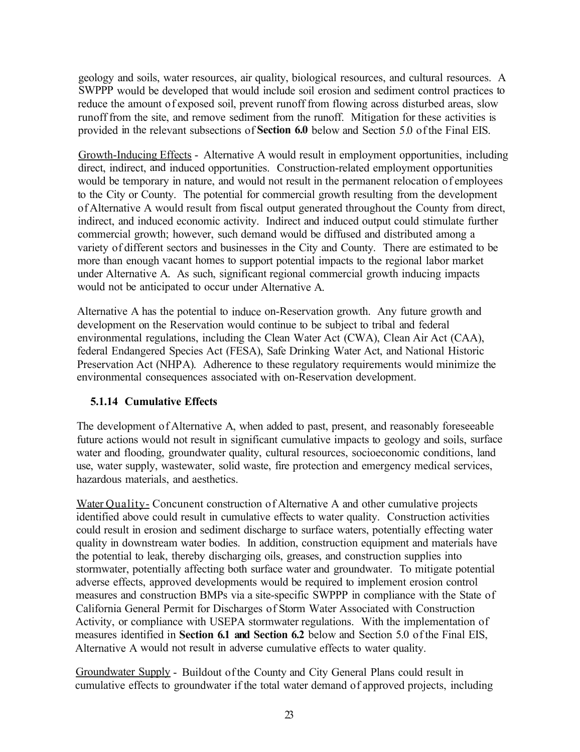geology and soils, water resources, air quality, biological resources, and cultural resources. A SWPPP would be developed that would include soil erosion and sediment control practices to reduce the amount of exposed soil, prevent runoff from flowing across disturbed areas, slow runoff from the site, and remove sediment from the runoff. Mitigation for these activities is provided in the relevant subsections of **Section 6.0** below and Section 5.0 of the Final EIS.

Growth-Inducing Effects - Alternative A would result in employment opportunities, including direct, indirect, and induced opportunities. Construction-related employment opportunities would be temporary in nature, and would not result in the permanent relocation of employees to the City or County. The potential for commercial growth resulting from the development of Alternative A would result from fiscal output generated throughout the County from direct, indirect, and induced economic activity. Indirect and induced output could stimulate further commercial growth; however, such demand would be diffused and distributed among a variety of different sectors and businesses in the City and County. There are estimated to be more than enough vacant homes to support potential impacts to the regional labor market under Alternative A. As such, significant regional commercial growth inducing impacts would not be anticipated to occur under Alternative A.

Alternative A has the potential to induce on-Reservation growth. Any future growth and development on the Reservation would continue to be subject to tribal and federal environmental regulations, including the Clean Water Act (CWA), Clean Air Act (CAA), federal Endangered Species Act (FESA), Safe Drinking Water Act, and National Historic Preservation Act (NHPA). Adherence to these regulatory requirements would minimize the environmental consequences associated with on-Reservation development.

### 5.1.14 Cumulative Effects

The development of Alternative A, when added to past, present, and reasonably foreseeable future actions would not result in significant cumulative impacts to geology and soils, surface water and flooding, groundwater quality, cultural resources, socioeconomic conditions, land use, water supply, wastewater, solid waste, fire protection and emergency medical services, hazardous materials, and aesthetics.

Water Quality- Concurrent construction of Alternative A and other cumulative projects identified above could result in cumulative effects to water quality. Construction activities could result in erosion and sediment discharge to surface waters, potentially effecting water quality in downstream water bodies. In addition, construction equipment and materials have the potential to leak, thereby discharging oils, greases, and construction supplies into stormwater, potentially affecting both surface water and groundwater. To mitigate potential adverse effects, approved developments would be required to implement erosion control measures and construction BMPs via a site-specific SWPPP in compliance with the State of California General Permit for Discharges of Storm Water Associated with Construction Activity, or compliance with USEPA stormwater regulations. With the implementation of measures identified in **Section 6.1 and Section 6.2** below and Section 5.0 of the Final EIS, Alternative A would not result in adverse cumulative effects to water quality.

Groundwater Supply - Buildout of the County and City General Plans could result in cumulative effects to groundwater if the total water demand of approved projects, including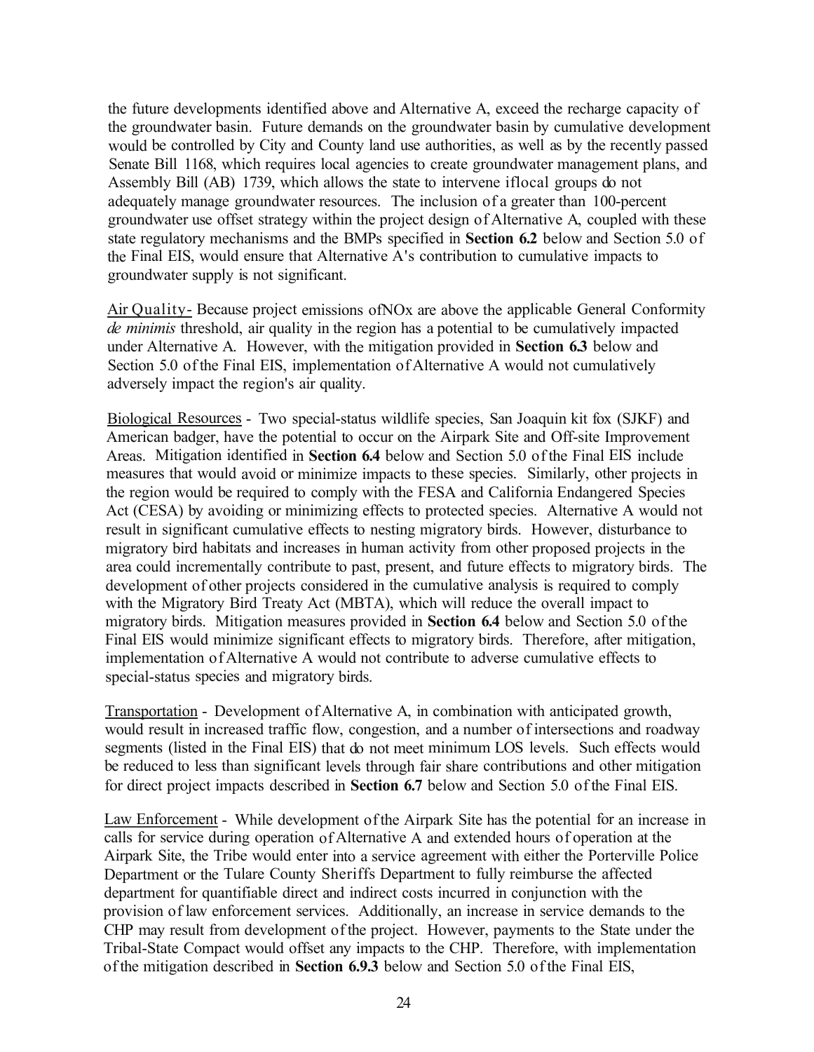the future developments identified above and Alternative A, exceed the recharge capacity of the groundwater basin. Future demands on the groundwater basin by cumulative development would be controlled by City and County land use authorities, as well as by the recently passed Senate Bill 1168, which requires local agencies to create groundwater management plans, and Assembly Bill (AB) 1739, which allows the state to intervene iflocal groups do not adequately manage groundwater resources. The inclusion of a greater than 100-percent groundwater use offset strategy within the project design of Alternative A, coupled with these state regulatory mechanisms and the BMPs specified in **Section 6.2** below and Section 5.0 of the Final EIS, would ensure that Alternative A's contribution to cumulative impacts to groundwater supply is not significant.

Air Quality- Because project emissions ofNOx are above the applicable General Conformity *de minimis* threshold, air quality in the region has a potential to be cumulatively impacted under Alternative A. However, with the mitigation provided in **Section 6.3** below and Section 5.0 of the Final EIS, implementation of Alternative A would not cumulatively adversely impact the region's air quality.

Biological Resources - Two special-status wildlife species, San Joaquin kit fox (SJKF) and American badger, have the potential to occur on the Airpark Site and Off-site Improvement Areas. Mitigation identified in **Section 6.4** below and Section 5.0 of the Final EIS include measures that would avoid or minimize impacts to these species. Similarly, other projects in the region would be required to comply with the FESA and California Endangered Species Act (CESA) by avoiding or minimizing effects to protected species. Alternative A would not result in significant cumulative effects to nesting migratory birds. However, disturbance to migratory bird habitats and increases in human activity from other proposed projects in the area could incrementally contribute to past, present, and future effects to migratory birds. The development of other projects considered in the cumulative analysis is required to comply with the Migratory Bird Treaty Act (MBTA), which will reduce the overall impact to migratory birds. Mitigation measures provided in **Section 6.4** below and Section 5.0 of the Final EIS would minimize significant effects to migratory birds. Therefore, after mitigation, implementation of Alternative A would not contribute to adverse cumulative effects to special-status species and migratory birds.

Transportation - Development of Alternative A, in combination with anticipated growth, would result in increased traffic flow, congestion, and a number of intersections and roadway segments (listed in the Final EIS) that do not meet minimum LOS levels. Such effects would be reduced to less than significant levels through fair share contributions and other mitigation for direct project impacts described in **Section 6.7** below and Section 5.0 of the Final EIS.

Law Enforcement - While development of the Airpark Site has the potential for an increase in calls for service during operation of Alternative A and extended hours of operation at the Airpark Site, the Tribe would enter into a service agreement with either the Porterville Police Department or the Tulare County Sheriffs Department to fully reimburse the affected department for quantifiable direct and indirect costs incurred in conjunction with the provision of law enforcement services. Additionally, an increase in service demands to the CHP may result from development of the project. However, payments to the State under the Tribal-State Compact would offset any impacts to the CHP. Therefore, with implementation of the mitigation described in **Section 6.9.3** below and Section 5.0 of the Final EIS,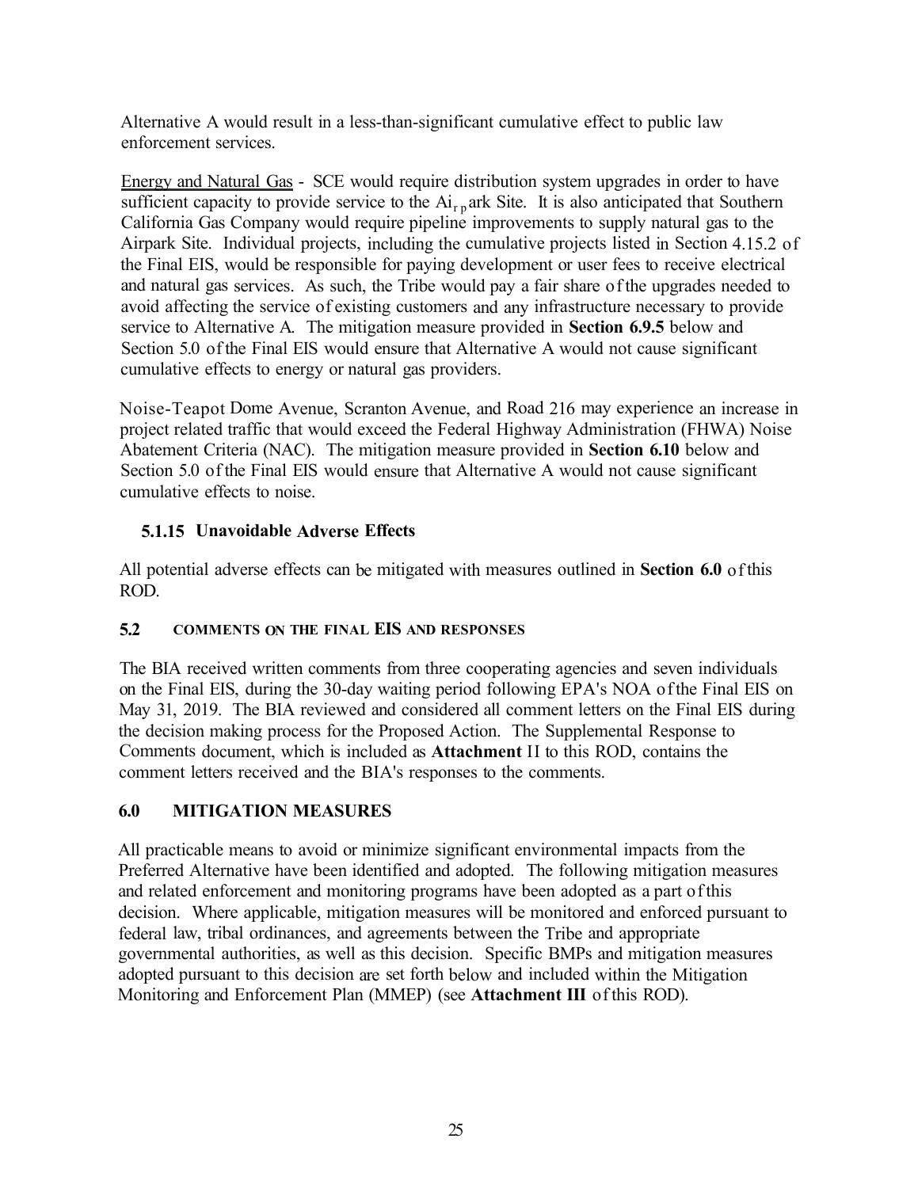Alternative A would result in a less-than-significant cumulative effect to public law enforcement services.

Energy and Natural Gas - SCE would require distribution system upgrades in order to have sufficient capacity to provide service to the Airpark Site. It is also anticipated that Southern California Gas Company would require pipeline improvements to supply natural gas to the Airpark Site. Individual projects, including the cumulative projects listed in Section 4.15.2 of the Final EIS, would be responsible for paying development or user fees to receive electrical and natural gas services. As such, the Tribe would pay a fair share of the upgrades needed to avoid affecting the service of existing customers and any infrastructure necessary to provide service to Alternative A. The mitigation measure provided in **Section 6.9.5** below and Section 5.0 of the Final EIS would ensure that Alternative A would not cause significant cumulative effects to energy or natural gas providers.

Noise-Teapot Dome Avenue, Scranton Avenue, and Road 216 may experience an increase in project related traffic that would exceed the Federal Highway Administration (FHWA) Noise Abatement Criteria (NAC). The mitigation measure provided in **Section 6.10** below and Section 5.0 of the Final EIS would ensure that Alternative A would not cause significant cumulative effects to noise.

### 5.1.15 Unavoidable Adverse Effects

All potential adverse effects can be mitigated with measures outlined in **Section 6.0** of this ROD.

## 5.2 COMMENTS ON THE FINAL EIS AND RESPONSES

The BIA received written comments from three cooperating agencies and seven individuals on the Final EIS, during the 30-day waiting period following EPA's NOA of the Final EIS on May 31, 2019. The BIA reviewed and considered all comment letters on the Final EIS during the decision making process for the Proposed Action. The Supplemental Response to Comments document, which is included as **Attachment** II to this ROD, contains the comment letters received and the BIA's responses to the comments.

# 6.0 MITIGATION MEASURES

All practicable means to avoid or minimize significant environmental impacts from the Preferred Alternative have been identified and adopted. The following mitigation measures and related enforcement and monitoring programs have been adopted as a part of this decision. Where applicable, mitigation measures will be monitored and enforced pursuant to federal law, tribal ordinances, and agreements between the Tribe and appropriate governmental authorities, as well as this decision. Specific BMPs and mitigation measures adopted pursuant to this decision are set forth below and included within the Mitigation Monitoring and Enforcement Plan (MMEP) (see **Attachment III** of this ROD).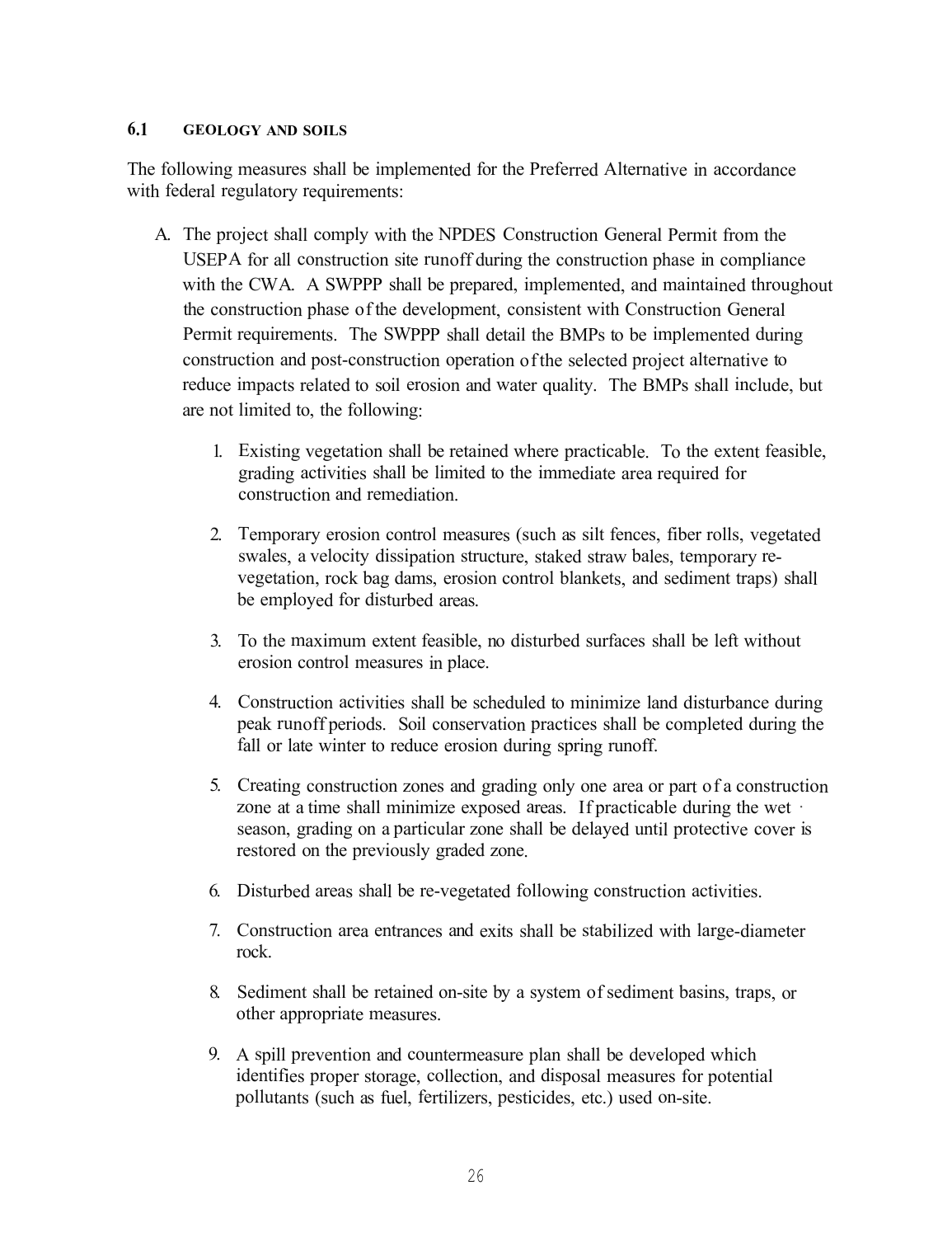### 6.1 GEOLOGY AND SOILS

The following measures shall be implemented for the Preferred Alternative in accordance with federal regulatory requirements:

A. The project shall comply with the NPDES Construction General Permit from the USEPA for all construction site runoff during the construction phase in compliance with the CWA. A SWPPP shall be prepared, implemented, and maintained throughout the construction phase of the development, consistent with Construction General Permit requirements. The SWPPP shall detail the BMPs to be implemented during construction and post-construction operation of the selected project alternative to reduce impacts related to soil erosion and water quality. The BMPs shall include, but are not limited to, the following:

   1. Existing vegetation shall be retained where practicable. To the extent feasible, grading activities shall be limited to the immediate area required for construction and remediation.

   2. Temporary erosion control measures (such as silt fences, fiber rolls, vegetated swales, a velocity dissipation structure, staked straw bales, temporary re-vegetation, rock bag dams, erosion control blankets, and sediment traps) shall be employed for disturbed areas.

   3. To the maximum extent feasible, no disturbed surfaces shall be left without erosion control measures in place.

   4. Construction activities shall be scheduled to minimize land disturbance during peak runoff periods. Soil conservation practices shall be completed during the fall or late winter to reduce erosion during spring runoff.

   5. Creating construction zones and grading only one area or part of a construction zone at a time shall minimize exposed areas. If practicable during the wet season, grading on a particular zone shall be delayed until protective cover is restored on the previously graded zone.

   6. Disturbed areas shall be re-vegetated following construction activities.

   7. Construction area entrances and exits shall be stabilized with large-diameter rock.

   8. Sediment shall be retained on-site by a system of sediment basins, traps, or other appropriate measures.

   9. A spill prevention and countermeasure plan shall be developed which identifies proper storage, collection, and disposal measures for potential pollutants (such as fuel, fertilizers, pesticides, etc.) used on-site.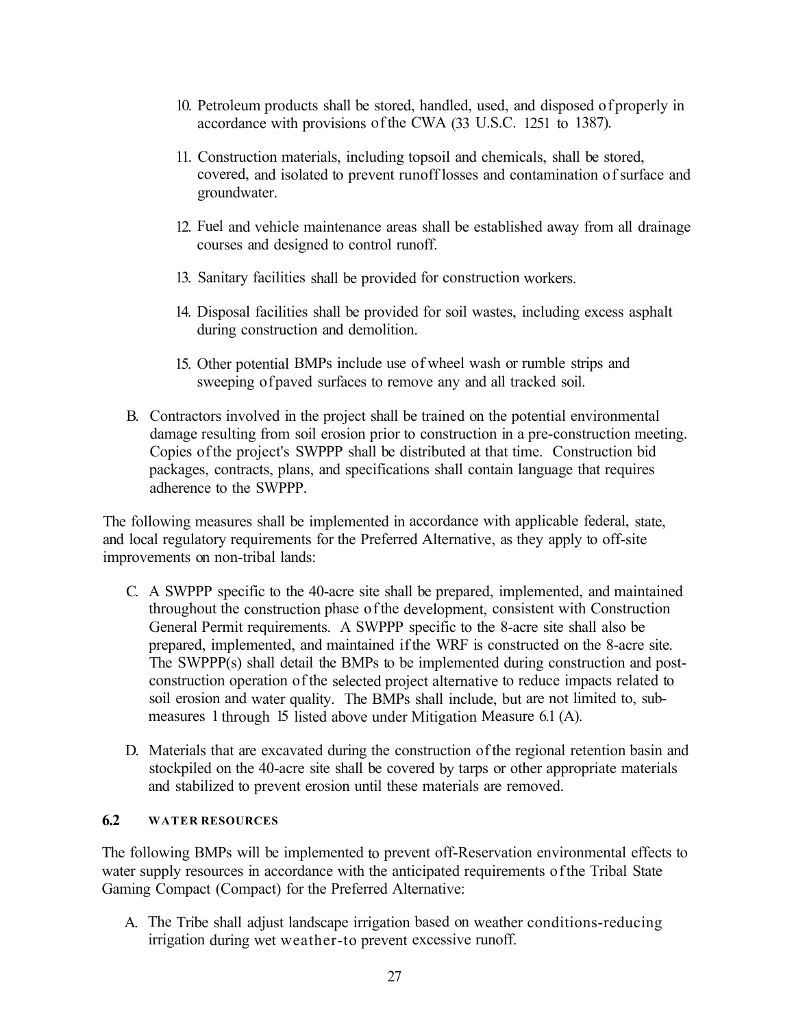10. Petroleum products shall be stored, handled, used, and disposed of properly in accordance with provisions of the CWA (33 U.S.C. 1251 to 1387).

11. Construction materials, including topsoil and chemicals, shall be stored, covered, and isolated to prevent runoff losses and contamination of surface and groundwater.

12. Fuel and vehicle maintenance areas shall be established away from all drainage courses and designed to control runoff.

13. Sanitary facilities shall be provided for construction workers.

14. Disposal facilities shall be provided for soil wastes, including excess asphalt during construction and demolition.

15. Other potential BMPs include use of wheel wash or rumble strips and sweeping of paved surfaces to remove any and all tracked soil.

B. Contractors involved in the project shall be trained on the potential environmental damage resulting from soil erosion prior to construction in a pre-construction meeting. Copies of the project's SWPPP shall be distributed at that time. Construction bid packages, contracts, plans, and specifications shall contain language that requires adherence to the SWPPP.

The following measures shall be implemented in accordance with applicable federal, state, and local regulatory requirements for the Preferred Alternative, as they apply to off-site improvements on non-tribal lands:

C. A SWPPP specific to the 40-acre site shall be prepared, implemented, and maintained throughout the construction phase of the development, consistent with Construction General Permit requirements. A SWPPP specific to the 8-acre site shall also be prepared, implemented, and maintained if the WRF is constructed on the 8-acre site. The SWPPP(s) shall detail the BMPs to be implemented during construction and post-construction operation of the selected project alternative to reduce impacts related to soil erosion and water quality. The BMPs shall include, but are not limited to, sub-measures 1 through 15 listed above under Mitigation Measure 6.1 (A).

D. Materials that are excavated during the construction of the regional retention basin and stockpiled on the 40-acre site shall be covered by tarps or other appropriate materials and stabilized to prevent erosion until these materials are removed.

### 6.2 WATER RESOURCES

The following BMPs will be implemented to prevent off-Reservation environmental effects to water supply resources in accordance with the anticipated requirements of the Tribal State Gaming Compact (Compact) for the Preferred Alternative:

A. The Tribe shall adjust landscape irrigation based on weather conditions-reducing irrigation during wet weather-to prevent excessive runoff.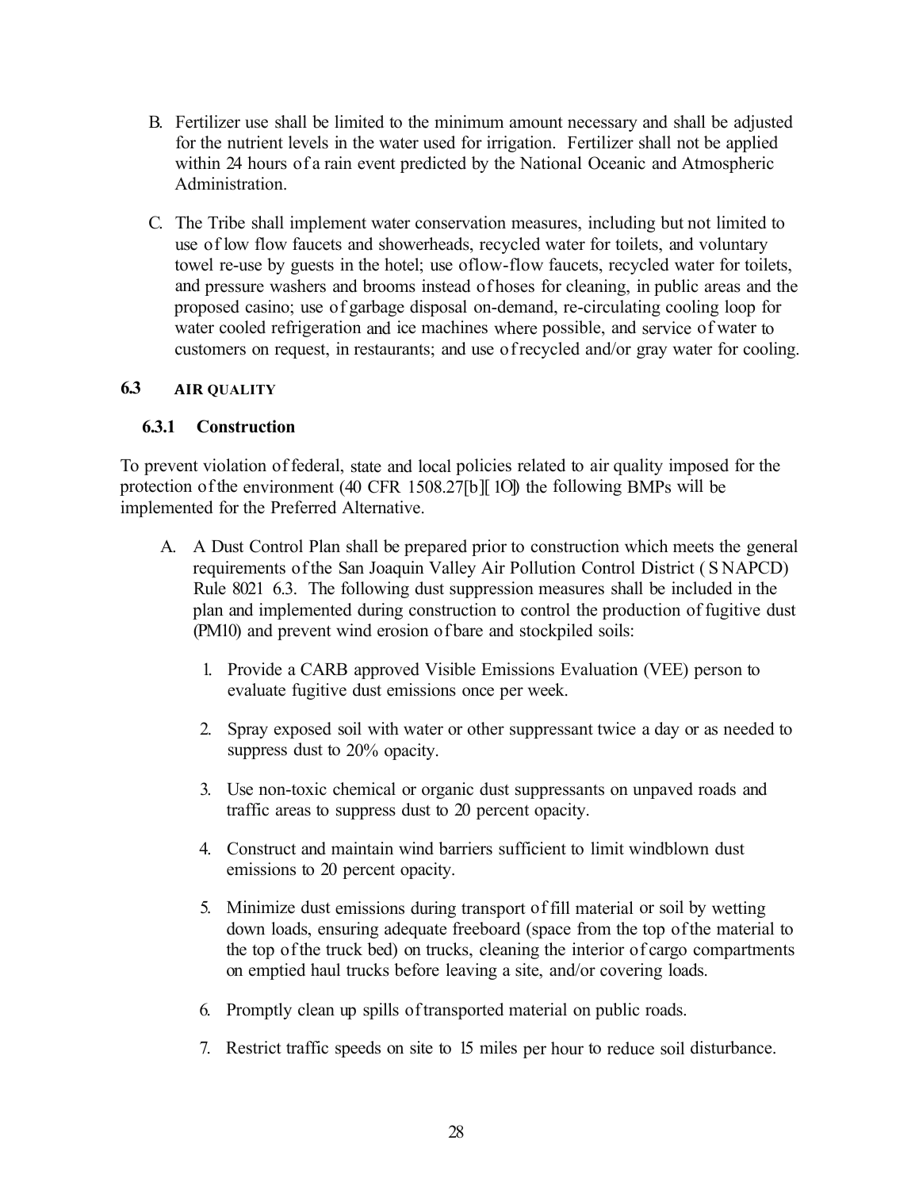B. Fertilizer use shall be limited to the minimum amount necessary and shall be adjusted for the nutrient levels in the water used for irrigation. Fertilizer shall not be applied within 24 hours of a rain event predicted by the National Oceanic and Atmospheric Administration.

C. The Tribe shall implement water conservation measures, including but not limited to use of low flow faucets and showerheads, recycled water for toilets, and voluntary towel re-use by guests in the hotel; use oflow-flow faucets, recycled water for toilets, and pressure washers and brooms instead of hoses for cleaning, in public areas and the proposed casino; use of garbage disposal on-demand, re-circulating cooling loop for water cooled refrigeration and ice machines where possible, and service of water to customers on request, in restaurants; and use of recycled and/or gray water for cooling.

## 6.3 AIR QUALITY

### 6.3.1 Construction

To prevent violation of federal, state and local policies related to air quality imposed for the protection of the environment (40 CFR 1508.27[b][10]) the following BMPs will be implemented for the Preferred Alternative.

A. A Dust Control Plan shall be prepared prior to construction which meets the general requirements of the San Joaquin Valley Air Pollution Control District (SNAPCD) Rule 8021 6.3. The following dust suppression measures shall be included in the plan and implemented during construction to control the production of fugitive dust (PM10) and prevent wind erosion of bare and stockpiled soils:

1. Provide a CARB approved Visible Emissions Evaluation (VEE) person to evaluate fugitive dust emissions once per week.

2. Spray exposed soil with water or other suppressant twice a day or as needed to suppress dust to 20% opacity.

3. Use non-toxic chemical or organic dust suppressants on unpaved roads and traffic areas to suppress dust to 20 percent opacity.

4. Construct and maintain wind barriers sufficient to limit windblown dust emissions to 20 percent opacity.

5. Minimize dust emissions during transport of fill material or soil by wetting down loads, ensuring adequate freeboard (space from the top of the material to the top of the truck bed) on trucks, cleaning the interior of cargo compartments on emptied haul trucks before leaving a site, and/or covering loads.

6. Promptly clean up spills of transported material on public roads.

7. Restrict traffic speeds on site to 15 miles per hour to reduce soil disturbance.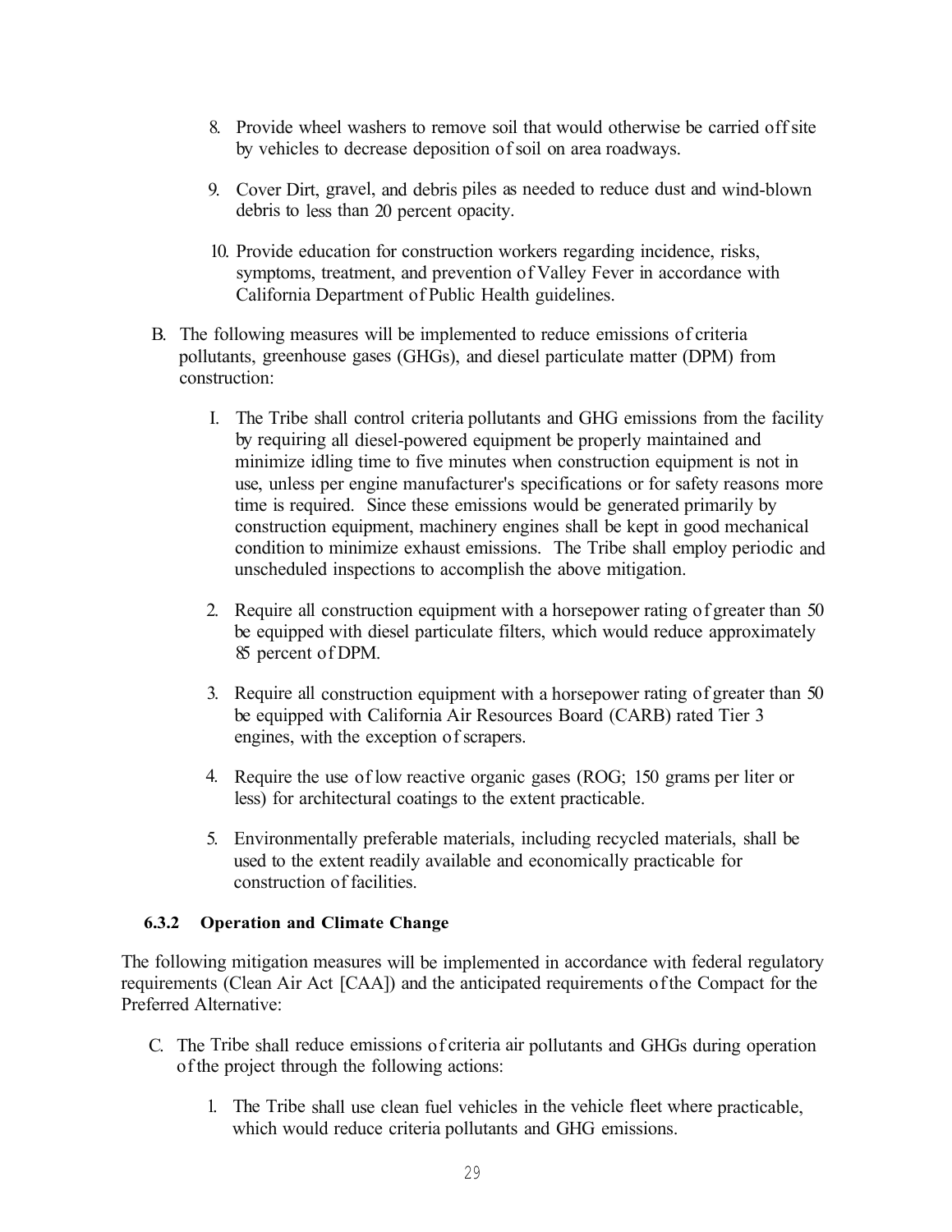8. Provide wheel washers to remove soil that would otherwise be carried off site by vehicles to decrease deposition of soil on area roadways.

9. Cover Dirt, gravel, and debris piles as needed to reduce dust and wind-blown debris to less than 20 percent opacity.

10. Provide education for construction workers regarding incidence, risks, symptoms, treatment, and prevention of Valley Fever in accordance with California Department of Public Health guidelines.

B. The following measures will be implemented to reduce emissions of criteria pollutants, greenhouse gases (GHGs), and diesel particulate matter (DPM) from construction:

   I. The Tribe shall control criteria pollutants and GHG emissions from the facility by requiring all diesel-powered equipment be properly maintained and minimize idling time to five minutes when construction equipment is not in use, unless per engine manufacturer's specifications or for safety reasons more time is required. Since these emissions would be generated primarily by construction equipment, machinery engines shall be kept in good mechanical condition to minimize exhaust emissions. The Tribe shall employ periodic and unscheduled inspections to accomplish the above mitigation.

   2. Require all construction equipment with a horsepower rating of greater than 50 be equipped with diesel particulate filters, which would reduce approximately 85 percent of DPM.

   3. Require all construction equipment with a horsepower rating of greater than 50 be equipped with California Air Resources Board (CARB) rated Tier 3 engines, with the exception of scrapers.

   4. Require the use of low reactive organic gases (ROG; 150 grams per liter or less) for architectural coatings to the extent practicable.

   5. Environmentally preferable materials, including recycled materials, shall be used to the extent readily available and economically practicable for construction of facilities.

### 6.3.2 Operation and Climate Change

The following mitigation measures will be implemented in accordance with federal regulatory requirements (Clean Air Act [CAA]) and the anticipated requirements of the Compact for the Preferred Alternative:

C. The Tribe shall reduce emissions of criteria air pollutants and GHGs during operation of the project through the following actions:

   1. The Tribe shall use clean fuel vehicles in the vehicle fleet where practicable, which would reduce criteria pollutants and GHG emissions.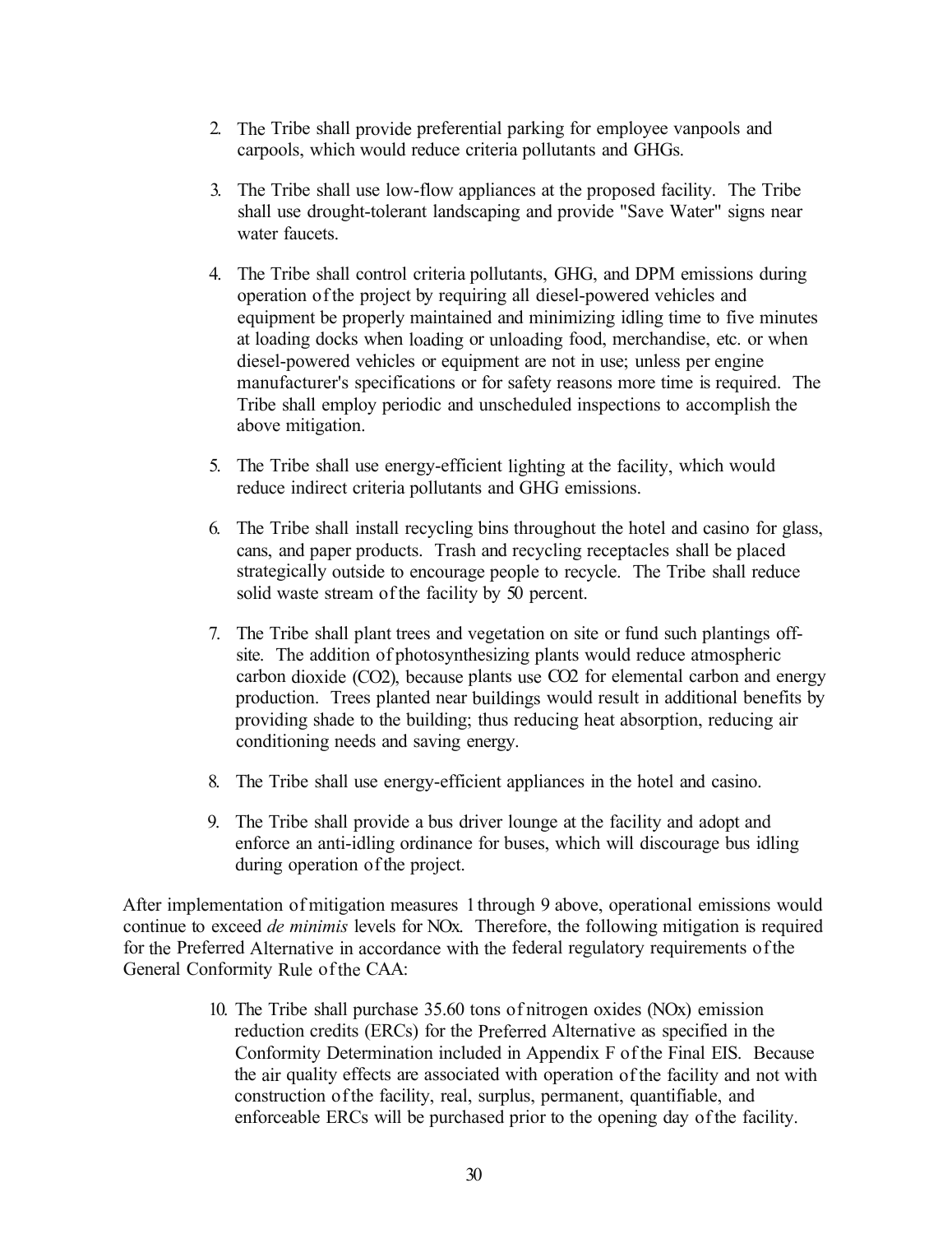2. The Tribe shall provide preferential parking for employee vanpools and carpools, which would reduce criteria pollutants and GHGs.

3. The Tribe shall use low-flow appliances at the proposed facility. The Tribe shall use drought-tolerant landscaping and provide "Save Water" signs near water faucets.

4. The Tribe shall control criteria pollutants, GHG, and DPM emissions during operation of the project by requiring all diesel-powered vehicles and equipment be properly maintained and minimizing idling time to five minutes at loading docks when loading or unloading food, merchandise, etc. or when diesel-powered vehicles or equipment are not in use; unless per engine manufacturer's specifications or for safety reasons more time is required. The Tribe shall employ periodic and unscheduled inspections to accomplish the above mitigation.

5. The Tribe shall use energy-efficient lighting at the facility, which would reduce indirect criteria pollutants and GHG emissions.

6. The Tribe shall install recycling bins throughout the hotel and casino for glass, cans, and paper products. Trash and recycling receptacles shall be placed strategically outside to encourage people to recycle. The Tribe shall reduce solid waste stream of the facility by 50 percent.

7. The Tribe shall plant trees and vegetation on site or fund such plantings off-site. The addition of photosynthesizing plants would reduce atmospheric carbon dioxide ($CO_2$), because plants use $CO_2$ for elemental carbon and energy production. Trees planted near buildings would result in additional benefits by providing shade to the building; thus reducing heat absorption, reducing air conditioning needs and saving energy.

8. The Tribe shall use energy-efficient appliances in the hotel and casino.

9. The Tribe shall provide a bus driver lounge at the facility and adopt and enforce an anti-idling ordinance for buses, which will discourage bus idling during operation of the project.

After implementation of mitigation measures 1 through 9 above, operational emissions would continue to exceed *de minimis* levels for NOx. Therefore, the following mitigation is required for the Preferred Alternative in accordance with the federal regulatory requirements of the General Conformity Rule of the CAA:

10. The Tribe shall purchase 35.60 tons of nitrogen oxides (NOx) emission reduction credits (ERCs) for the Preferred Alternative as specified in the Conformity Determination included in Appendix F of the Final EIS. Because the air quality effects are associated with operation of the facility and not with construction of the facility, real, surplus, permanent, quantifiable, and enforceable ERCs will be purchased prior to the opening day of the facility.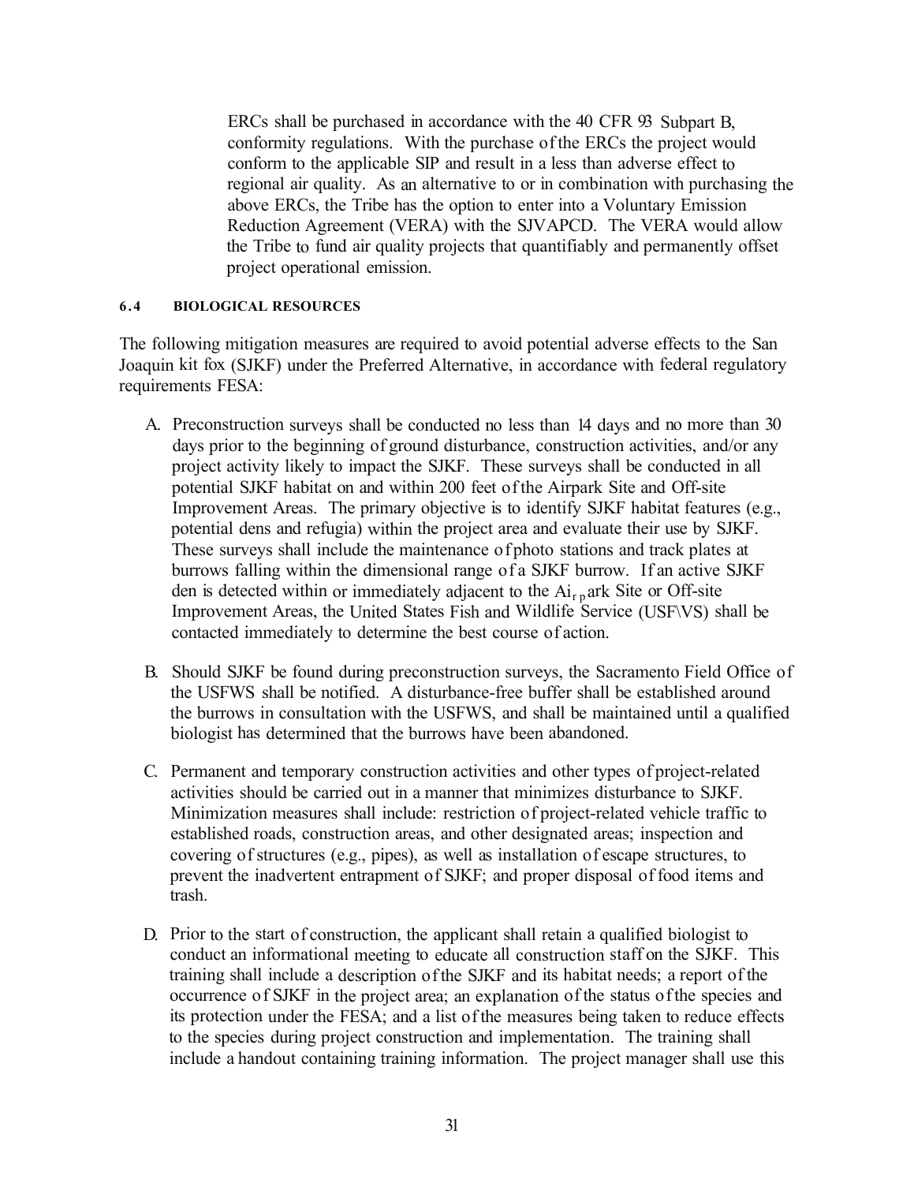ERCs shall be purchased in accordance with the 40 CFR 93 Subpart B, conformity regulations. With the purchase of the ERCs the project would conform to the applicable SIP and result in a less than adverse effect to regional air quality. As an alternative to or in combination with purchasing the above ERCs, the Tribe has the option to enter into a Voluntary Emission Reduction Agreement (VERA) with the SJVAPCD. The VERA would allow the Tribe to fund air quality projects that quantifiably and permanently offset project operational emission.

#### 6.4 BIOLOGICAL RESOURCES

The following mitigation measures are required to avoid potential adverse effects to the San Joaquin kit fox (SJKF) under the Preferred Alternative, in accordance with federal regulatory requirements FESA:

A. Preconstruction surveys shall be conducted no less than 14 days and no more than 30 days prior to the beginning of ground disturbance, construction activities, and/or any project activity likely to impact the SJKF. These surveys shall be conducted in all potential SJKF habitat on and within 200 feet of the Airpark Site and Off-site Improvement Areas. The primary objective is to identify SJKF habitat features (e.g., potential dens and refugia) within the project area and evaluate their use by SJKF. These surveys shall include the maintenance of photo stations and track plates at burrows falling within the dimensional range of a SJKF burrow. If an active SJKF den is detected within or immediately adjacent to the Airpark Site or Off-site Improvement Areas, the United States Fish and Wildlife Service (USFWS) shall be contacted immediately to determine the best course of action.

B. Should SJKF be found during preconstruction surveys, the Sacramento Field Office of the USFWS shall be notified. A disturbance-free buffer shall be established around the burrows in consultation with the USFWS, and shall be maintained until a qualified biologist has determined that the burrows have been abandoned.

C. Permanent and temporary construction activities and other types of project-related activities should be carried out in a manner that minimizes disturbance to SJKF. Minimization measures shall include: restriction of project-related vehicle traffic to established roads, construction areas, and other designated areas; inspection and covering of structures (e.g., pipes), as well as installation of escape structures, to prevent the inadvertent entrapment of SJKF; and proper disposal of food items and trash.

D. Prior to the start of construction, the applicant shall retain a qualified biologist to conduct an informational meeting to educate all construction staff on the SJKF. This training shall include a description of the SJKF and its habitat needs; a report of the occurrence of SJKF in the project area; an explanation of the status of the species and its protection under the FESA; and a list of the measures being taken to reduce effects to the species during project construction and implementation. The training shall include a handout containing training information. The project manager shall use this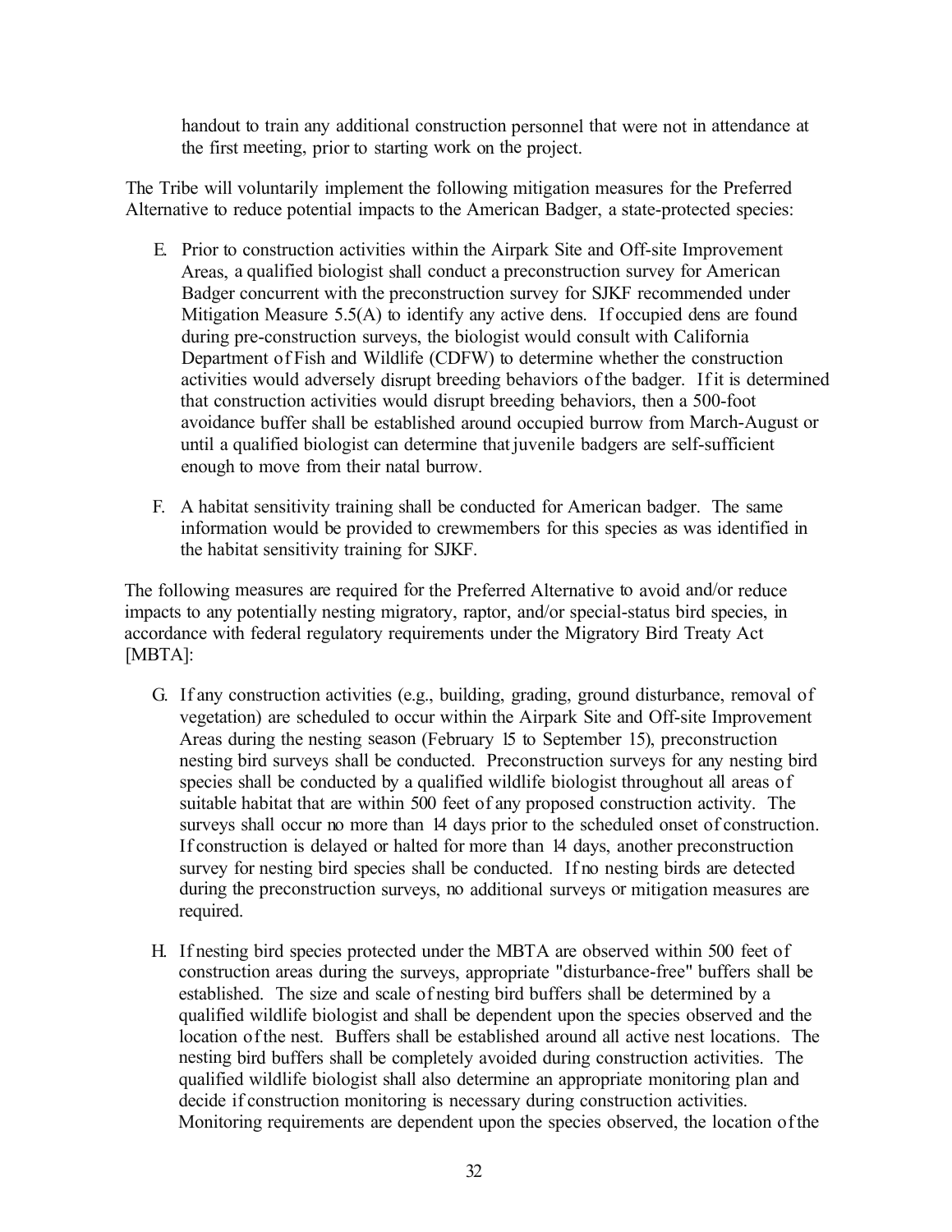handout to train any additional construction personnel that were not in attendance at the first meeting, prior to starting work on the project.

The Tribe will voluntarily implement the following mitigation measures for the Preferred Alternative to reduce potential impacts to the American Badger, a state-protected species:

E. Prior to construction activities within the Airpark Site and Off-site Improvement Areas, a qualified biologist shall conduct a preconstruction survey for American Badger concurrent with the preconstruction survey for SJKF recommended under Mitigation Measure 5.5(A) to identify any active dens. If occupied dens are found during pre-construction surveys, the biologist would consult with California Department of Fish and Wildlife (CDFW) to determine whether the construction activities would adversely disrupt breeding behaviors of the badger. If it is determined that construction activities would disrupt breeding behaviors, then a 500-foot avoidance buffer shall be established around occupied burrow from March-August or until a qualified biologist can determine that juvenile badgers are self-sufficient enough to move from their natal burrow.

F. A habitat sensitivity training shall be conducted for American badger. The same information would be provided to crewmembers for this species as was identified in the habitat sensitivity training for SJKF.

The following measures are required for the Preferred Alternative to avoid and/or reduce impacts to any potentially nesting migratory, raptor, and/or special-status bird species, in accordance with federal regulatory requirements under the Migratory Bird Treaty Act [MBTA]:

G. If any construction activities (e.g., building, grading, ground disturbance, removal of vegetation) are scheduled to occur within the Airpark Site and Off-site Improvement Areas during the nesting season (February 15 to September 15), preconstruction nesting bird surveys shall be conducted. Preconstruction surveys for any nesting bird species shall be conducted by a qualified wildlife biologist throughout all areas of suitable habitat that are within 500 feet of any proposed construction activity. The surveys shall occur no more than 14 days prior to the scheduled onset of construction. If construction is delayed or halted for more than 14 days, another preconstruction survey for nesting bird species shall be conducted. If no nesting birds are detected during the preconstruction surveys, no additional surveys or mitigation measures are required.

H. If nesting bird species protected under the MBTA are observed within 500 feet of construction areas during the surveys, appropriate "disturbance-free" buffers shall be established. The size and scale of nesting bird buffers shall be determined by a qualified wildlife biologist and shall be dependent upon the species observed and the location of the nest. Buffers shall be established around all active nest locations. The nesting bird buffers shall be completely avoided during construction activities. The qualified wildlife biologist shall also determine an appropriate monitoring plan and decide if construction monitoring is necessary during construction activities. Monitoring requirements are dependent upon the species observed, the location of the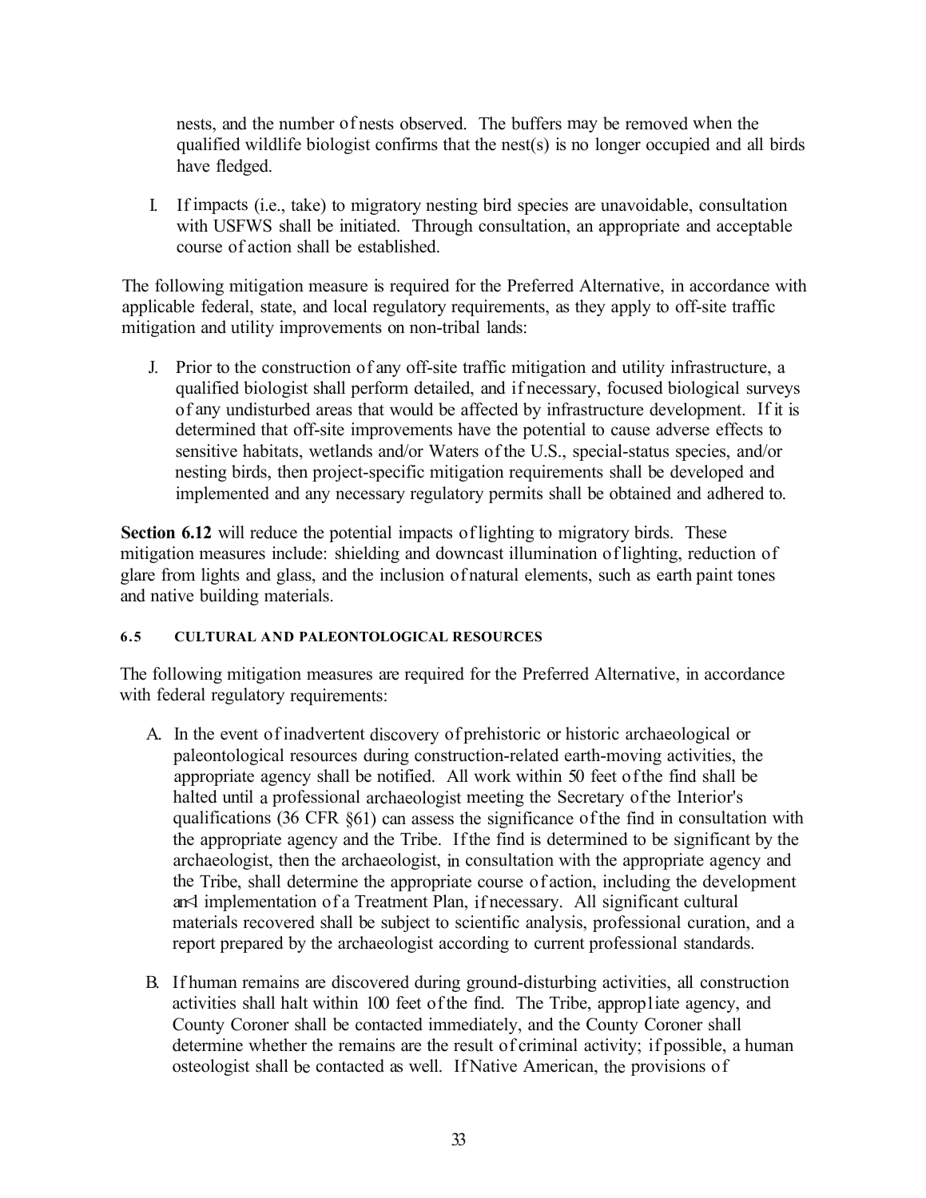nests, and the number of nests observed. The buffers may be removed when the qualified wildlife biologist confirms that the nest(s) is no longer occupied and all birds have fledged.

I. If impacts (i.e., take) to migratory nesting bird species are unavoidable, consultation with USFWS shall be initiated. Through consultation, an appropriate and acceptable course of action shall be established.

The following mitigation measure is required for the Preferred Alternative, in accordance with applicable federal, state, and local regulatory requirements, as they apply to off-site traffic mitigation and utility improvements on non-tribal lands:

J. Prior to the construction of any off-site traffic mitigation and utility infrastructure, a qualified biologist shall perform detailed, and if necessary, focused biological surveys of any undisturbed areas that would be affected by infrastructure development. If it is determined that off-site improvements have the potential to cause adverse effects to sensitive habitats, wetlands and/or Waters of the U.S., special-status species, and/or nesting birds, then project-specific mitigation requirements shall be developed and implemented and any necessary regulatory permits shall be obtained and adhered to.

**Section 6.12** will reduce the potential impacts of lighting to migratory birds. These mitigation measures include: shielding and downcast illumination of lighting, reduction of glare from lights and glass, and the inclusion of natural elements, such as earth paint tones and native building materials.

#### 6.5 CULTURAL AND PALEONTOLOGICAL RESOURCES

The following mitigation measures are required for the Preferred Alternative, in accordance with federal regulatory requirements:

A. In the event of inadvertent discovery of prehistoric or historic archaeological or paleontological resources during construction-related earth-moving activities, the appropriate agency shall be notified. All work within 50 feet of the find shall be halted until a professional archaeologist meeting the Secretary of the Interior's qualifications (36 CFR §61) can assess the significance of the find in consultation with the appropriate agency and the Tribe. If the find is determined to be significant by the archaeologist, then the archaeologist, in consultation with the appropriate agency and the Tribe, shall determine the appropriate course of action, including the development and implementation of a Treatment Plan, if necessary. All significant cultural materials recovered shall be subject to scientific analysis, professional curation, and a report prepared by the archaeologist according to current professional standards.

B. If human remains are discovered during ground-disturbing activities, all construction activities shall halt within 100 feet of the find. The Tribe, appropriate agency, and County Coroner shall be contacted immediately, and the County Coroner shall determine whether the remains are the result of criminal activity; if possible, a human osteologist shall be contacted as well. If Native American, the provisions of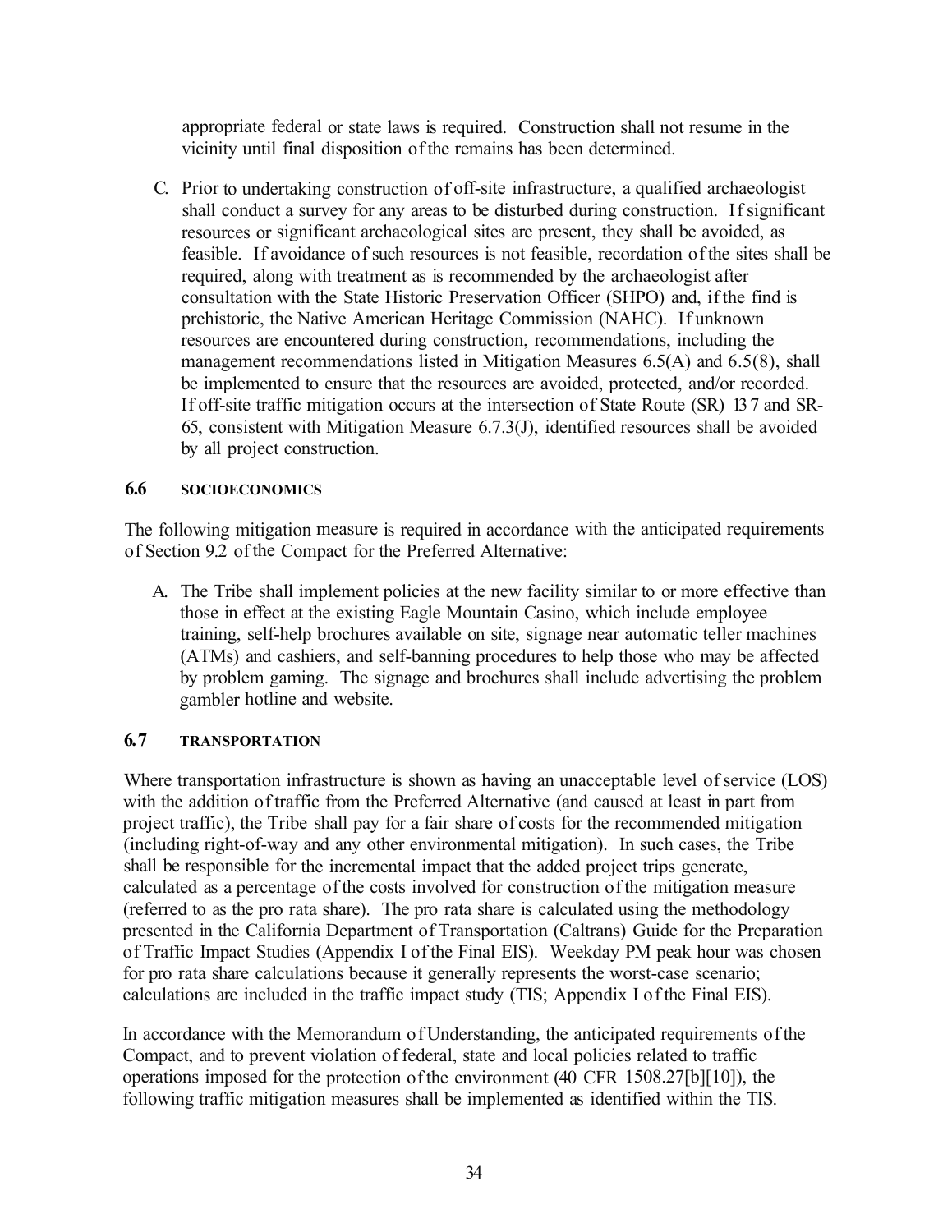appropriate federal or state laws is required. Construction shall not resume in the vicinity until final disposition of the remains has been determined.

C. Prior to undertaking construction of off-site infrastructure, a qualified archaeologist shall conduct a survey for any areas to be disturbed during construction. If significant resources or significant archaeological sites are present, they shall be avoided, as feasible. If avoidance of such resources is not feasible, recordation of the sites shall be required, along with treatment as is recommended by the archaeologist after consultation with the State Historic Preservation Officer (SHPO) and, if the find is prehistoric, the Native American Heritage Commission (NAHC). If unknown resources are encountered during construction, recommendations, including the management recommendations listed in Mitigation Measures 6.5(A) and 6.5(8), shall be implemented to ensure that the resources are avoided, protected, and/or recorded. If off-site traffic mitigation occurs at the intersection of State Route (SR) 137 and SR-65, consistent with Mitigation Measure 6.7.3(J), identified resources shall be avoided by all project construction.

## 6.6 SOCIOECONOMICS

The following mitigation measure is required in accordance with the anticipated requirements of Section 9.2 of the Compact for the Preferred Alternative:

A. The Tribe shall implement policies at the new facility similar to or more effective than those in effect at the existing Eagle Mountain Casino, which include employee training, self-help brochures available on site, signage near automatic teller machines (ATMs) and cashiers, and self-banning procedures to help those who may be affected by problem gaming. The signage and brochures shall include advertising the problem gambler hotline and website.

## 6.7 TRANSPORTATION

Where transportation infrastructure is shown as having an unacceptable level of service (LOS) with the addition of traffic from the Preferred Alternative (and caused at least in part from project traffic), the Tribe shall pay for a fair share of costs for the recommended mitigation (including right-of-way and any other environmental mitigation). In such cases, the Tribe shall be responsible for the incremental impact that the added project trips generate, calculated as a percentage of the costs involved for construction of the mitigation measure (referred to as the pro rata share). The pro rata share is calculated using the methodology presented in the California Department of Transportation (Caltrans) Guide for the Preparation of Traffic Impact Studies (Appendix I of the Final EIS). Weekday PM peak hour was chosen for pro rata share calculations because it generally represents the worst-case scenario; calculations are included in the traffic impact study (TIS; Appendix I of the Final EIS).

In accordance with the Memorandum of Understanding, the anticipated requirements of the Compact, and to prevent violation of federal, state and local policies related to traffic operations imposed for the protection of the environment (40 CFR 1508.27[b][10]), the following traffic mitigation measures shall be implemented as identified within the TIS.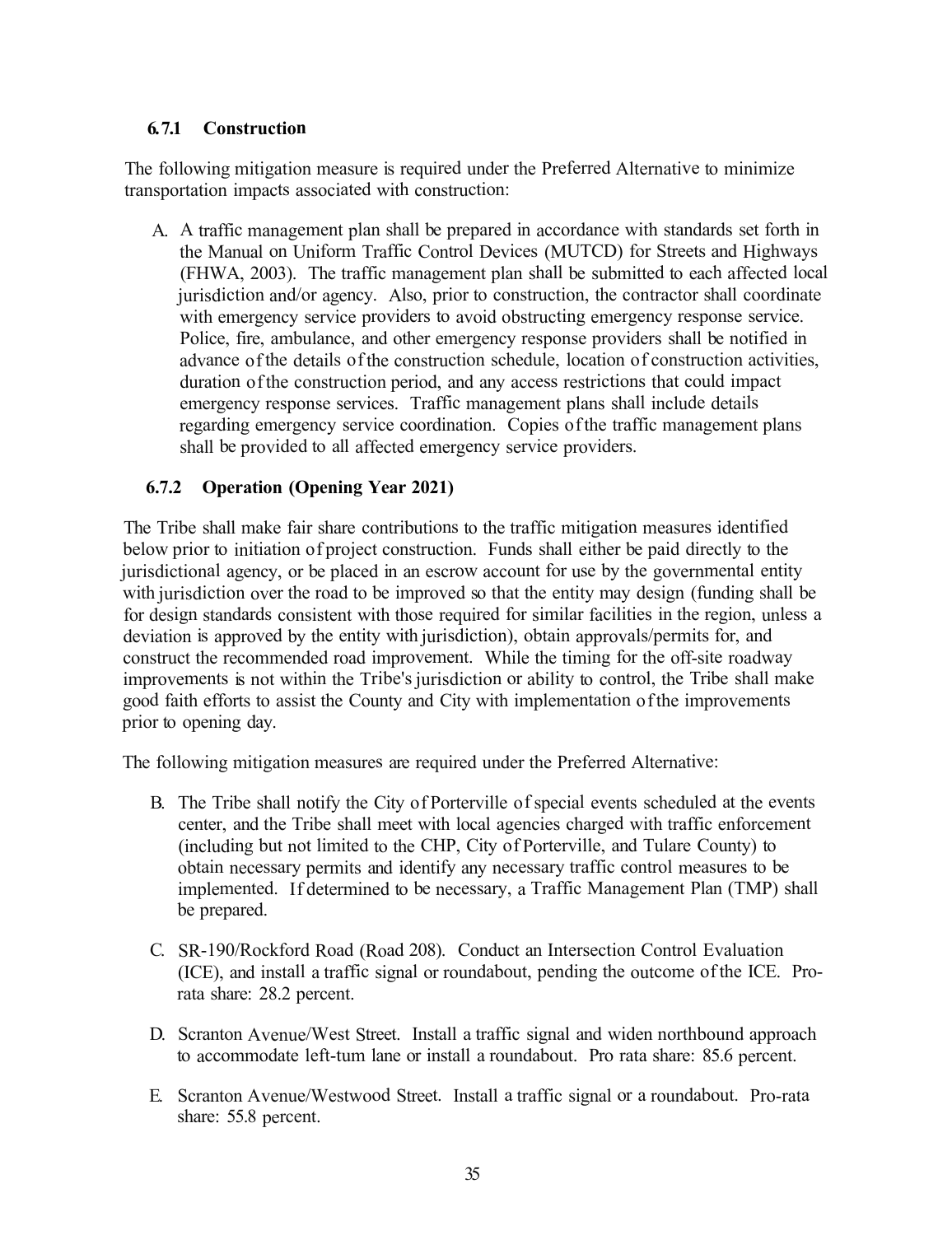### 6.7.1 Construction

The following mitigation measure is required under the Preferred Alternative to minimize transportation impacts associated with construction:

A. A traffic management plan shall be prepared in accordance with standards set forth in the Manual on Uniform Traffic Control Devices (MUTCD) for Streets and Highways (FHWA, 2003). The traffic management plan shall be submitted to each affected local jurisdiction and/or agency. Also, prior to construction, the contractor shall coordinate with emergency service providers to avoid obstructing emergency response service. Police, fire, ambulance, and other emergency response providers shall be notified in advance of the details of the construction schedule, location of construction activities, duration of the construction period, and any access restrictions that could impact emergency response services. Traffic management plans shall include details regarding emergency service coordination. Copies of the traffic management plans shall be provided to all affected emergency service providers.

### 6.7.2 Operation (Opening Year 2021)

The Tribe shall make fair share contributions to the traffic mitigation measures identified below prior to initiation of project construction. Funds shall either be paid directly to the jurisdictional agency, or be placed in an escrow account for use by the governmental entity with jurisdiction over the road to be improved so that the entity may design (funding shall be for design standards consistent with those required for similar facilities in the region, unless a deviation is approved by the entity with jurisdiction), obtain approvals/permits for, and construct the recommended road improvement. While the timing for the off-site roadway improvements is not within the Tribe's jurisdiction or ability to control, the Tribe shall make good faith efforts to assist the County and City with implementation of the improvements prior to opening day.

The following mitigation measures are required under the Preferred Alternative:

B. The Tribe shall notify the City of Porterville of special events scheduled at the events center, and the Tribe shall meet with local agencies charged with traffic enforcement (including but not limited to the CHP, City of Porterville, and Tulare County) to obtain necessary permits and identify any necessary traffic control measures to be implemented. If determined to be necessary, a Traffic Management Plan (TMP) shall be prepared.

C. SR-190/Rockford Road (Road 208). Conduct an Intersection Control Evaluation (ICE), and install a traffic signal or roundabout, pending the outcome of the ICE. Pro-rata share: 28.2 percent.

D. Scranton Avenue/West Street. Install a traffic signal and widen northbound approach to accommodate left-turn lane or install a roundabout. Pro rata share: 85.6 percent.

E. Scranton Avenue/Westwood Street. Install a traffic signal or a roundabout. Pro-rata share: 55.8 percent.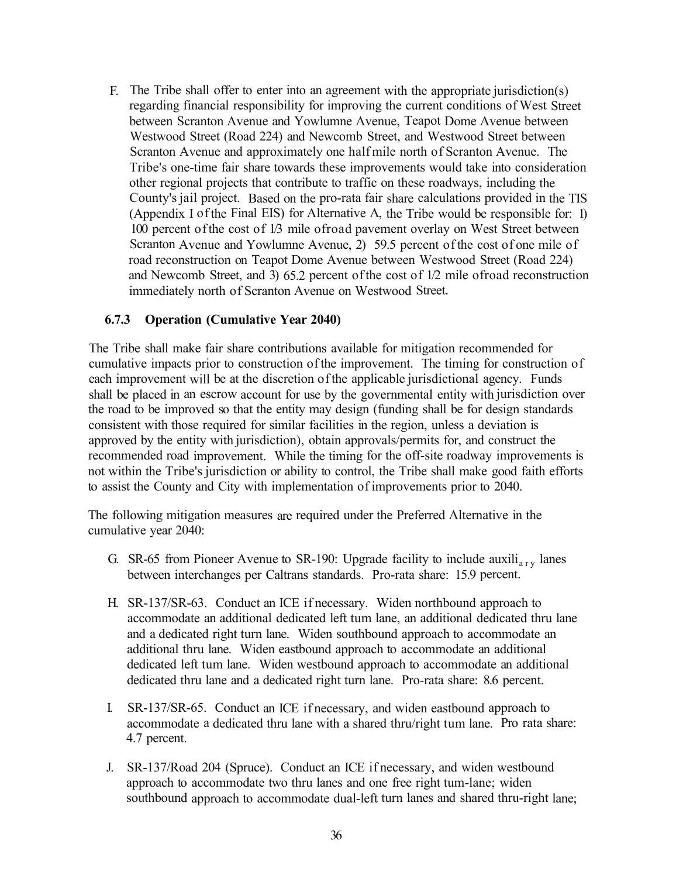F. The Tribe shall offer to enter into an agreement with the appropriate jurisdiction(s) regarding financial responsibility for improving the current conditions of West Street between Scranton Avenue and Yowlumne Avenue, Teapot Dome Avenue between Westwood Street (Road 224) and Newcomb Street, and Westwood Street between Scranton Avenue and approximately one half mile north of Scranton Avenue. The Tribe's one-time fair share towards these improvements would take into consideration other regional projects that contribute to traffic on these roadways, including the County's jail project. Based on the pro-rata fair share calculations provided in the TIS (Appendix I of the Final EIS) for Alternative A, the Tribe would be responsible for: 1) 100 percent of the cost of 1/3 mile of road pavement overlay on West Street between Scranton Avenue and Yowlumne Avenue, 2) 59.5 percent of the cost of one mile of road reconstruction on Teapot Dome Avenue between Westwood Street (Road 224) and Newcomb Street, and 3) 65.2 percent of the cost of 1/2 mile of road reconstruction immediately north of Scranton Avenue on Westwood Street.

### 6.7.3 Operation (Cumulative Year 2040)

The Tribe shall make fair share contributions available for mitigation recommended for cumulative impacts prior to construction of the improvement. The timing for construction of each improvement will be at the discretion of the applicable jurisdictional agency. Funds shall be placed in an escrow account for use by the governmental entity with jurisdiction over the road to be improved so that the entity may design (funding shall be for design standards consistent with those required for similar facilities in the region, unless a deviation is approved by the entity with jurisdiction), obtain approvals/permits for, and construct the recommended road improvement. While the timing for the off-site roadway improvements is not within the Tribe's jurisdiction or ability to control, the Tribe shall make good faith efforts to assist the County and City with implementation of improvements prior to 2040.

The following mitigation measures are required under the Preferred Alternative in the cumulative year 2040:

G. SR-65 from Pioneer Avenue to SR-190: Upgrade facility to include auxiliary lanes between interchanges per Caltrans standards. Pro-rata share: 15.9 percent.

H. SR-137/SR-63. Conduct an ICE if necessary. Widen northbound approach to accommodate an additional dedicated left turn lane, an additional dedicated thru lane and a dedicated right turn lane. Widen southbound approach to accommodate an additional thru lane. Widen eastbound approach to accommodate an additional dedicated left turn lane. Widen westbound approach to accommodate an additional dedicated thru lane and a dedicated right turn lane. Pro-rata share: 8.6 percent.

I. SR-137/SR-65. Conduct an ICE if necessary, and widen eastbound approach to accommodate a dedicated thru lane with a shared thru/right turn lane. Pro rata share: 4.7 percent.

J. SR-137/Road 204 (Spruce). Conduct an ICE if necessary, and widen westbound approach to accommodate two thru lanes and one free right turn-lane; widen southbound approach to accommodate dual-left turn lanes and shared thru-right lane;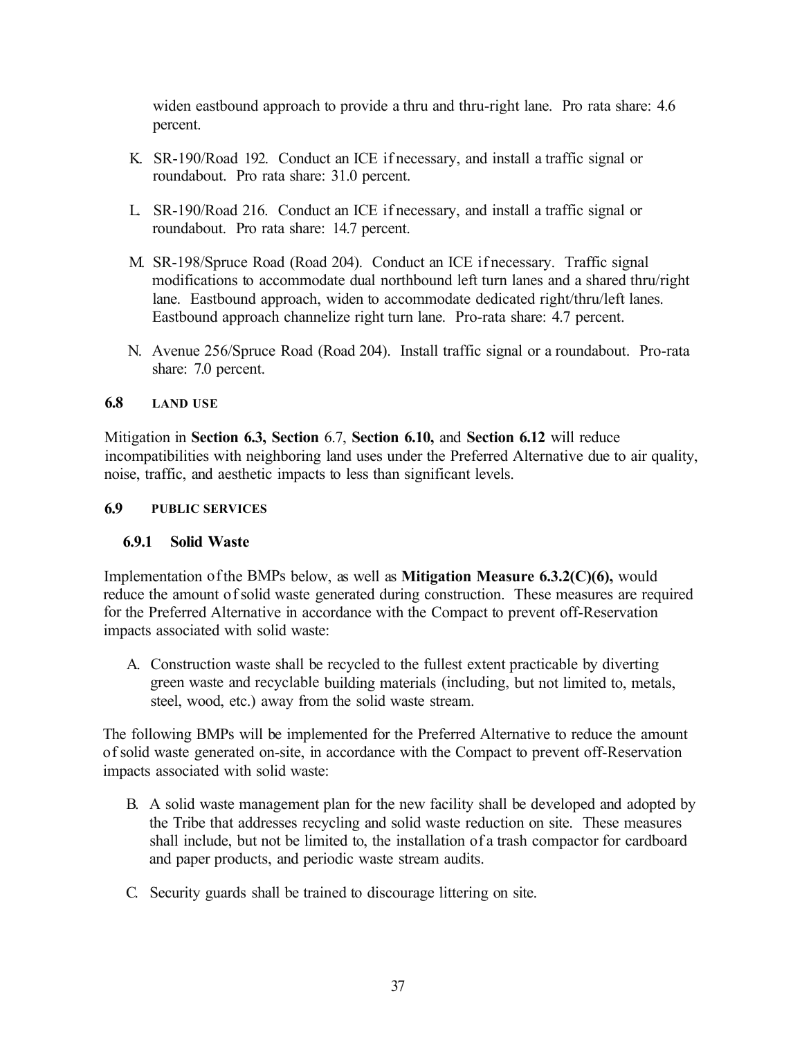widen eastbound approach to provide a thru and thru-right lane. Pro rata share: 4.6 percent.

K. SR-190/Road 192. Conduct an ICE if necessary, and install a traffic signal or roundabout. Pro rata share: 31.0 percent.

L. SR-190/Road 216. Conduct an ICE if necessary, and install a traffic signal or roundabout. Pro rata share: 14.7 percent.

M. SR-198/Spruce Road (Road 204). Conduct an ICE if necessary. Traffic signal modifications to accommodate dual northbound left turn lanes and a shared thru/right lane. Eastbound approach, widen to accommodate dedicated right/thru/left lanes. Eastbound approach channelize right turn lane. Pro-rata share: 4.7 percent.

N. Avenue 256/Spruce Road (Road 204). Install traffic signal or a roundabout. Pro-rata share: 7.0 percent.

## 6.8 LAND USE

Mitigation in **Section 6.3, Section** 6.7, **Section 6.10,** and **Section 6.12** will reduce incompatibilities with neighboring land uses under the Preferred Alternative due to air quality, noise, traffic, and aesthetic impacts to less than significant levels.

## 6.9 PUBLIC SERVICES

### 6.9.1 Solid Waste

Implementation of the BMPs below, as well as **Mitigation Measure 6.3.2(C)(6),** would reduce the amount of solid waste generated during construction. These measures are required for the Preferred Alternative in accordance with the Compact to prevent off-Reservation impacts associated with solid waste:

A. Construction waste shall be recycled to the fullest extent practicable by diverting green waste and recyclable building materials (including, but not limited to, metals, steel, wood, etc.) away from the solid waste stream.

The following BMPs will be implemented for the Preferred Alternative to reduce the amount of solid waste generated on-site, in accordance with the Compact to prevent off-Reservation impacts associated with solid waste:

B. A solid waste management plan for the new facility shall be developed and adopted by the Tribe that addresses recycling and solid waste reduction on site. These measures shall include, but not be limited to, the installation of a trash compactor for cardboard and paper products, and periodic waste stream audits.

C. Security guards shall be trained to discourage littering on site.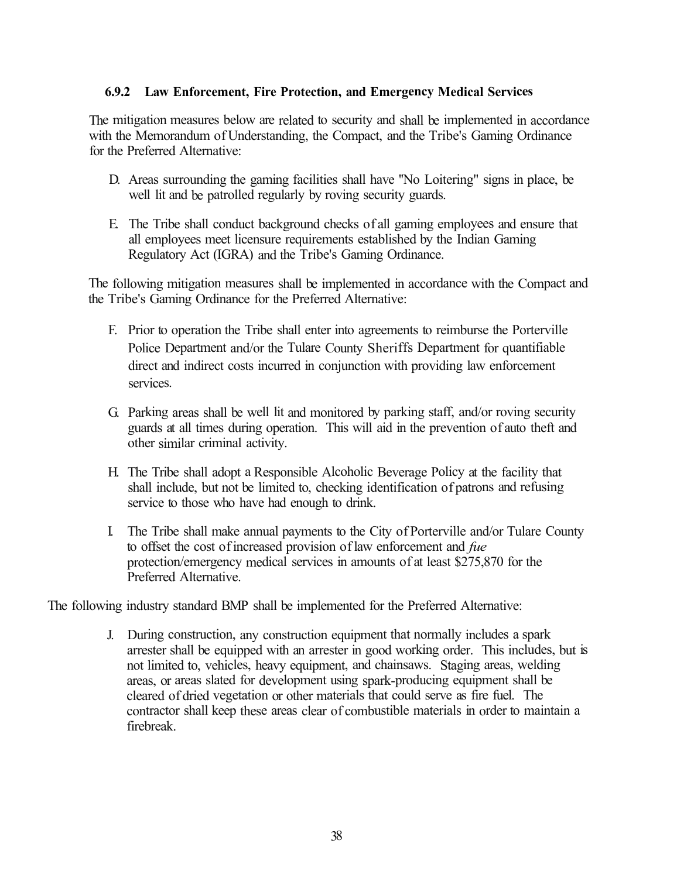### 6.9.2 Law Enforcement, Fire Protection, and Emergency Medical Services

The mitigation measures below are related to security and shall be implemented in accordance with the Memorandum of Understanding, the Compact, and the Tribe's Gaming Ordinance for the Preferred Alternative:

D. Areas surrounding the gaming facilities shall have "No Loitering" signs in place, be well lit and be patrolled regularly by roving security guards.

E. The Tribe shall conduct background checks of all gaming employees and ensure that all employees meet licensure requirements established by the Indian Gaming Regulatory Act (IGRA) and the Tribe's Gaming Ordinance.

The following mitigation measures shall be implemented in accordance with the Compact and the Tribe's Gaming Ordinance for the Preferred Alternative:

F. Prior to operation the Tribe shall enter into agreements to reimburse the Porterville Police Department and/or the Tulare County Sheriffs Department for quantifiable direct and indirect costs incurred in conjunction with providing law enforcement services.

G. Parking areas shall be well lit and monitored by parking staff, and/or roving security guards at all times during operation. This will aid in the prevention of auto theft and other similar criminal activity.

H. The Tribe shall adopt a Responsible Alcoholic Beverage Policy at the facility that shall include, but not be limited to, checking identification of patrons and refusing service to those who have had enough to drink.

I. The Tribe shall make annual payments to the City of Porterville and/or Tulare County to offset the cost of increased provision of law enforcement and *fue* protection/emergency medical services in amounts of at least $275,870 for the Preferred Alternative.

The following industry standard BMP shall be implemented for the Preferred Alternative:

J. During construction, any construction equipment that normally includes a spark arrester shall be equipped with an arrester in good working order. This includes, but is not limited to, vehicles, heavy equipment, and chainsaws. Staging areas, welding areas, or areas slated for development using spark-producing equipment shall be cleared of dried vegetation or other materials that could serve as fire fuel. The contractor shall keep these areas clear of combustible materials in order to maintain a firebreak.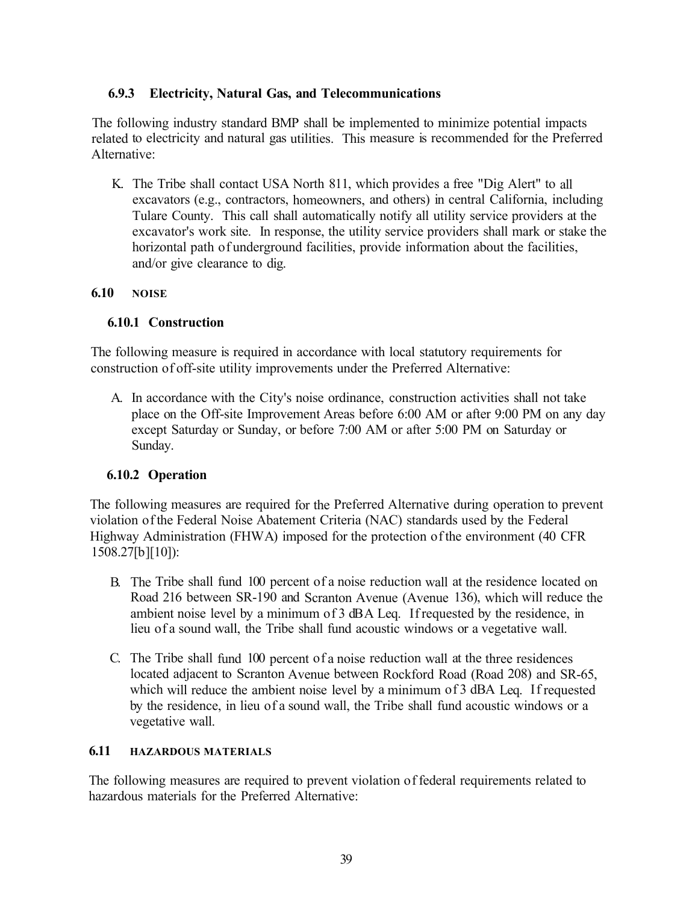### 6.9.3 Electricity, Natural Gas, and Telecommunications

The following industry standard BMP shall be implemented to minimize potential impacts related to electricity and natural gas utilities. This measure is recommended for the Preferred Alternative:

K. The Tribe shall contact USA North 811, which provides a free "Dig Alert" to all excavators (e.g., contractors, homeowners, and others) in central California, including Tulare County. This call shall automatically notify all utility service providers at the excavator's work site. In response, the utility service providers shall mark or stake the horizontal path of underground facilities, provide information about the facilities, and/or give clearance to dig.

## 6.10 NOISE

### 6.10.1 Construction

The following measure is required in accordance with local statutory requirements for construction of off-site utility improvements under the Preferred Alternative:

A. In accordance with the City's noise ordinance, construction activities shall not take place on the Off-site Improvement Areas before 6:00 AM or after 9:00 PM on any day except Saturday or Sunday, or before 7:00 AM or after 5:00 PM on Saturday or Sunday.

### 6.10.2 Operation

The following measures are required for the Preferred Alternative during operation to prevent violation of the Federal Noise Abatement Criteria (NAC) standards used by the Federal Highway Administration (FHWA) imposed for the protection of the environment (40 CFR 1508.27[b][10]):

B. The Tribe shall fund 100 percent of a noise reduction wall at the residence located on Road 216 between SR-190 and Scranton Avenue (Avenue 136), which will reduce the ambient noise level by a minimum of 3 dBA Leq. If requested by the residence, in lieu of a sound wall, the Tribe shall fund acoustic windows or a vegetative wall.

C. The Tribe shall fund 100 percent of a noise reduction wall at the three residences located adjacent to Scranton Avenue between Rockford Road (Road 208) and SR-65, which will reduce the ambient noise level by a minimum of 3 dBA Leq. If requested by the residence, in lieu of a sound wall, the Tribe shall fund acoustic windows or a vegetative wall.

## 6.11 HAZARDOUS MATERIALS

The following measures are required to prevent violation of federal requirements related to hazardous materials for the Preferred Alternative: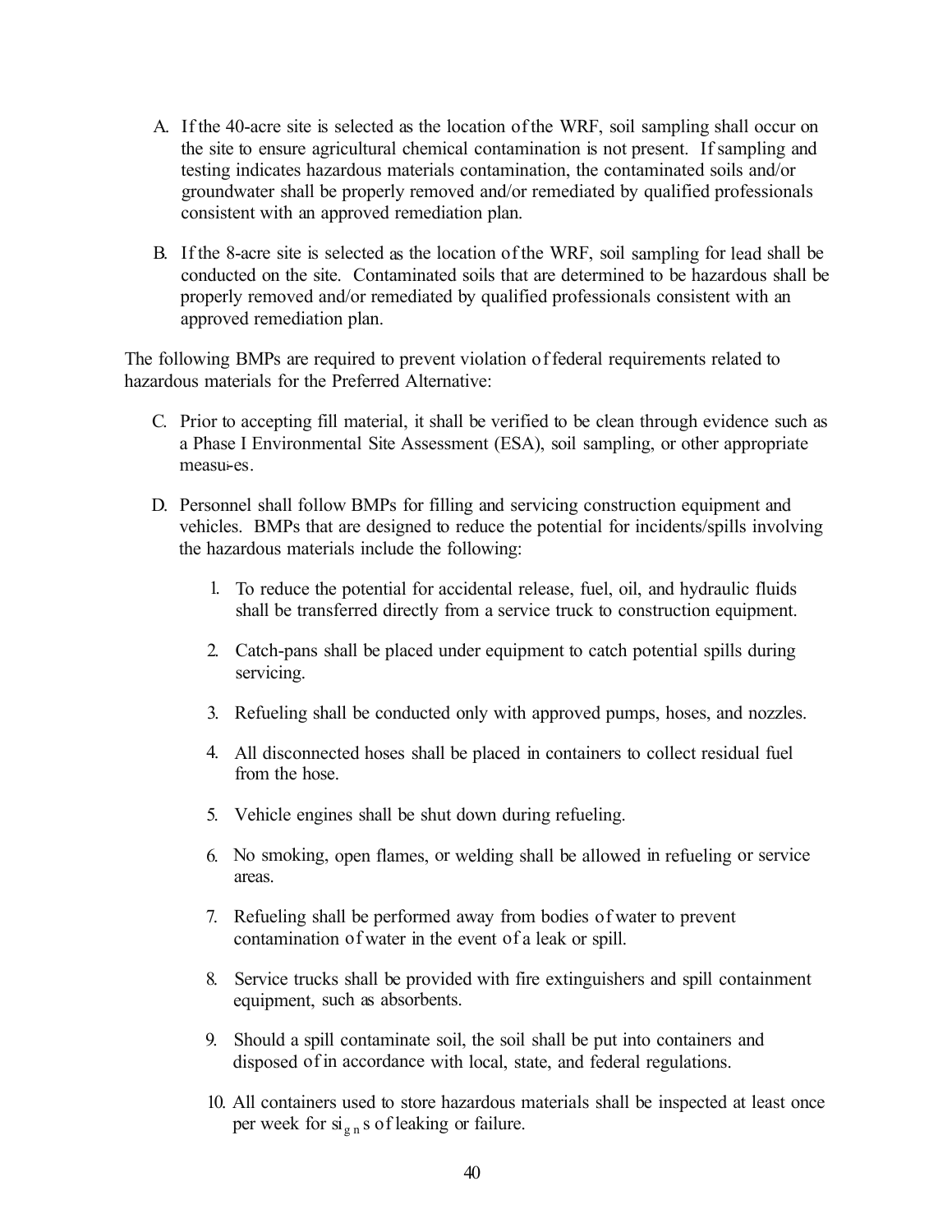A. If the 40-acre site is selected as the location of the WRF, soil sampling shall occur on the site to ensure agricultural chemical contamination is not present. If sampling and testing indicates hazardous materials contamination, the contaminated soils and/or groundwater shall be properly removed and/or remediated by qualified professionals consistent with an approved remediation plan.

B. If the 8-acre site is selected as the location of the WRF, soil sampling for lead shall be conducted on the site. Contaminated soils that are determined to be hazardous shall be properly removed and/or remediated by qualified professionals consistent with an approved remediation plan.

The following BMPs are required to prevent violation of federal requirements related to hazardous materials for the Preferred Alternative:

C. Prior to accepting fill material, it shall be verified to be clean through evidence such as a Phase I Environmental Site Assessment (ESA), soil sampling, or other appropriate measures.

D. Personnel shall follow BMPs for filling and servicing construction equipment and vehicles. BMPs that are designed to reduce the potential for incidents/spills involving the hazardous materials include the following:

1. To reduce the potential for accidental release, fuel, oil, and hydraulic fluids shall be transferred directly from a service truck to construction equipment.
2. Catch-pans shall be placed under equipment to catch potential spills during servicing.
3. Refueling shall be conducted only with approved pumps, hoses, and nozzles.
4. All disconnected hoses shall be placed in containers to collect residual fuel from the hose.
5. Vehicle engines shall be shut down during refueling.
6. No smoking, open flames, or welding shall be allowed in refueling or service areas.
7. Refueling shall be performed away from bodies of water to prevent contamination of water in the event of a leak or spill.
8. Service trucks shall be provided with fire extinguishers and spill containment equipment, such as absorbents.
9. Should a spill contaminate soil, the soil shall be put into containers and disposed of in accordance with local, state, and federal regulations.
10. All containers used to store hazardous materials shall be inspected at least once per week for signs of leaking or failure.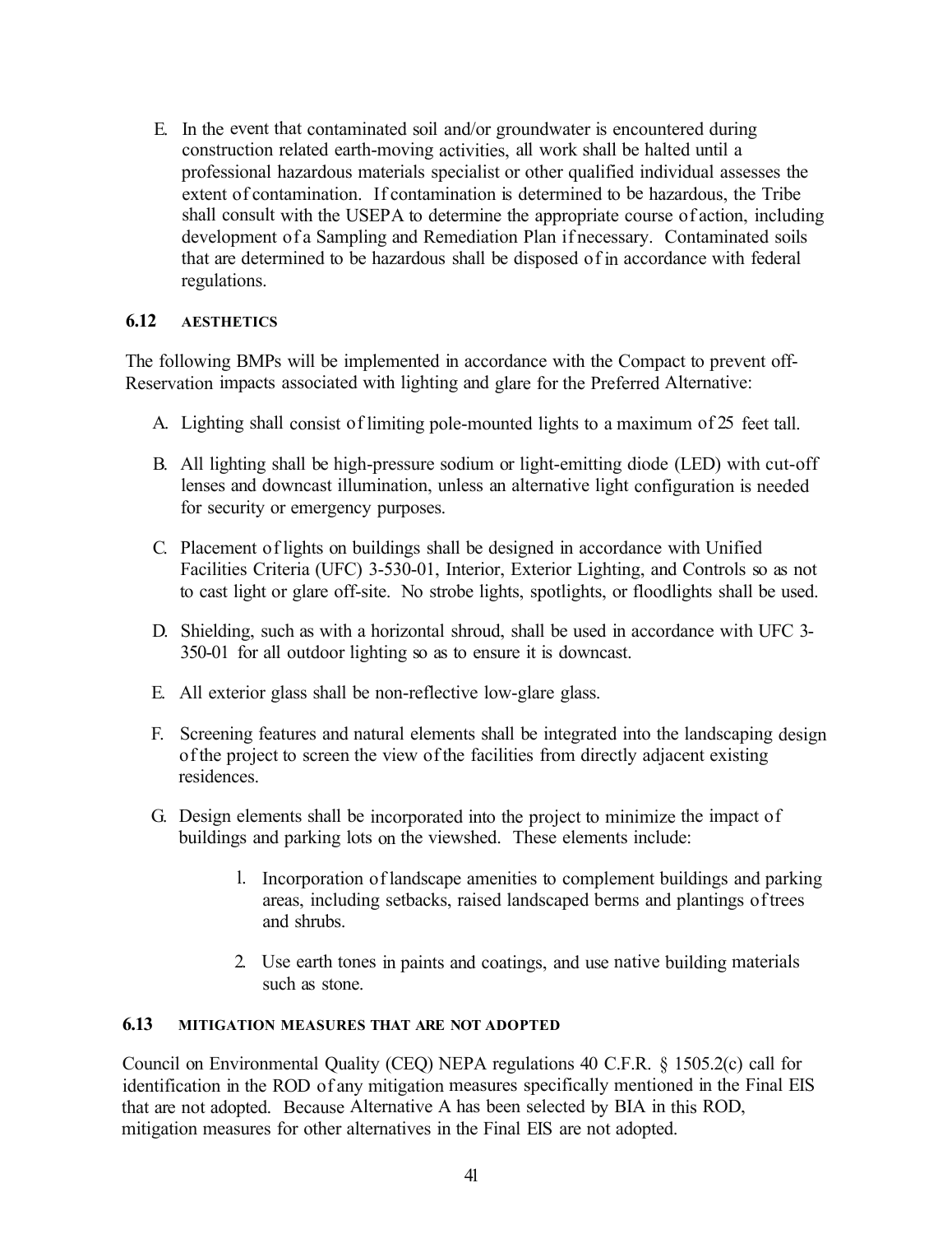E. In the event that contaminated soil and/or groundwater is encountered during construction related earth-moving activities, all work shall be halted until a professional hazardous materials specialist or other qualified individual assesses the extent of contamination. If contamination is determined to be hazardous, the Tribe shall consult with the USEPA to determine the appropriate course of action, including development of a Sampling and Remediation Plan if necessary. Contaminated soils that are determined to be hazardous shall be disposed of in accordance with federal regulations.

### 6.12 AESTHETICS

The following BMPs will be implemented in accordance with the Compact to prevent off-Reservation impacts associated with lighting and glare for the Preferred Alternative:

A. Lighting shall consist of limiting pole-mounted lights to a maximum of 25 feet tall.

B. All lighting shall be high-pressure sodium or light-emitting diode (LED) with cut-off lenses and downcast illumination, unless an alternative light configuration is needed for security or emergency purposes.

C. Placement of lights on buildings shall be designed in accordance with Unified Facilities Criteria (UFC) 3-530-01, Interior, Exterior Lighting, and Controls so as not to cast light or glare off-site. No strobe lights, spotlights, or floodlights shall be used.

D. Shielding, such as with a horizontal shroud, shall be used in accordance with UFC 3-350-01 for all outdoor lighting so as to ensure it is downcast.

E. All exterior glass shall be non-reflective low-glare glass.

F. Screening features and natural elements shall be integrated into the landscaping design of the project to screen the view of the facilities from directly adjacent existing residences.

G. Design elements shall be incorporated into the project to minimize the impact of buildings and parking lots on the viewshed. These elements include:

1. Incorporation of landscape amenities to complement buildings and parking areas, including setbacks, raised landscaped berms and plantings of trees and shrubs.

2. Use earth tones in paints and coatings, and use native building materials such as stone.

### 6.13 MITIGATION MEASURES THAT ARE NOT ADOPTED

Council on Environmental Quality (CEQ) NEPA regulations 40 C.F.R. § 1505.2(c) call for identification in the ROD of any mitigation measures specifically mentioned in the Final EIS that are not adopted. Because Alternative A has been selected by BIA in this ROD, mitigation measures for other alternatives in the Final EIS are not adopted.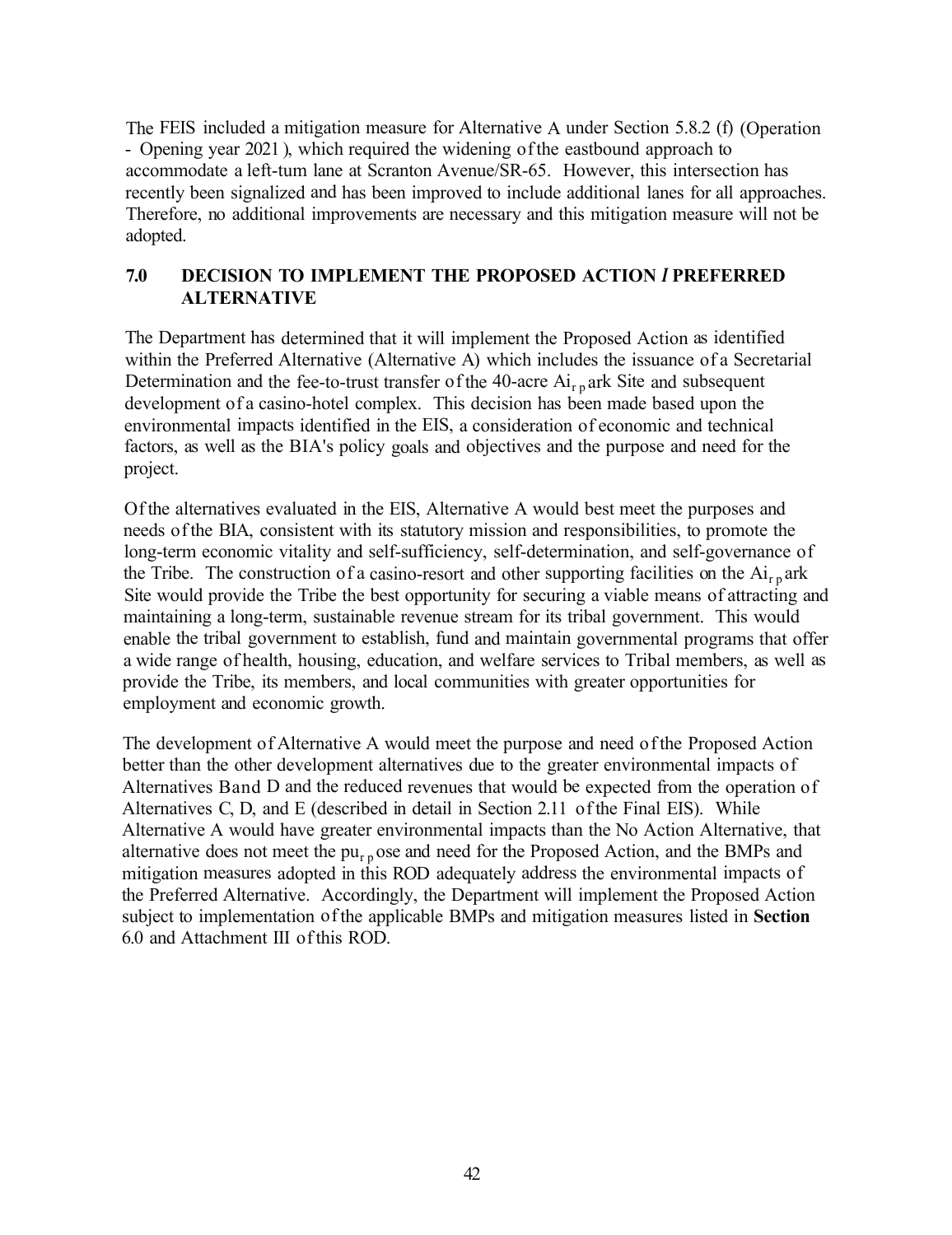The FEIS included a mitigation measure for Alternative A under Section 5.8.2 (f) (Operation - Opening year 2021 ), which required the widening of the eastbound approach to accommodate a left-turn lane at Scranton Avenue/SR-65. However, this intersection has recently been signalized and has been improved to include additional lanes for all approaches. Therefore, no additional improvements are necessary and this mitigation measure will not be adopted.

## 7.0 DECISION TO IMPLEMENT THE PROPOSED ACTION / PREFERRED ALTERNATIVE

The Department has determined that it will implement the Proposed Action as identified within the Preferred Alternative (Alternative A) which includes the issuance of a Secretarial Determination and the fee-to-trust transfer of the 40-acre Airpark Site and subsequent development of a casino-hotel complex. This decision has been made based upon the environmental impacts identified in the EIS, a consideration of economic and technical factors, as well as the BIA's policy goals and objectives and the purpose and need for the project.

Of the alternatives evaluated in the EIS, Alternative A would best meet the purposes and needs of the BIA, consistent with its statutory mission and responsibilities, to promote the long-term economic vitality and self-sufficiency, self-determination, and self-governance of the Tribe. The construction of a casino-resort and other supporting facilities on the Airpark Site would provide the Tribe the best opportunity for securing a viable means of attracting and maintaining a long-term, sustainable revenue stream for its tribal government. This would enable the tribal government to establish, fund and maintain governmental programs that offer a wide range of health, housing, education, and welfare services to Tribal members, as well as provide the Tribe, its members, and local communities with greater opportunities for employment and economic growth.

The development of Alternative A would meet the purpose and need of the Proposed Action better than the other development alternatives due to the greater environmental impacts of Alternatives B and D and the reduced revenues that would be expected from the operation of Alternatives C, D, and E (described in detail in Section 2.11 of the Final EIS). While Alternative A would have greater environmental impacts than the No Action Alternative, that alternative does not meet the purpose and need for the Proposed Action, and the BMPs and mitigation measures adopted in this ROD adequately address the environmental impacts of the Preferred Alternative. Accordingly, the Department will implement the Proposed Action subject to implementation of the applicable BMPs and mitigation measures listed in **Section** 6.0 and Attachment III of this ROD.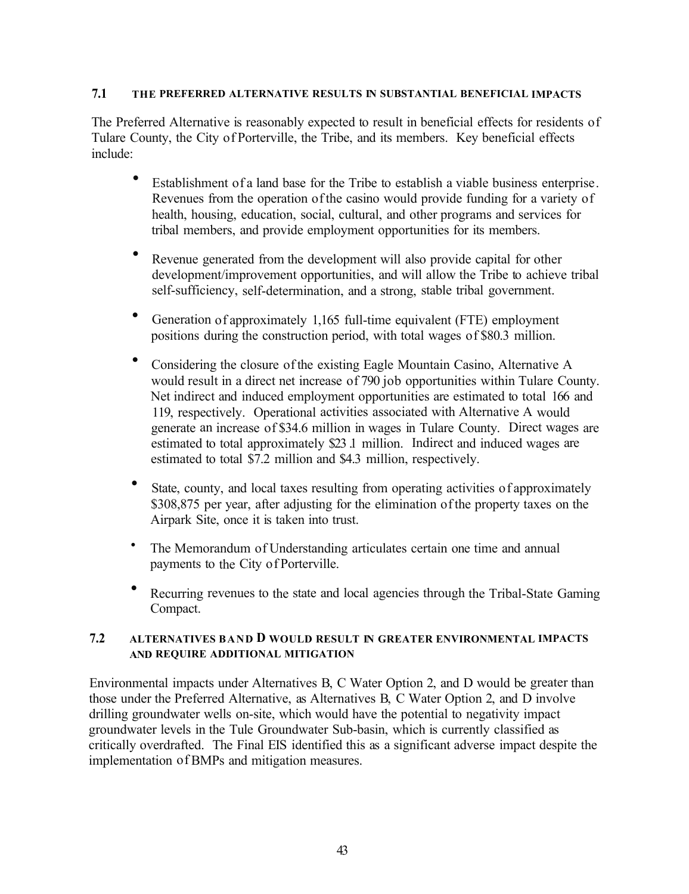## 7.1 THE PREFERRED ALTERNATIVE RESULTS IN SUBSTANTIAL BENEFICIAL IMPACTS

The Preferred Alternative is reasonably expected to result in beneficial effects for residents of Tulare County, the City of Porterville, the Tribe, and its members. Key beneficial effects include:

- Establishment of a land base for the Tribe to establish a viable business enterprise. Revenues from the operation of the casino would provide funding for a variety of health, housing, education, social, cultural, and other programs and services for tribal members, and provide employment opportunities for its members.
- Revenue generated from the development will also provide capital for other development/improvement opportunities, and will allow the Tribe to achieve tribal self-sufficiency, self-determination, and a strong, stable tribal government.
- Generation of approximately 1,165 full-time equivalent (FTE) employment positions during the construction period, with total wages of $80.3 million.
- Considering the closure of the existing Eagle Mountain Casino, Alternative A would result in a direct net increase of 790 job opportunities within Tulare County. Net indirect and induced employment opportunities are estimated to total 166 and 119, respectively. Operational activities associated with Alternative A would generate an increase of $34.6 million in wages in Tulare County. Direct wages are estimated to total approximately $23.1 million. Indirect and induced wages are estimated to total $7.2 million and $4.3 million, respectively.
- State, county, and local taxes resulting from operating activities of approximately $308,875 per year, after adjusting for the elimination of the property taxes on the Airpark Site, once it is taken into trust.
- The Memorandum of Understanding articulates certain one time and annual payments to the City of Porterville.
- Recurring revenues to the state and local agencies through the Tribal-State Gaming Compact.

## 7.2 ALTERNATIVES B AND D WOULD RESULT IN GREATER ENVIRONMENTAL IMPACTS AND REQUIRE ADDITIONAL MITIGATION

Environmental impacts under Alternatives B, C Water Option 2, and D would be greater than those under the Preferred Alternative, as Alternatives B, C Water Option 2, and D involve drilling groundwater wells on-site, which would have the potential to negativity impact groundwater levels in the Tule Groundwater Sub-basin, which is currently classified as critically overdrafted. The Final EIS identified this as a significant adverse impact despite the implementation of BMPs and mitigation measures.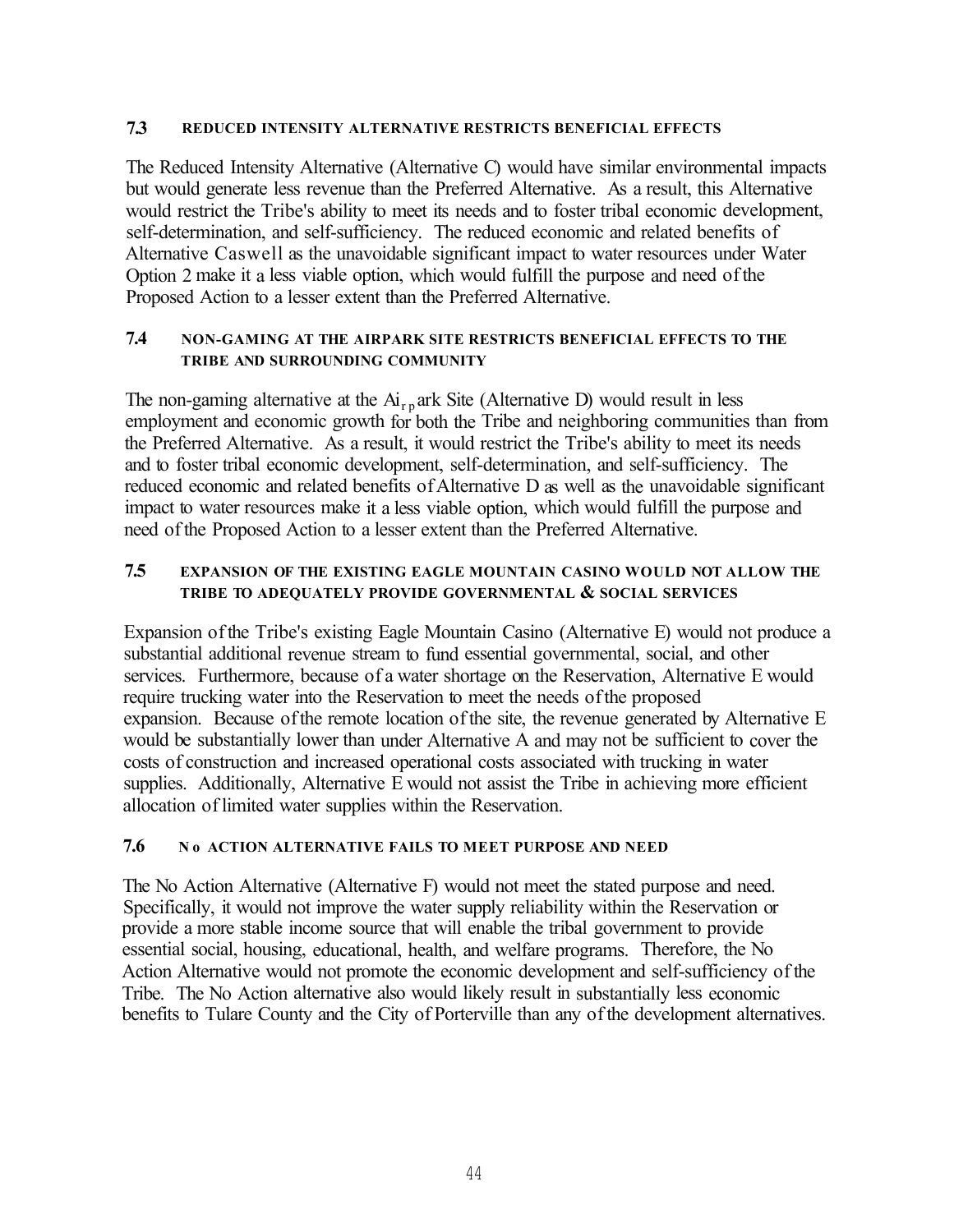### 7.3 REDUCED INTENSITY ALTERNATIVE RESTRICTS BENEFICIAL EFFECTS

The Reduced Intensity Alternative (Alternative C) would have similar environmental impacts but would generate less revenue than the Preferred Alternative. As a result, this Alternative would restrict the Tribe's ability to meet its needs and to foster tribal economic development, self-determination, and self-sufficiency. The reduced economic and related benefits of Alternative Caswell as the unavoidable significant impact to water resources under Water Option 2 make it a less viable option, which would fulfill the purpose and need of the Proposed Action to a lesser extent than the Preferred Alternative.

### 7.4 NON-GAMING AT THE AIRPARK SITE RESTRICTS BENEFICIAL EFFECTS TO THE TRIBE AND SURROUNDING COMMUNITY

The non-gaming alternative at the Airpark Site (Alternative D) would result in less employment and economic growth for both the Tribe and neighboring communities than from the Preferred Alternative. As a result, it would restrict the Tribe's ability to meet its needs and to foster tribal economic development, self-determination, and self-sufficiency. The reduced economic and related benefits of Alternative D as well as the unavoidable significant impact to water resources make it a less viable option, which would fulfill the purpose and need of the Proposed Action to a lesser extent than the Preferred Alternative.

### 7.5 EXPANSION OF THE EXISTING EAGLE MOUNTAIN CASINO WOULD NOT ALLOW THE TRIBE TO ADEQUATELY PROVIDE GOVERNMENTAL & SOCIAL SERVICES

Expansion of the Tribe's existing Eagle Mountain Casino (Alternative E) would not produce a substantial additional revenue stream to fund essential governmental, social, and other services. Furthermore, because of a water shortage on the Reservation, Alternative E would require trucking water into the Reservation to meet the needs of the proposed expansion. Because of the remote location of the site, the revenue generated by Alternative E would be substantially lower than under Alternative A and may not be sufficient to cover the costs of construction and increased operational costs associated with trucking in water supplies. Additionally, Alternative E would not assist the Tribe in achieving more efficient allocation of limited water supplies within the Reservation.

### 7.6 NO ACTION ALTERNATIVE FAILS TO MEET PURPOSE AND NEED

The No Action Alternative (Alternative F) would not meet the stated purpose and need. Specifically, it would not improve the water supply reliability within the Reservation or provide a more stable income source that will enable the tribal government to provide essential social, housing, educational, health, and welfare programs. Therefore, the No Action Alternative would not promote the economic development and self-sufficiency of the Tribe. The No Action alternative also would likely result in substantially less economic benefits to Tulare County and the City of Porterville than any of the development alternatives.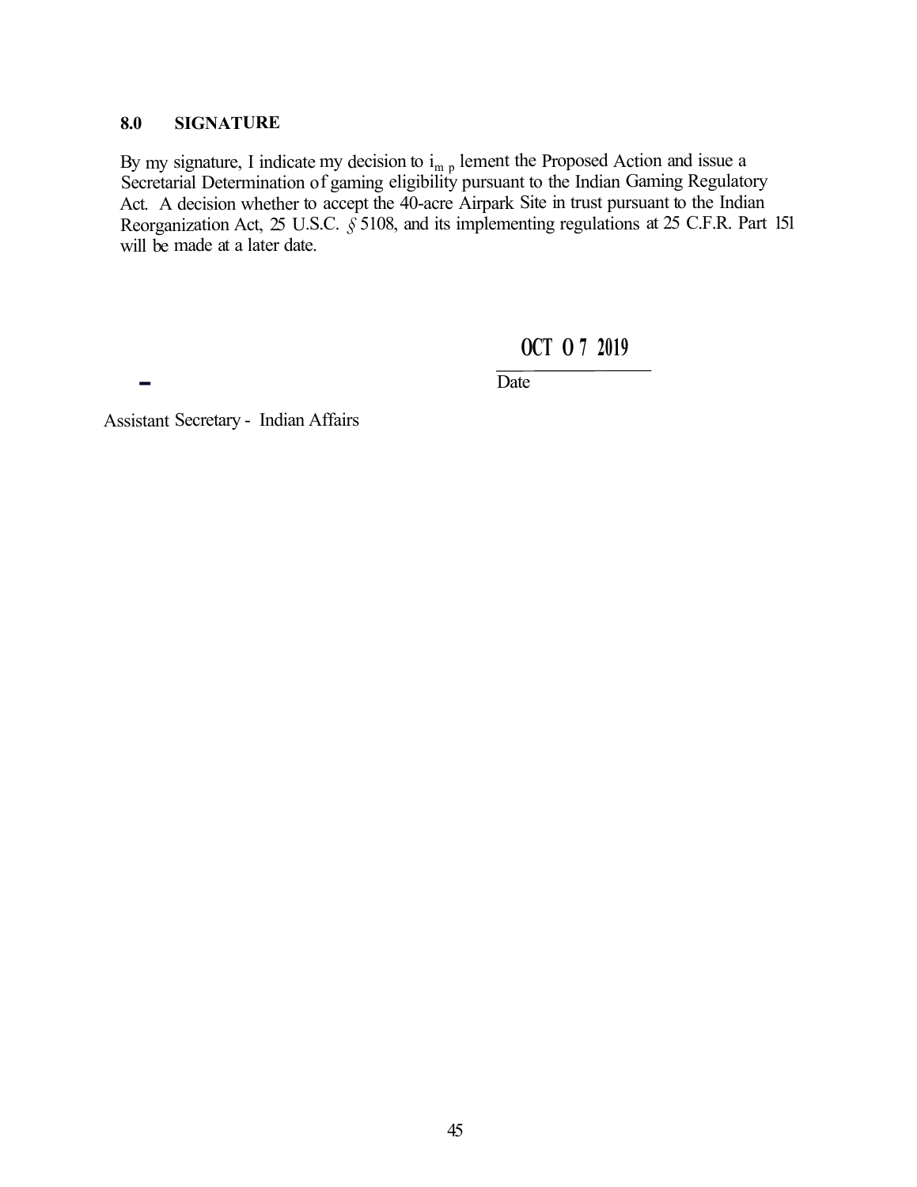## 8.0 SIGNATURE

By my signature, I indicate my decision to implement the Proposed Action and issue a Secretarial Determination of gaming eligibility pursuant to the Indian Gaming Regulatory Act. A decision whether to accept the 40-acre Airpark Site in trust pursuant to the Indian Reorganization Act, 25 U.S.C. § 5108, and its implementing regulations at 25 C.F.R. Part 151 will be made at a later date.

OCT 0 7 2019

Date

Assistant Secretary - Indian Affairs